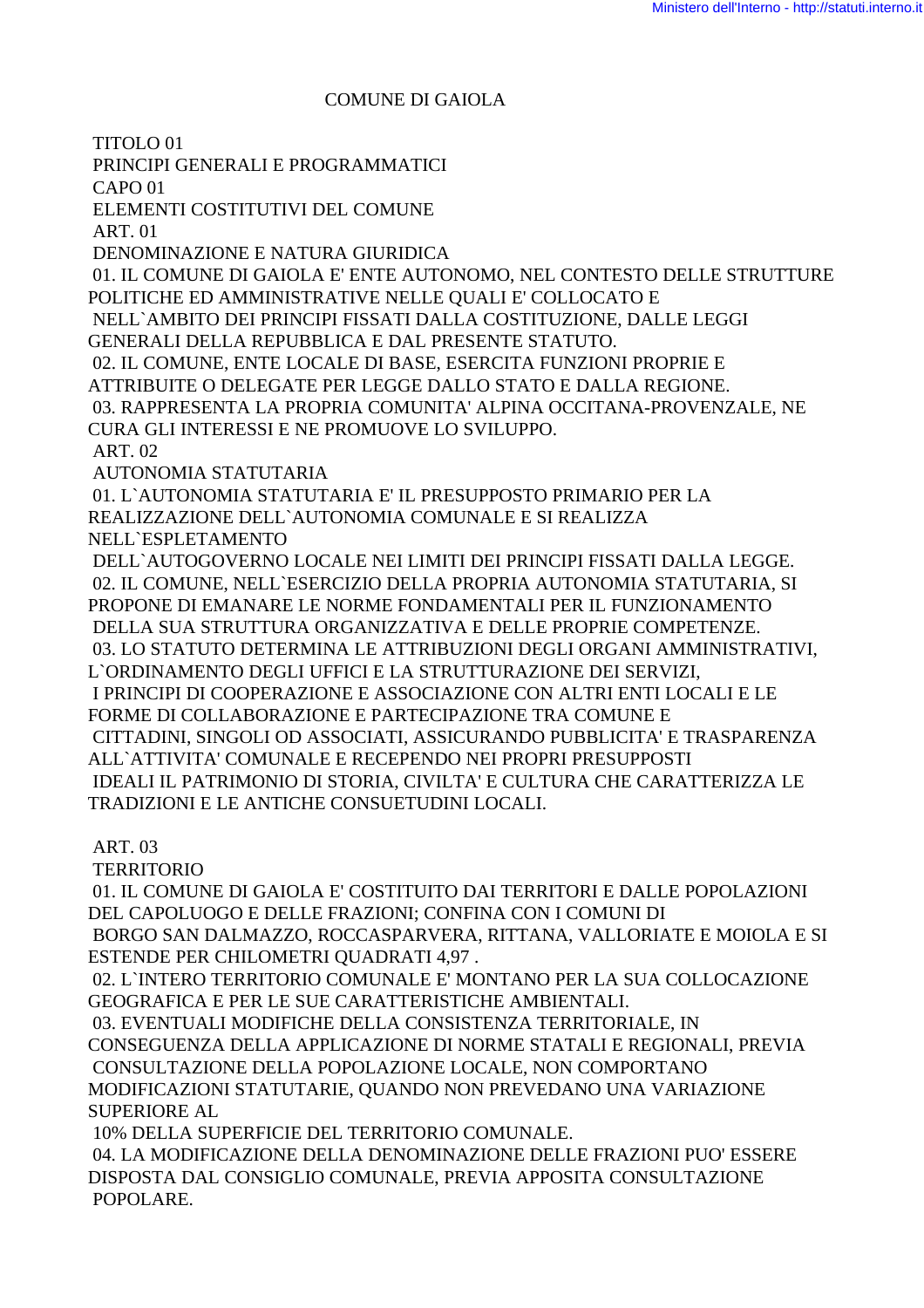# COMUNE DI GAIOLA

## TITOLO 01
## PRINCIPI GENERALI E PROGRAMMATICI

### CAPO 01
### ELEMENTI COSTITUTIVI DEL COMUNE

#### ART. 01
#### DENOMINAZIONE E NATURA GIURIDICA

01. IL COMUNE DI GAIOLA E' ENTE AUTONOMO, NEL CONTESTO DELLE STRUTTURE POLITICHE ED AMMINISTRATIVE NELLE QUALI E' COLLOCATO E NELL`AMBITO DEI PRINCIPI FISSATI DALLA COSTITUZIONE, DALLE LEGGI GENERALI DELLA REPUBBLICA E DAL PRESENTE STATUTO.

02. IL COMUNE, ENTE LOCALE DI BASE, ESERCITA FUNZIONI PROPRIE E ATTRIBUITE O DELEGATE PER LEGGE DALLO STATO E DALLA REGIONE.

03. RAPPRESENTA LA PROPRIA COMUNITA' ALPINA OCCITANA-PROVENZALE, NE CURA GLI INTERESSI E NE PROMUOVE LO SVILUPPO.

#### ART. 02
#### AUTONOMIA STATUTARIA

01. L`AUTONOMIA STATUTARIA E' IL PRESUPPOSTO PRIMARIO PER LA REALIZZAZIONE DELL`AUTONOMIA COMUNALE E SI REALIZZA NELL`ESPLETAMENTO DELL`AUTOGOVERNO LOCALE NEI LIMITI DEI PRINCIPI FISSATI DALLA LEGGE.

02. IL COMUNE, NELL`ESERCIZIO DELLA PROPRIA AUTONOMIA STATUTARIA, SI PROPONE DI EMANARE LE NORME FONDAMENTALI PER IL FUNZIONAMENTO DELLA SUA STRUTTURA ORGANIZZATIVA E DELLE PROPRIE COMPETENZE.

03. LO STATUTO DETERMINA LE ATTRIBUZIONI DEGLI ORGANI AMMINISTRATIVI, L`ORDINAMENTO DEGLI UFFICI E LA STRUTTURAZIONE DEI SERVIZI, I PRINCIPI DI COOPERAZIONE E ASSOCIAZIONE CON ALTRI ENTI LOCALI E LE FORME DI COLLABORAZIONE E PARTECIPAZIONE TRA COMUNE E CITTADINI, SINGOLI OD ASSOCIATI, ASSICURANDO PUBBLICITA' E TRASPARENZA ALL`ATTIVITA' COMUNALE E RECEPENDO NEI PROPRI PRESUPPOSTI IDEALI IL PATRIMONIO DI STORIA, CIVILTA' E CULTURA CHE CARATTERIZZA LE TRADIZIONI E LE ANTICHE CONSUETUDINI LOCALI.

#### ART. 03
#### TERRITORIO

01. IL COMUNE DI GAIOLA E' COSTITUITO DAI TERRITORI E DALLE POPOLAZIONI DEL CAPOLUOGO E DELLE FRAZIONI; CONFINA CON I COMUNI DI BORGO SAN DALMAZZO, ROCCASPARVERA, RITTANA, VALLORIATE E MOIOLA E SI ESTENDE PER CHILOMETRI QUADRATI 4,97 .

02. L`INTERO TERRITORIO COMUNALE E' MONTANO PER LA SUA COLLOCAZIONE GEOGRAFICA E PER LE SUE CARATTERISTICHE AMBIENTALI.

03. EVENTUALI MODIFICHE DELLA CONSISTENZA TERRITORIALE, IN CONSEGUENZA DELLA APPLICAZIONE DI NORME STATALI E REGIONALI, PREVIA CONSULTAZIONE DELLA POPOLAZIONE LOCALE, NON COMPORTANO MODIFICAZIONI STATUTARIE, QUANDO NON PREVEDANO UNA VARIAZIONE SUPERIORE AL 10% DELLA SUPERFICIE DEL TERRITORIO COMUNALE.

04. LA MODIFICAZIONE DELLA DENOMINAZIONE DELLE FRAZIONI PUO' ESSERE DISPOSTA DAL CONSIGLIO COMUNALE, PREVIA APPOSITA CONSULTAZIONE POPOLARE.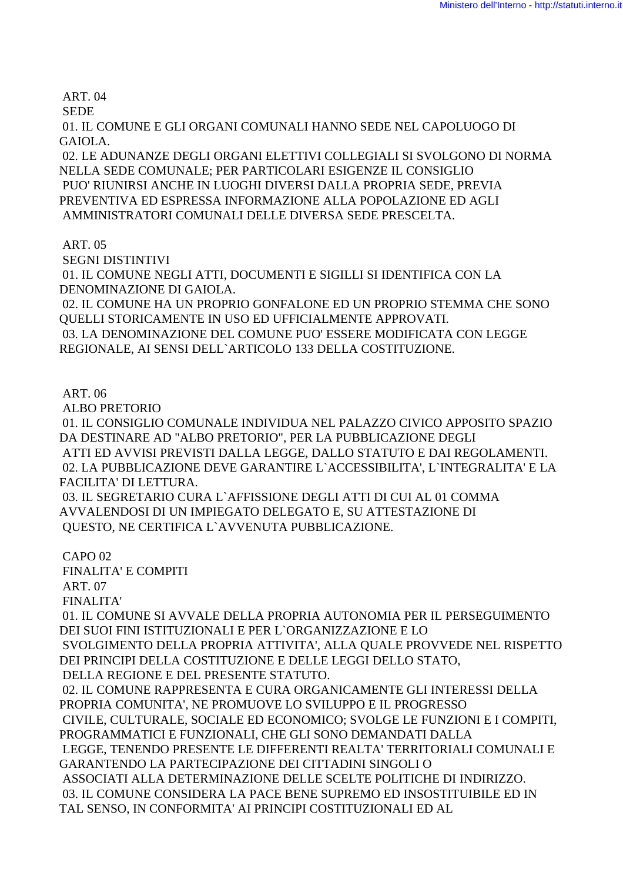ART. 04

SEDE

01. IL COMUNE E GLI ORGANI COMUNALI HANNO SEDE NEL CAPOLUOGO DI GAIOLA.

02. LE ADUNANZE DEGLI ORGANI ELETTIVI COLLEGIALI SI SVOLGONO DI NORMA NELLA SEDE COMUNALE; PER PARTICOLARI ESIGENZE IL CONSIGLIO PUO' RIUNIRSI ANCHE IN LUOGHI DIVERSI DALLA PROPRIA SEDE, PREVIA PREVENTIVA ED ESPRESSA INFORMAZIONE ALLA POPOLAZIONE ED AGLI AMMINISTRATORI COMUNALI DELLE DIVERSA SEDE PRESCELTA.

ART. 05

SEGNI DISTINTIVI

01. IL COMUNE NEGLI ATTI, DOCUMENTI E SIGILLI SI IDENTIFICA CON LA DENOMINAZIONE DI GAIOLA.

02. IL COMUNE HA UN PROPRIO GONFALONE ED UN PROPRIO STEMMA CHE SONO QUELLI STORICAMENTE IN USO ED UFFICIALMENTE APPROVATI.

03. LA DENOMINAZIONE DEL COMUNE PUO' ESSERE MODIFICATA CON LEGGE REGIONALE, AI SENSI DELL`ARTICOLO 133 DELLA COSTITUZIONE.

ART. 06

ALBO PRETORIO

01. IL CONSIGLIO COMUNALE INDIVIDUA NEL PALAZZO CIVICO APPOSITO SPAZIO DA DESTINARE AD "ALBO PRETORIO", PER LA PUBBLICAZIONE DEGLI ATTI ED AVVISI PREVISTI DALLA LEGGE, DALLO STATUTO E DAI REGOLAMENTI.

02. LA PUBBLICAZIONE DEVE GARANTIRE L`ACCESSIBILITA', L`INTEGRALITA' E LA FACILITA' DI LETTURA.

03. IL SEGRETARIO CURA L`AFFISSIONE DEGLI ATTI DI CUI AL 01 COMMA AVVALENDOSI DI UN IMPIEGATO DELEGATO E, SU ATTESTAZIONE DI QUESTO, NE CERTIFICA L`AVVENUTA PUBBLICAZIONE.

CAPO 02

FINALITA' E COMPITI

ART. 07

FINALITA'

01. IL COMUNE SI AVVALE DELLA PROPRIA AUTONOMIA PER IL PERSEGUIMENTO DEI SUOI FINI ISTITUZIONALI E PER L`ORGANIZZAZIONE E LO SVOLGIMENTO DELLA PROPRIA ATTIVITA', ALLA QUALE PROVVEDE NEL RISPETTO DEI PRINCIPI DELLA COSTITUZIONE E DELLE LEGGI DELLO STATO, DELLA REGIONE E DEL PRESENTE STATUTO.

02. IL COMUNE RAPPRESENTA E CURA ORGANICAMENTE GLI INTERESSI DELLA PROPRIA COMUNITA', NE PROMUOVE LO SVILUPPO E IL PROGRESSO CIVILE, CULTURALE, SOCIALE ED ECONOMICO; SVOLGE LE FUNZIONI E I COMPITI, PROGRAMMATICI E FUNZIONALI, CHE GLI SONO DEMANDATI DALLA LEGGE, TENENDO PRESENTE LE DIFFERENTI REALTA' TERRITORIALI COMUNALI E GARANTENDO LA PARTECIPAZIONE DEI CITTADINI SINGOLI O ASSOCIATI ALLA DETERMINAZIONE DELLE SCELTE POLITICHE DI INDIRIZZO.

03. IL COMUNE CONSIDERA LA PACE BENE SUPREMO ED INSOSTITUIBILE ED IN TAL SENSO, IN CONFORMITA' AI PRINCIPI COSTITUZIONALI ED AL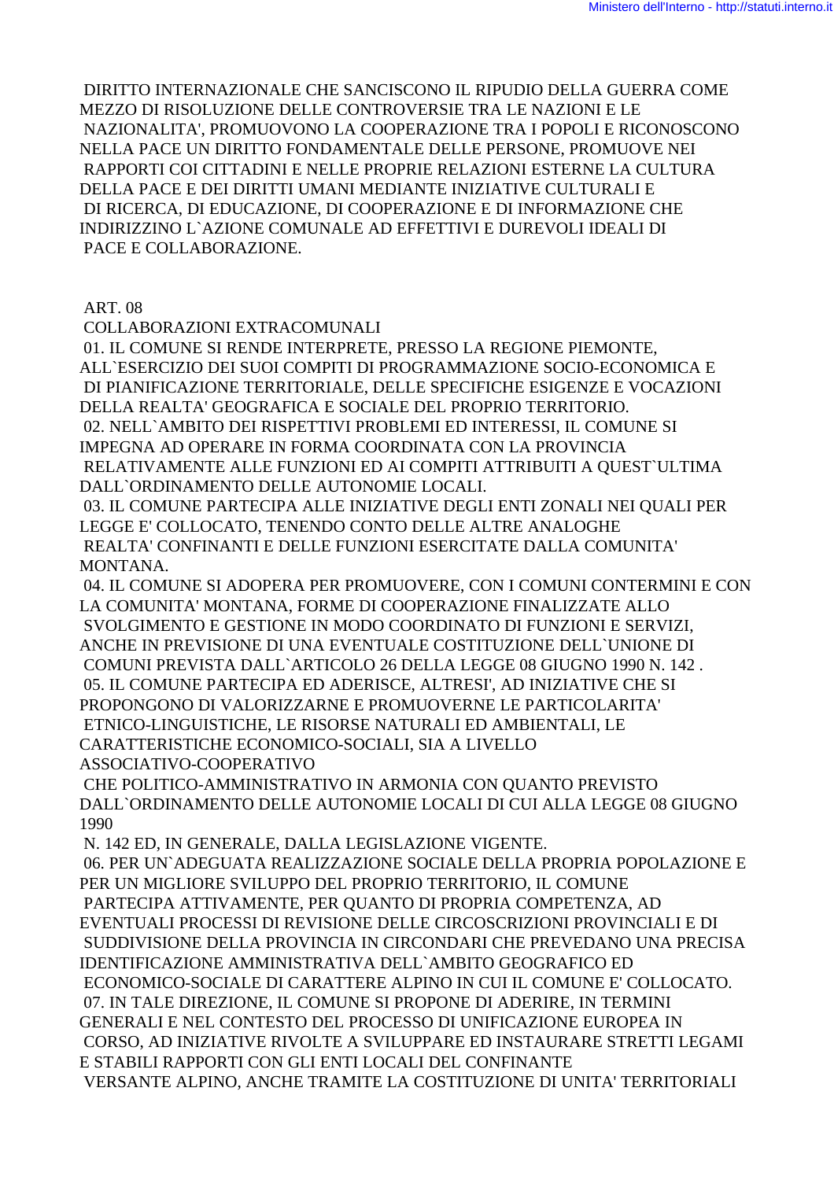DIRITTO INTERNAZIONALE CHE SANCISCONO IL RIPUDIO DELLA GUERRA COME MEZZO DI RISOLUZIONE DELLE CONTROVERSIE TRA LE NAZIONI E LE NAZIONALITA', PROMUOVONO LA COOPERAZIONE TRA I POPOLI E RICONOSCONO NELLA PACE UN DIRITTO FONDAMENTALE DELLE PERSONE, PROMUOVE NEI RAPPORTI COI CITTADINI E NELLE PROPRIE RELAZIONI ESTERNE LA CULTURA DELLA PACE E DEI DIRITTI UMANI MEDIANTE INIZIATIVE CULTURALI E DI RICERCA, DI EDUCAZIONE, DI COOPERAZIONE E DI INFORMAZIONE CHE INDIRIZZINO L`AZIONE COMUNALE AD EFFETTIVI E DUREVOLI IDEALI DI PACE E COLLABORAZIONE.

ART. 08

COLLABORAZIONI EXTRACOMUNALI

01. IL COMUNE SI RENDE INTERPRETE, PRESSO LA REGIONE PIEMONTE, ALL`ESERCIZIO DEI SUOI COMPITI DI PROGRAMMAZIONE SOCIO-ECONOMICA E DI PIANIFICAZIONE TERRITORIALE, DELLE SPECIFICHE ESIGENZE E VOCAZIONI DELLA REALTA' GEOGRAFICA E SOCIALE DEL PROPRIO TERRITORIO.

02. NELL`AMBITO DEI RISPETTIVI PROBLEMI ED INTERESSI, IL COMUNE SI IMPEGNA AD OPERARE IN FORMA COORDINATA CON LA PROVINCIA RELATIVAMENTE ALLE FUNZIONI ED AI COMPITI ATTRIBUITI A QUEST`ULTIMA DALL`ORDINAMENTO DELLE AUTONOMIE LOCALI.

03. IL COMUNE PARTECIPA ALLE INIZIATIVE DEGLI ENTI ZONALI NEI QUALI PER LEGGE E' COLLOCATO, TENENDO CONTO DELLE ALTRE ANALOGHE REALTA' CONFINANTI E DELLE FUNZIONI ESERCITATE DALLA COMUNITA' MONTANA.

04. IL COMUNE SI ADOPERA PER PROMUOVERE, CON I COMUNI CONTERMINI E CON LA COMUNITA' MONTANA, FORME DI COOPERAZIONE FINALIZZATE ALLO SVOLGIMENTO E GESTIONE IN MODO COORDINATO DI FUNZIONI E SERVIZI, ANCHE IN PREVISIONE DI UNA EVENTUALE COSTITUZIONE DELL`UNIONE DI COMUNI PREVISTA DALL`ARTICOLO 26 DELLA LEGGE 08 GIUGNO 1990 N. 142 .

05. IL COMUNE PARTECIPA ED ADERISCE, ALTRESI', AD INIZIATIVE CHE SI PROPONGONO DI VALORIZZARNE E PROMUOVERNE LE PARTICOLARITA' ETNICO-LINGUISTICHE, LE RISORSE NATURALI ED AMBIENTALI, LE CARATTERISTICHE ECONOMICO-SOCIALI, SIA A LIVELLO ASSOCIATIVO-COOPERATIVO CHE POLITICO-AMMINISTRATIVO IN ARMONIA CON QUANTO PREVISTO DALL`ORDINAMENTO DELLE AUTONOMIE LOCALI DI CUI ALLA LEGGE 08 GIUGNO 1990 N. 142 ED, IN GENERALE, DALLA LEGISLAZIONE VIGENTE.

06. PER UN`ADEGUATA REALIZZAZIONE SOCIALE DELLA PROPRIA POPOLAZIONE E PER UN MIGLIORE SVILUPPO DEL PROPRIO TERRITORIO, IL COMUNE PARTECIPA ATTIVAMENTE, PER QUANTO DI PROPRIA COMPETENZA, AD EVENTUALI PROCESSI DI REVISIONE DELLE CIRCOSCRIZIONI PROVINCIALI E DI SUDDIVISIONE DELLA PROVINCIA IN CIRCONDARI CHE PREVEDANO UNA PRECISA IDENTIFICAZIONE AMMINISTRATIVA DELL`AMBITO GEOGRAFICO ED ECONOMICO-SOCIALE DI CARATTERE ALPINO IN CUI IL COMUNE E' COLLOCATO.

07. IN TALE DIREZIONE, IL COMUNE SI PROPONE DI ADERIRE, IN TERMINI GENERALI E NEL CONTESTO DEL PROCESSO DI UNIFICAZIONE EUROPEA IN CORSO, AD INIZIATIVE RIVOLTE A SVILUPPARE ED INSTAURARE STRETTI LEGAMI E STABILI RAPPORTI CON GLI ENTI LOCALI DEL CONFINANTE VERSANTE ALPINO, ANCHE TRAMITE LA COSTITUZIONE DI UNITA' TERRITORIALI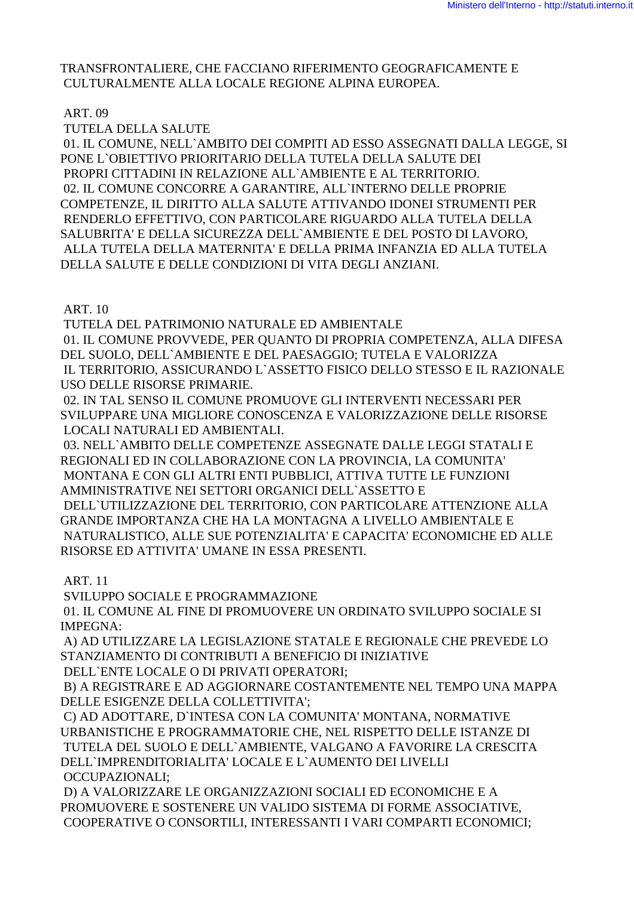TRANSFRONTALIERE, CHE FACCIANO RIFERIMENTO GEOGRAFICAMENTE E CULTURALMENTE ALLA LOCALE REGIONE ALPINA EUROPEA.

ART. 09

TUTELA DELLA SALUTE

01. IL COMUNE, NELL`AMBITO DEI COMPITI AD ESSO ASSEGNATI DALLA LEGGE, SI PONE L`OBIETTIVO PRIORITARIO DELLA TUTELA DELLA SALUTE DEI PROPRI CITTADINI IN RELAZIONE ALL`AMBIENTE E AL TERRITORIO.

02. IL COMUNE CONCORRE A GARANTIRE, ALL`INTERNO DELLE PROPRIE COMPETENZE, IL DIRITTO ALLA SALUTE ATTIVANDO IDONEI STRUMENTI PER RENDERLO EFFETTIVO, CON PARTICOLARE RIGUARDO ALLA TUTELA DELLA SALUBRITA' E DELLA SICUREZZA DELL`AMBIENTE E DEL POSTO DI LAVORO, ALLA TUTELA DELLA MATERNITA' E DELLA PRIMA INFANZIA ED ALLA TUTELA DELLA SALUTE E DELLE CONDIZIONI DI VITA DEGLI ANZIANI.

ART. 10

TUTELA DEL PATRIMONIO NATURALE ED AMBIENTALE

01. IL COMUNE PROVVEDE, PER QUANTO DI PROPRIA COMPETENZA, ALLA DIFESA DEL SUOLO, DELL`AMBIENTE E DEL PAESAGGIO; TUTELA E VALORIZZA IL TERRITORIO, ASSICURANDO L`ASSETTO FISICO DELLO STESSO E IL RAZIONALE USO DELLE RISORSE PRIMARIE.

02. IN TAL SENSO IL COMUNE PROMUOVE GLI INTERVENTI NECESSARI PER SVILUPPARE UNA MIGLIORE CONOSCENZA E VALORIZZAZIONE DELLE RISORSE LOCALI NATURALI ED AMBIENTALI.

03. NELL`AMBITO DELLE COMPETENZE ASSEGNATE DALLE LEGGI STATALI E REGIONALI ED IN COLLABORAZIONE CON LA PROVINCIA, LA COMUNITA' MONTANA E CON GLI ALTRI ENTI PUBBLICI, ATTIVA TUTTE LE FUNZIONI AMMINISTRATIVE NEI SETTORI ORGANICI DELL`ASSETTO E DELL`UTILIZZAZIONE DEL TERRITORIO, CON PARTICOLARE ATTENZIONE ALLA GRANDE IMPORTANZA CHE HA LA MONTAGNA A LIVELLO AMBIENTALE E NATURALISTICO, ALLE SUE POTENZIALITA' E CAPACITA' ECONOMICHE ED ALLE RISORSE ED ATTIVITA' UMANE IN ESSA PRESENTI.

ART. 11

SVILUPPO SOCIALE E PROGRAMMAZIONE

01. IL COMUNE AL FINE DI PROMUOVERE UN ORDINATO SVILUPPO SOCIALE SI IMPEGNA:

A) AD UTILIZZARE LA LEGISLAZIONE STATALE E REGIONALE CHE PREVEDE LO STANZIAMENTO DI CONTRIBUTI A BENEFICIO DI INIZIATIVE DELL`ENTE LOCALE O DI PRIVATI OPERATORI;

B) A REGISTRARE E AD AGGIORNARE COSTANTEMENTE NEL TEMPO UNA MAPPA DELLE ESIGENZE DELLA COLLETTIVITA';

C) AD ADOTTARE, D`INTESA CON LA COMUNITA' MONTANA, NORMATIVE URBANISTICHE E PROGRAMMATORIE CHE, NEL RISPETTO DELLE ISTANZE DI TUTELA DEL SUOLO E DELL`AMBIENTE, VALGANO A FAVORIRE LA CRESCITA DELL`IMPRENDITORIALITA' LOCALE E L`AUMENTO DEI LIVELLI OCCUPAZIONALI;

D) A VALORIZZARE LE ORGANIZZAZIONI SOCIALI ED ECONOMICHE E A PROMUOVERE E SOSTENERE UN VALIDO SISTEMA DI FORME ASSOCIATIVE, COOPERATIVE O CONSORTILI, INTERESSANTI I VARI COMPARTI ECONOMICI;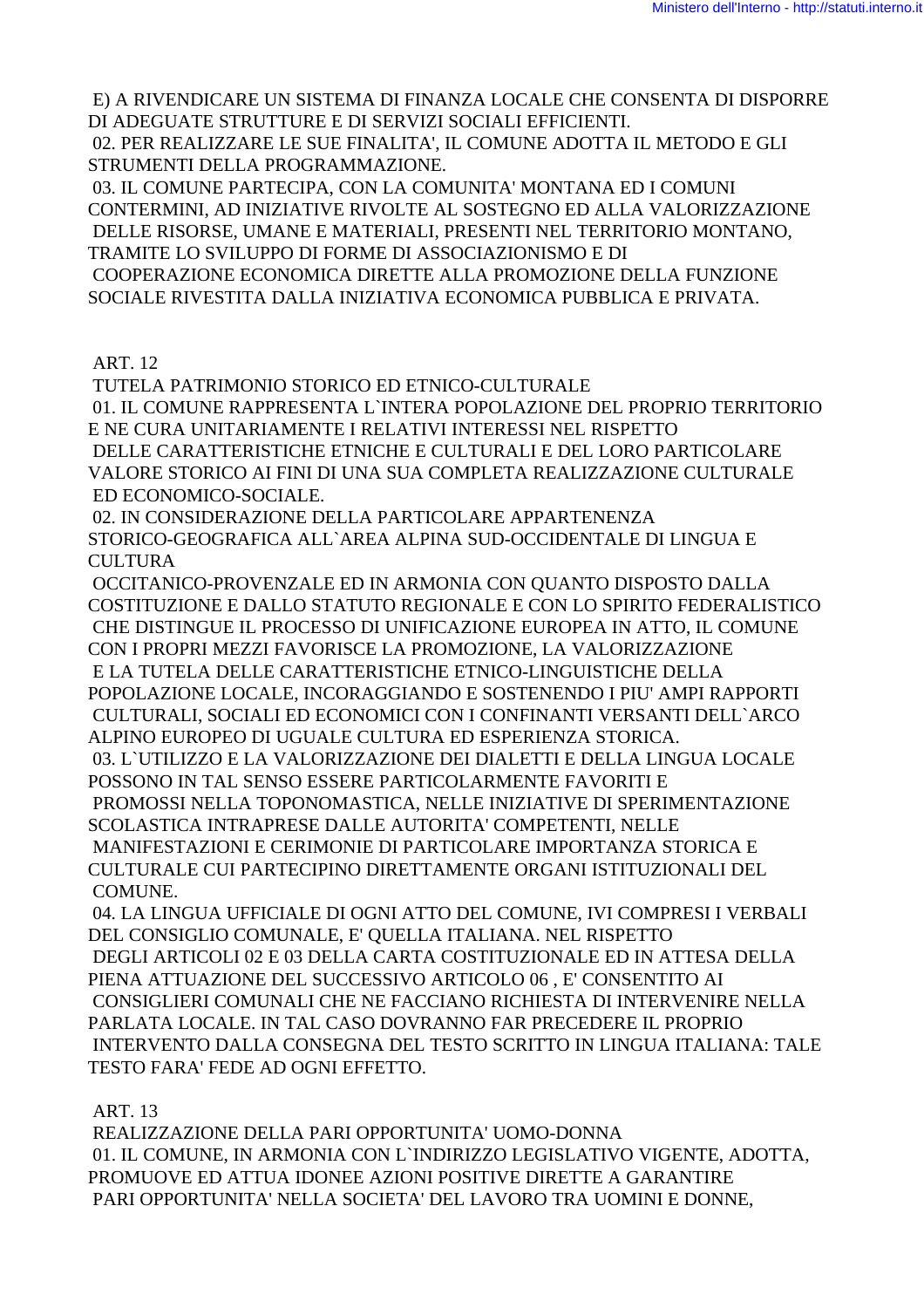E) A RIVENDICARE UN SISTEMA DI FINANZA LOCALE CHE CONSENTA DI DISPORRE DI ADEGUATE STRUTTURE E DI SERVIZI SOCIALI EFFICIENTI.

02. PER REALIZZARE LE SUE FINALITA', IL COMUNE ADOTTA IL METODO E GLI STRUMENTI DELLA PROGRAMMAZIONE.

03. IL COMUNE PARTECIPA, CON LA COMUNITA' MONTANA ED I COMUNI CONTERMINI, AD INIZIATIVE RIVOLTE AL SOSTEGNO ED ALLA VALORIZZAZIONE DELLE RISORSE, UMANE E MATERIALI, PRESENTI NEL TERRITORIO MONTANO, TRAMITE LO SVILUPPO DI FORME DI ASSOCIAZIONISMO E DI COOPERAZIONE ECONOMICA DIRETTE ALLA PROMOZIONE DELLA FUNZIONE SOCIALE RIVESTITA DALLA INIZIATIVA ECONOMICA PUBBLICA E PRIVATA.

## ART. 12

### TUTELA PATRIMONIO STORICO ED ETNICO-CULTURALE

01. IL COMUNE RAPPRESENTA L`INTERA POPOLAZIONE DEL PROPRIO TERRITORIO E NE CURA UNITARIAMENTE I RELATIVI INTERESSI NEL RISPETTO DELLE CARATTERISTICHE ETNICHE E CULTURALI E DEL LORO PARTICOLARE VALORE STORICO AI FINI DI UNA SUA COMPLETA REALIZZAZIONE CULTURALE ED ECONOMICO-SOCIALE.

02. IN CONSIDERAZIONE DELLA PARTICOLARE APPARTENENZA STORICO-GEOGRAFICA ALL`AREA ALPINA SUD-OCCIDENTALE DI LINGUA E CULTURA OCCITANICO-PROVENZALE ED IN ARMONIA CON QUANTO DISPOSTO DALLA COSTITUZIONE E DALLO STATUTO REGIONALE E CON LO SPIRITO FEDERALISTICO CHE DISTINGUE IL PROCESSO DI UNIFICAZIONE EUROPEA IN ATTO, IL COMUNE CON I PROPRI MEZZI FAVORISCE LA PROMOZIONE, LA VALORIZZAZIONE E LA TUTELA DELLE CARATTERISTICHE ETNICO-LINGUISTICHE DELLA POPOLAZIONE LOCALE, INCORAGGIANDO E SOSTENENDO I PIU' AMPI RAPPORTI CULTURALI, SOCIALI ED ECONOMICI CON I CONFINANTI VERSANTI DELL`ARCO ALPINO EUROPEO DI UGUALE CULTURA ED ESPERIENZA STORICA.

03. L`UTILIZZO E LA VALORIZZAZIONE DEI DIALETTI E DELLA LINGUA LOCALE POSSONO IN TAL SENSO ESSERE PARTICOLARMENTE FAVORITI E PROMOSSI NELLA TOPONOMASTICA, NELLE INIZIATIVE DI SPERIMENTAZIONE SCOLASTICA INTRAPRESE DALLE AUTORITA' COMPETENTI, NELLE MANIFESTAZIONI E CERIMONIE DI PARTICOLARE IMPORTANZA STORICA E CULTURALE CUI PARTECIPINO DIRETTAMENTE ORGANI ISTITUZIONALI DEL COMUNE.

04. LA LINGUA UFFICIALE DI OGNI ATTO DEL COMUNE, IVI COMPRESI I VERBALI DEL CONSIGLIO COMUNALE, E' QUELLA ITALIANA. NEL RISPETTO DEGLI ARTICOLI 02 E 03 DELLA CARTA COSTITUZIONALE ED IN ATTESA DELLA PIENA ATTUAZIONE DEL SUCCESSIVO ARTICOLO 06 , E' CONSENTITO AI CONSIGLIERI COMUNALI CHE NE FACCIANO RICHIESTA DI INTERVENIRE NELLA PARLATA LOCALE. IN TAL CASO DOVRANNO FAR PRECEDERE IL PROPRIO INTERVENTO DALLA CONSEGNA DEL TESTO SCRITTO IN LINGUA ITALIANA: TALE TESTO FARA' FEDE AD OGNI EFFETTO.

## ART. 13

### REALIZZAZIONE DELLA PARI OPPORTUNITA' UOMO-DONNA

01. IL COMUNE, IN ARMONIA CON L`INDIRIZZO LEGISLATIVO VIGENTE, ADOTTA, PROMUOVE ED ATTUA IDONEE AZIONI POSITIVE DIRETTE A GARANTIRE PARI OPPORTUNITA' NELLA SOCIETA' DEL LAVORO TRA UOMINI E DONNE,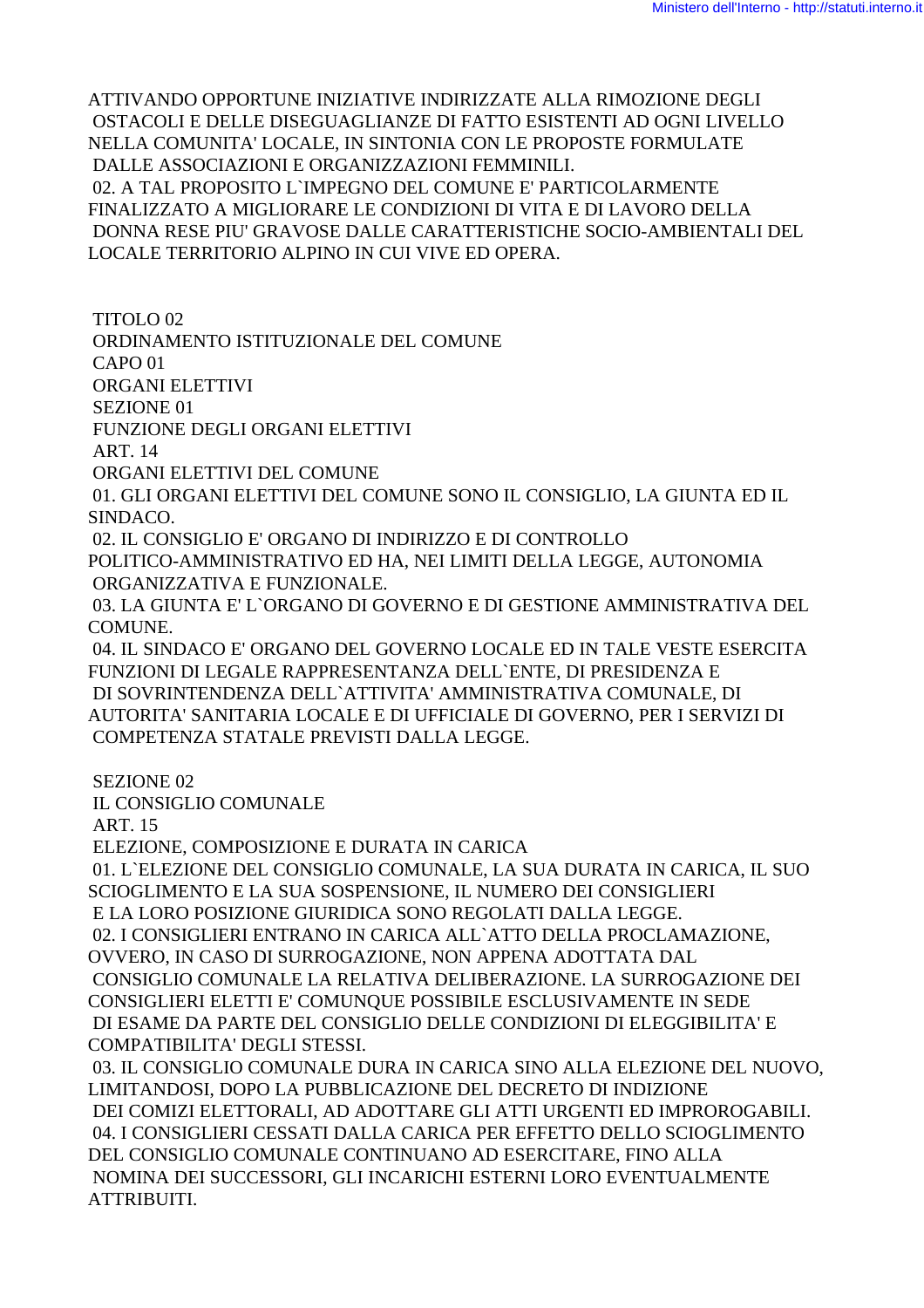ATTIVANDO OPPORTUNE INIZIATIVE INDIRIZZATE ALLA RIMOZIONE DEGLI OSTACOLI E DELLE DISEGUAGLIANZE DI FATTO ESISTENTI AD OGNI LIVELLO NELLA COMUNITA' LOCALE, IN SINTONIA CON LE PROPOSTE FORMULATE DALLE ASSOCIAZIONI E ORGANIZZAZIONI FEMMINILI.

02. A TAL PROPOSITO L`IMPEGNO DEL COMUNE E' PARTICOLARMENTE FINALIZZATO A MIGLIORARE LE CONDIZIONI DI VITA E DI LAVORO DELLA DONNA RESE PIU' GRAVOSE DALLE CARATTERISTICHE SOCIO-AMBIENTALI DEL LOCALE TERRITORIO ALPINO IN CUI VIVE ED OPERA.

## TITOLO 02
## ORDINAMENTO ISTITUZIONALE DEL COMUNE
### CAPO 01
### ORGANI ELETTIVI
#### SEZIONE 01
#### FUNZIONE DEGLI ORGANI ELETTIVI
#### ART. 14
#### ORGANI ELETTIVI DEL COMUNE

01. GLI ORGANI ELETTIVI DEL COMUNE SONO IL CONSIGLIO, LA GIUNTA ED IL SINDACO.

02. IL CONSIGLIO E' ORGANO DI INDIRIZZO E DI CONTROLLO POLITICO-AMMINISTRATIVO ED HA, NEI LIMITI DELLA LEGGE, AUTONOMIA ORGANIZZATIVA E FUNZIONALE.

03. LA GIUNTA E' L`ORGANO DI GOVERNO E DI GESTIONE AMMINISTRATIVA DEL COMUNE.

04. IL SINDACO E' ORGANO DEL GOVERNO LOCALE ED IN TALE VESTE ESERCITA FUNZIONI DI LEGALE RAPPRESENTANZA DELL`ENTE, DI PRESIDENZA E DI SOVRINTENDENZA DELL`ATTIVITA' AMMINISTRATIVA COMUNALE, DI AUTORITA' SANITARIA LOCALE E DI UFFICIALE DI GOVERNO, PER I SERVIZI DI COMPETENZA STATALE PREVISTI DALLA LEGGE.

#### SEZIONE 02
#### IL CONSIGLIO COMUNALE
#### ART. 15
#### ELEZIONE, COMPOSIZIONE E DURATA IN CARICA

01. L`ELEZIONE DEL CONSIGLIO COMUNALE, LA SUA DURATA IN CARICA, IL SUO SCIOGLIMENTO E LA SUA SOSPENSIONE, IL NUMERO DEI CONSIGLIERI E LA LORO POSIZIONE GIURIDICA SONO REGOLATI DALLA LEGGE.

02. I CONSIGLIERI ENTRANO IN CARICA ALL`ATTO DELLA PROCLAMAZIONE, OVVERO, IN CASO DI SURROGAZIONE, NON APPENA ADOTTATA DAL CONSIGLIO COMUNALE LA RELATIVA DELIBERAZIONE. LA SURROGAZIONE DEI CONSIGLIERI ELETTI E' COMUNQUE POSSIBILE ESCLUSIVAMENTE IN SEDE DI ESAME DA PARTE DEL CONSIGLIO DELLE CONDIZIONI DI ELEGGIBILITA' E COMPATIBILITA' DEGLI STESSI.

03. IL CONSIGLIO COMUNALE DURA IN CARICA SINO ALLA ELEZIONE DEL NUOVO, LIMITANDOSI, DOPO LA PUBBLICAZIONE DEL DECRETO DI INDIZIONE DEI COMIZI ELETTORALI, AD ADOTTARE GLI ATTI URGENTI ED IMPROROGABILI.

04. I CONSIGLIERI CESSATI DALLA CARICA PER EFFETTO DELLO SCIOGLIMENTO DEL CONSIGLIO COMUNALE CONTINUANO AD ESERCITARE, FINO ALLA NOMINA DEI SUCCESSORI, GLI INCARICHI ESTERNI LORO EVENTUALMENTE ATTRIBUITI.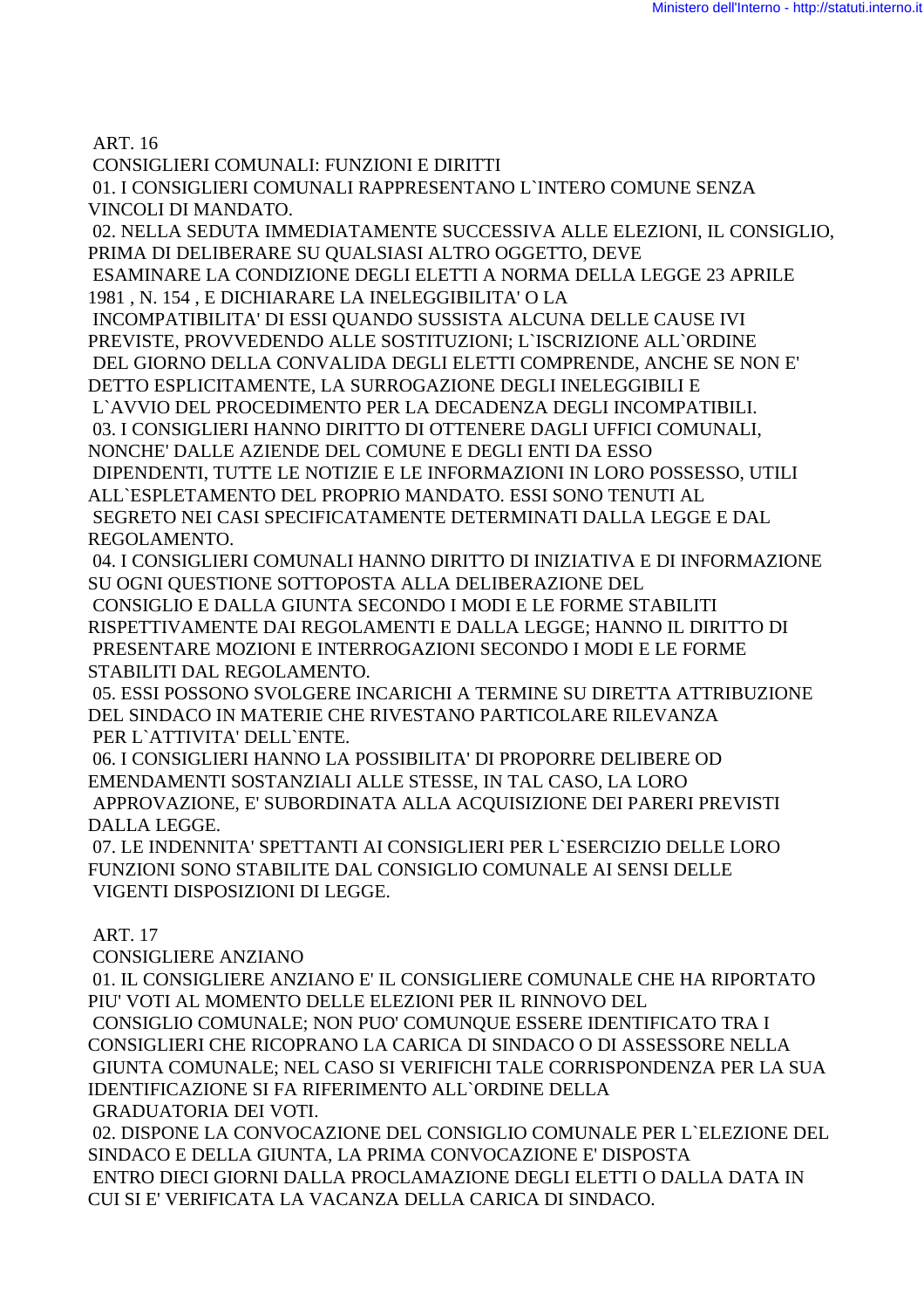ART. 16

CONSIGLIERI COMUNALI: FUNZIONI E DIRITTI

01. I CONSIGLIERI COMUNALI RAPPRESENTANO L`INTERO COMUNE SENZA VINCOLI DI MANDATO.

02. NELLA SEDUTA IMMEDIATAMENTE SUCCESSIVA ALLE ELEZIONI, IL CONSIGLIO, PRIMA DI DELIBERARE SU QUALSIASI ALTRO OGGETTO, DEVE ESAMINARE LA CONDIZIONE DEGLI ELETTI A NORMA DELLA LEGGE 23 APRILE 1981 , N. 154 , E DICHIARARE LA INELEGGIBILITA' O LA INCOMPATIBILITA' DI ESSI QUANDO SUSSISTA ALCUNA DELLE CAUSE IVI PREVISTE, PROVVEDENDO ALLE SOSTITUZIONI; L`ISCRIZIONE ALL`ORDINE DEL GIORNO DELLA CONVALIDA DEGLI ELETTI COMPRENDE, ANCHE SE NON E' DETTO ESPLICITAMENTE, LA SURROGAZIONE DEGLI INELEGGIBILI E L`AVVIO DEL PROCEDIMENTO PER LA DECADENZA DEGLI INCOMPATIBILI.

03. I CONSIGLIERI HANNO DIRITTO DI OTTENERE DAGLI UFFICI COMUNALI, NONCHE' DALLE AZIENDE DEL COMUNE E DEGLI ENTI DA ESSO DIPENDENTI, TUTTE LE NOTIZIE E LE INFORMAZIONI IN LORO POSSESSO, UTILI ALL`ESPLETAMENTO DEL PROPRIO MANDATO. ESSI SONO TENUTI AL SEGRETO NEI CASI SPECIFICATAMENTE DETERMINATI DALLA LEGGE E DAL REGOLAMENTO.

04. I CONSIGLIERI COMUNALI HANNO DIRITTO DI INIZIATIVA E DI INFORMAZIONE SU OGNI QUESTIONE SOTTOPOSTA ALLA DELIBERAZIONE DEL CONSIGLIO E DALLA GIUNTA SECONDO I MODI E LE FORME STABILITI RISPETTIVAMENTE DAI REGOLAMENTI E DALLA LEGGE; HANNO IL DIRITTO DI PRESENTARE MOZIONI E INTERROGAZIONI SECONDO I MODI E LE FORME STABILITI DAL REGOLAMENTO.

05. ESSI POSSONO SVOLGERE INCARICHI A TERMINE SU DIRETTA ATTRIBUZIONE DEL SINDACO IN MATERIE CHE RIVESTANO PARTICOLARE RILEVANZA PER L`ATTIVITA' DELL`ENTE.

06. I CONSIGLIERI HANNO LA POSSIBILITA' DI PROPORRE DELIBERE OD EMENDAMENTI SOSTANZIALI ALLE STESSE, IN TAL CASO, LA LORO APPROVAZIONE, E' SUBORDINATA ALLA ACQUISIZIONE DEI PARERI PREVISTI DALLA LEGGE.

07. LE INDENNITA' SPETTANTI AI CONSIGLIERI PER L`ESERCIZIO DELLE LORO FUNZIONI SONO STABILITE DAL CONSIGLIO COMUNALE AI SENSI DELLE VIGENTI DISPOSIZIONI DI LEGGE.

ART. 17

CONSIGLIERE ANZIANO

01. IL CONSIGLIERE ANZIANO E' IL CONSIGLIERE COMUNALE CHE HA RIPORTATO PIU' VOTI AL MOMENTO DELLE ELEZIONI PER IL RINNOVO DEL CONSIGLIO COMUNALE; NON PUO' COMUNQUE ESSERE IDENTIFICATO TRA I CONSIGLIERI CHE RICOPRANO LA CARICA DI SINDACO O DI ASSESSORE NELLA GIUNTA COMUNALE; NEL CASO SI VERIFICHI TALE CORRISPONDENZA PER LA SUA IDENTIFICAZIONE SI FA RIFERIMENTO ALL`ORDINE DELLA GRADUATORIA DEI VOTI.

02. DISPONE LA CONVOCAZIONE DEL CONSIGLIO COMUNALE PER L`ELEZIONE DEL SINDACO E DELLA GIUNTA, LA PRIMA CONVOCAZIONE E' DISPOSTA ENTRO DIECI GIORNI DALLA PROCLAMAZIONE DEGLI ELETTI O DALLA DATA IN CUI SI E' VERIFICATA LA VACANZA DELLA CARICA DI SINDACO.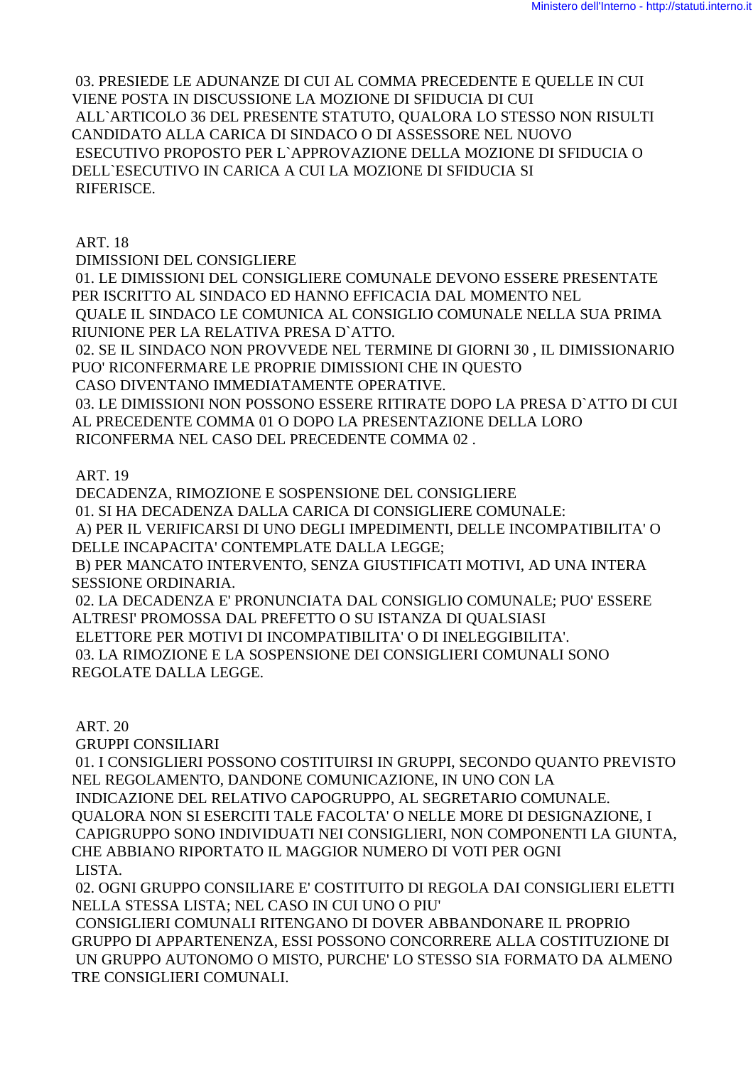03. PRESIEDE LE ADUNANZE DI CUI AL COMMA PRECEDENTE E QUELLE IN CUI VIENE POSTA IN DISCUSSIONE LA MOZIONE DI SFIDUCIA DI CUI ALL`ARTICOLO 36 DEL PRESENTE STATUTO, QUALORA LO STESSO NON RISULTI CANDIDATO ALLA CARICA DI SINDACO O DI ASSESSORE NEL NUOVO ESECUTIVO PROPOSTO PER L`APPROVAZIONE DELLA MOZIONE DI SFIDUCIA O DELL`ESECUTIVO IN CARICA A CUI LA MOZIONE DI SFIDUCIA SI RIFERISCE.

## ART. 18

### DIMISSIONI DEL CONSIGLIERE

01. LE DIMISSIONI DEL CONSIGLIERE COMUNALE DEVONO ESSERE PRESENTATE PER ISCRITTO AL SINDACO ED HANNO EFFICACIA DAL MOMENTO NEL QUALE IL SINDACO LE COMUNICA AL CONSIGLIO COMUNALE NELLA SUA PRIMA RIUNIONE PER LA RELATIVA PRESA D`ATTO.

02. SE IL SINDACO NON PROVVEDE NEL TERMINE DI GIORNI 30 , IL DIMISSIONARIO PUO' RICONFERMARE LE PROPRIE DIMISSIONI CHE IN QUESTO CASO DIVENTANO IMMEDIATAMENTE OPERATIVE.

03. LE DIMISSIONI NON POSSONO ESSERE RITIRATE DOPO LA PRESA D`ATTO DI CUI AL PRECEDENTE COMMA 01 O DOPO LA PRESENTAZIONE DELLA LORO RICONFERMA NEL CASO DEL PRECEDENTE COMMA 02 .

## ART. 19

### DECADENZA, RIMOZIONE E SOSPENSIONE DEL CONSIGLIERE

01. SI HA DECADENZA DALLA CARICA DI CONSIGLIERE COMUNALE:

A) PER IL VERIFICARSI DI UNO DEGLI IMPEDIMENTI, DELLE INCOMPATIBILITA' O DELLE INCAPACITA' CONTEMPLATE DALLA LEGGE;

B) PER MANCATO INTERVENTO, SENZA GIUSTIFICATI MOTIVI, AD UNA INTERA SESSIONE ORDINARIA.

02. LA DECADENZA E' PRONUNCIATA DAL CONSIGLIO COMUNALE; PUO' ESSERE ALTRESI' PROMOSSA DAL PREFETTO O SU ISTANZA DI QUALSIASI ELETTORE PER MOTIVI DI INCOMPATIBILITA' O DI INELEGGIBILITA'.

03. LA RIMOZIONE E LA SOSPENSIONE DEI CONSIGLIERI COMUNALI SONO REGOLATE DALLA LEGGE.

## ART. 20

### GRUPPI CONSILIARI

01. I CONSIGLIERI POSSONO COSTITUIRSI IN GRUPPI, SECONDO QUANTO PREVISTO NEL REGOLAMENTO, DANDONE COMUNICAZIONE, IN UNO CON LA INDICAZIONE DEL RELATIVO CAPOGRUPPO, AL SEGRETARIO COMUNALE. QUALORA NON SI ESERCITI TALE FACOLTA' O NELLE MORE DI DESIGNAZIONE, I CAPIGRUPPO SONO INDIVIDUATI NEI CONSIGLIERI, NON COMPONENTI LA GIUNTA, CHE ABBIANO RIPORTATO IL MAGGIOR NUMERO DI VOTI PER OGNI LISTA.

02. OGNI GRUPPO CONSILIARE E' COSTITUITO DI REGOLA DAI CONSIGLIERI ELETTI NELLA STESSA LISTA; NEL CASO IN CUI UNO O PIU' CONSIGLIERI COMUNALI RITENGANO DI DOVER ABBANDONARE IL PROPRIO GRUPPO DI APPARTENENZA, ESSI POSSONO CONCORRERE ALLA COSTITUZIONE DI UN GRUPPO AUTONOMO O MISTO, PURCHE' LO STESSO SIA FORMATO DA ALMENO TRE CONSIGLIERI COMUNALI.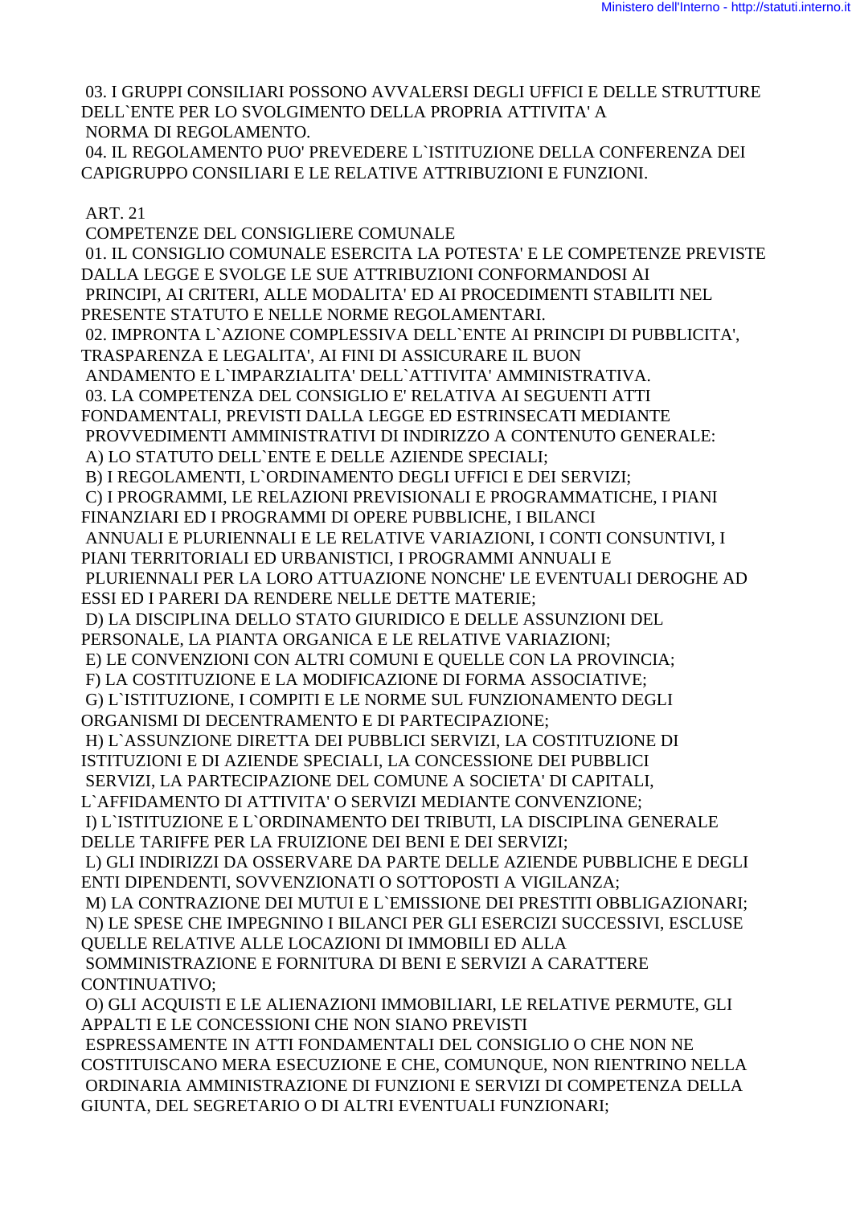03. I GRUPPI CONSILIARI POSSONO AVVALERSI DEGLI UFFICI E DELLE STRUTTURE DELL`ENTE PER LO SVOLGIMENTO DELLA PROPRIA ATTIVITA' A NORMA DI REGOLAMENTO.

04. IL REGOLAMENTO PUO' PREVEDERE L`ISTITUZIONE DELLA CONFERENZA DEI CAPIGRUPPO CONSILIARI E LE RELATIVE ATTRIBUZIONI E FUNZIONI.

ART. 21

COMPETENZE DEL CONSIGLIERE COMUNALE

01. IL CONSIGLIO COMUNALE ESERCITA LA POTESTA' E LE COMPETENZE PREVISTE DALLA LEGGE E SVOLGE LE SUE ATTRIBUZIONI CONFORMANDOSI AI PRINCIPI, AI CRITERI, ALLE MODALITA' ED AI PROCEDIMENTI STABILITI NEL PRESENTE STATUTO E NELLE NORME REGOLAMENTARI.

02. IMPRONTA L`AZIONE COMPLESSIVA DELL`ENTE AI PRINCIPI DI PUBBLICITA', TRASPARENZA E LEGALITA', AI FINI DI ASSICURARE IL BUON ANDAMENTO E L`IMPARZIALITA' DELL`ATTIVITA' AMMINISTRATIVA.

03. LA COMPETENZA DEL CONSIGLIO E' RELATIVA AI SEGUENTI ATTI FONDAMENTALI, PREVISTI DALLA LEGGE ED ESTRINSECATI MEDIANTE PROVVEDIMENTI AMMINISTRATIVI DI INDIRIZZO A CONTENUTO GENERALE:

A) LO STATUTO DELL`ENTE E DELLE AZIENDE SPECIALI;

B) I REGOLAMENTI, L`ORDINAMENTO DEGLI UFFICI E DEI SERVIZI;

C) I PROGRAMMI, LE RELAZIONI PREVISIONALI E PROGRAMMATICHE, I PIANI FINANZIARI ED I PROGRAMMI DI OPERE PUBBLICHE, I BILANCI ANNUALI E PLURIENNALI E LE RELATIVE VARIAZIONI, I CONTI CONSUNTIVI, I PIANI TERRITORIALI ED URBANISTICI, I PROGRAMMI ANNUALI E PLURIENNALI PER LA LORO ATTUAZIONE NONCHE' LE EVENTUALI DEROGHE AD ESSI ED I PARERI DA RENDERE NELLE DETTE MATERIE;

D) LA DISCIPLINA DELLO STATO GIURIDICO E DELLE ASSUNZIONI DEL PERSONALE, LA PIANTA ORGANICA E LE RELATIVE VARIAZIONI;

E) LE CONVENZIONI CON ALTRI COMUNI E QUELLE CON LA PROVINCIA;

F) LA COSTITUZIONE E LA MODIFICAZIONE DI FORMA ASSOCIATIVE;

G) L`ISTITUZIONE, I COMPITI E LE NORME SUL FUNZIONAMENTO DEGLI ORGANISMI DI DECENTRAMENTO E DI PARTECIPAZIONE;

H) L`ASSUNZIONE DIRETTA DEI PUBBLICI SERVIZI, LA COSTITUZIONE DI ISTITUZIONI E DI AZIENDE SPECIALI, LA CONCESSIONE DEI PUBBLICI SERVIZI, LA PARTECIPAZIONE DEL COMUNE A SOCIETA' DI CAPITALI, L`AFFIDAMENTO DI ATTIVITA' O SERVIZI MEDIANTE CONVENZIONE;

I) L`ISTITUZIONE E L`ORDINAMENTO DEI TRIBUTI, LA DISCIPLINA GENERALE DELLE TARIFFE PER LA FRUIZIONE DEI BENI E DEI SERVIZI;

L) GLI INDIRIZZI DA OSSERVARE DA PARTE DELLE AZIENDE PUBBLICHE E DEGLI ENTI DIPENDENTI, SOVVENZIONATI O SOTTOPOSTI A VIGILANZA;

M) LA CONTRAZIONE DEI MUTUI E L`EMISSIONE DEI PRESTITI OBBLIGAZIONARI;

N) LE SPESE CHE IMPEGNINO I BILANCI PER GLI ESERCIZI SUCCESSIVI, ESCLUSE QUELLE RELATIVE ALLE LOCAZIONI DI IMMOBILI ED ALLA SOMMINISTRAZIONE E FORNITURA DI BENI E SERVIZI A CARATTERE CONTINUATIVO;

O) GLI ACQUISTI E LE ALIENAZIONI IMMOBILIARI, LE RELATIVE PERMUTE, GLI APPALTI E LE CONCESSIONI CHE NON SIANO PREVISTI ESPRESSAMENTE IN ATTI FONDAMENTALI DEL CONSIGLIO O CHE NON NE COSTITUISCANO MERA ESECUZIONE E CHE, COMUNQUE, NON RIENTRINO NELLA ORDINARIA AMMINISTRAZIONE DI FUNZIONI E SERVIZI DI COMPETENZA DELLA GIUNTA, DEL SEGRETARIO O DI ALTRI EVENTUALI FUNZIONARI;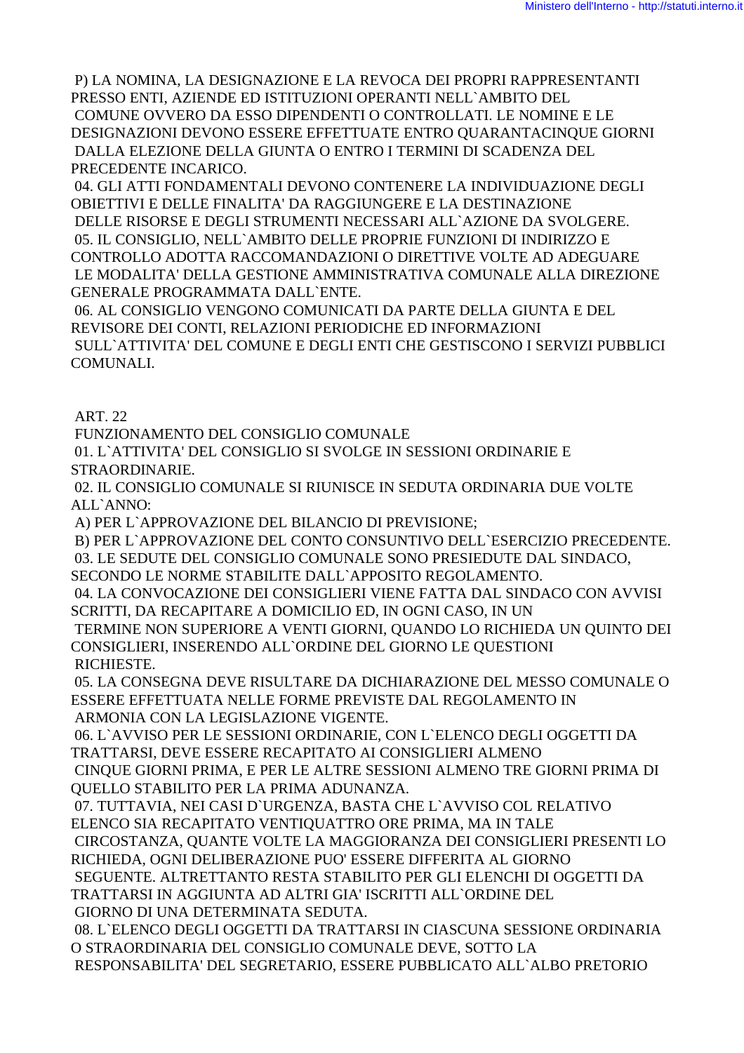P) LA NOMINA, LA DESIGNAZIONE E LA REVOCA DEI PROPRI RAPPRESENTANTI PRESSO ENTI, AZIENDE ED ISTITUZIONI OPERANTI NELL`AMBITO DEL COMUNE OVVERO DA ESSO DIPENDENTI O CONTROLLATI. LE NOMINE E LE DESIGNAZIONI DEVONO ESSERE EFFETTUATE ENTRO QUARANTACINQUE GIORNI DALLA ELEZIONE DELLA GIUNTA O ENTRO I TERMINI DI SCADENZA DEL PRECEDENTE INCARICO.

04. GLI ATTI FONDAMENTALI DEVONO CONTENERE LA INDIVIDUAZIONE DEGLI OBIETTIVI E DELLE FINALITA' DA RAGGIUNGERE E LA DESTINAZIONE DELLE RISORSE E DEGLI STRUMENTI NECESSARI ALL`AZIONE DA SVOLGERE.

05. IL CONSIGLIO, NELL`AMBITO DELLE PROPRIE FUNZIONI DI INDIRIZZO E CONTROLLO ADOTTA RACCOMANDAZIONI O DIRETTIVE VOLTE AD ADEGUARE LE MODALITA' DELLA GESTIONE AMMINISTRATIVA COMUNALE ALLA DIREZIONE GENERALE PROGRAMMATA DALL`ENTE.

06. AL CONSIGLIO VENGONO COMUNICATI DA PARTE DELLA GIUNTA E DEL REVISORE DEI CONTI, RELAZIONI PERIODICHE ED INFORMAZIONI SULL`ATTIVITA' DEL COMUNE E DEGLI ENTI CHE GESTISCONO I SERVIZI PUBBLICI COMUNALI.

ART. 22

FUNZIONAMENTO DEL CONSIGLIO COMUNALE

01. L`ATTIVITA' DEL CONSIGLIO SI SVOLGE IN SESSIONI ORDINARIE E STRAORDINARIE.

02. IL CONSIGLIO COMUNALE SI RIUNISCE IN SEDUTA ORDINARIA DUE VOLTE ALL`ANNO:

A) PER L`APPROVAZIONE DEL BILANCIO DI PREVISIONE;

B) PER L`APPROVAZIONE DEL CONTO CONSUNTIVO DELL`ESERCIZIO PRECEDENTE.

03. LE SEDUTE DEL CONSIGLIO COMUNALE SONO PRESIEDUTE DAL SINDACO, SECONDO LE NORME STABILITE DALL`APPOSITO REGOLAMENTO.

04. LA CONVOCAZIONE DEI CONSIGLIERI VIENE FATTA DAL SINDACO CON AVVISI SCRITTI, DA RECAPITARE A DOMICILIO ED, IN OGNI CASO, IN UN TERMINE NON SUPERIORE A VENTI GIORNI, QUANDO LO RICHIEDA UN QUINTO DEI CONSIGLIERI, INSERENDO ALL`ORDINE DEL GIORNO LE QUESTIONI RICHIESTE.

05. LA CONSEGNA DEVE RISULTARE DA DICHIARAZIONE DEL MESSO COMUNALE O ESSERE EFFETTUATA NELLE FORME PREVISTE DAL REGOLAMENTO IN ARMONIA CON LA LEGISLAZIONE VIGENTE.

06. L`AVVISO PER LE SESSIONI ORDINARIE, CON L`ELENCO DEGLI OGGETTI DA TRATTARSI, DEVE ESSERE RECAPITATO AI CONSIGLIERI ALMENO CINQUE GIORNI PRIMA, E PER LE ALTRE SESSIONI ALMENO TRE GIORNI PRIMA DI QUELLO STABILITO PER LA PRIMA ADUNANZA.

07. TUTTAVIA, NEI CASI D`URGENZA, BASTA CHE L`AVVISO COL RELATIVO ELENCO SIA RECAPITATO VENTIQUATTRO ORE PRIMA, MA IN TALE CIRCOSTANZA, QUANTE VOLTE LA MAGGIORANZA DEI CONSIGLIERI PRESENTI LO RICHIEDA, OGNI DELIBERAZIONE PUO' ESSERE DIFFERITA AL GIORNO SEGUENTE. ALTRETTANTO RESTA STABILITO PER GLI ELENCHI DI OGGETTI DA TRATTARSI IN AGGIUNTA AD ALTRI GIA' ISCRITTI ALL`ORDINE DEL GIORNO DI UNA DETERMINATA SEDUTA.

08. L`ELENCO DEGLI OGGETTI DA TRATTARSI IN CIASCUNA SESSIONE ORDINARIA O STRAORDINARIA DEL CONSIGLIO COMUNALE DEVE, SOTTO LA RESPONSABILITA' DEL SEGRETARIO, ESSERE PUBBLICATO ALL`ALBO PRETORIO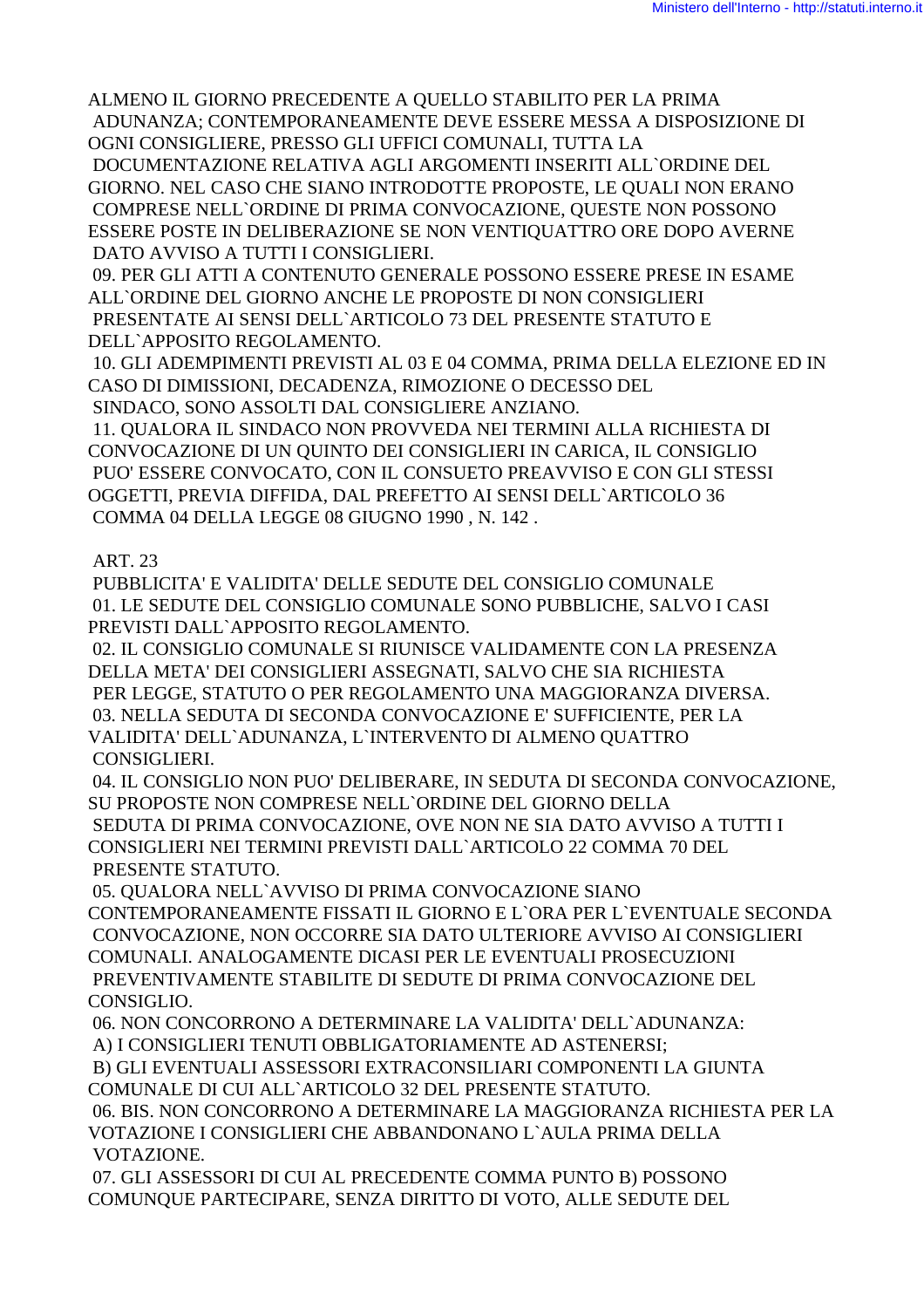ALMENO IL GIORNO PRECEDENTE A QUELLO STABILITO PER LA PRIMA ADUNANZA; CONTEMPORANEAMENTE DEVE ESSERE MESSA A DISPOSIZIONE DI OGNI CONSIGLIERE, PRESSO GLI UFFICI COMUNALI, TUTTA LA DOCUMENTAZIONE RELATIVA AGLI ARGOMENTI INSERITI ALL`ORDINE DEL GIORNO. NEL CASO CHE SIANO INTRODOTTE PROPOSTE, LE QUALI NON ERANO COMPRESE NELL`ORDINE DI PRIMA CONVOCAZIONE, QUESTE NON POSSONO ESSERE POSTE IN DELIBERAZIONE SE NON VENTIQUATTRO ORE DOPO AVERNE DATO AVVISO A TUTTI I CONSIGLIERI.

09. PER GLI ATTI A CONTENUTO GENERALE POSSONO ESSERE PRESE IN ESAME ALL`ORDINE DEL GIORNO ANCHE LE PROPOSTE DI NON CONSIGLIERI PRESENTATE AI SENSI DELL`ARTICOLO 73 DEL PRESENTE STATUTO E DELL`APPOSITO REGOLAMENTO.

10. GLI ADEMPIMENTI PREVISTI AL 03 E 04 COMMA, PRIMA DELLA ELEZIONE ED IN CASO DI DIMISSIONI, DECADENZA, RIMOZIONE O DECESSO DEL SINDACO, SONO ASSOLTI DAL CONSIGLIERE ANZIANO.

11. QUALORA IL SINDACO NON PROVVEDA NEI TERMINI ALLA RICHIESTA DI CONVOCAZIONE DI UN QUINTO DEI CONSIGLIERI IN CARICA, IL CONSIGLIO PUO' ESSERE CONVOCATO, CON IL CONSUETO PREAVVISO E CON GLI STESSI OGGETTI, PREVIA DIFFIDA, DAL PREFETTO AI SENSI DELL`ARTICOLO 36 COMMA 04 DELLA LEGGE 08 GIUGNO 1990 , N. 142 .

ART. 23

PUBBLICITA' E VALIDITA' DELLE SEDUTE DEL CONSIGLIO COMUNALE

01. LE SEDUTE DEL CONSIGLIO COMUNALE SONO PUBBLICHE, SALVO I CASI PREVISTI DALL`APPOSITO REGOLAMENTO.

02. IL CONSIGLIO COMUNALE SI RIUNISCE VALIDAMENTE CON LA PRESENZA DELLA META' DEI CONSIGLIERI ASSEGNATI, SALVO CHE SIA RICHIESTA PER LEGGE, STATUTO O PER REGOLAMENTO UNA MAGGIORANZA DIVERSA.

03. NELLA SEDUTA DI SECONDA CONVOCAZIONE E' SUFFICIENTE, PER LA VALIDITA' DELL`ADUNANZA, L`INTERVENTO DI ALMENO QUATTRO CONSIGLIERI.

04. IL CONSIGLIO NON PUO' DELIBERARE, IN SEDUTA DI SECONDA CONVOCAZIONE, SU PROPOSTE NON COMPRESE NELL`ORDINE DEL GIORNO DELLA SEDUTA DI PRIMA CONVOCAZIONE, OVE NON NE SIA DATO AVVISO A TUTTI I CONSIGLIERI NEI TERMINI PREVISTI DALL`ARTICOLO 22 COMMA 70 DEL PRESENTE STATUTO.

05. QUALORA NELL`AVVISO DI PRIMA CONVOCAZIONE SIANO CONTEMPORANEAMENTE FISSATI IL GIORNO E L`ORA PER L`EVENTUALE SECONDA CONVOCAZIONE, NON OCCORRE SIA DATO ULTERIORE AVVISO AI CONSIGLIERI COMUNALI. ANALOGAMENTE DICASI PER LE EVENTUALI PROSECUZIONI PREVENTIVAMENTE STABILITE DI SEDUTE DI PRIMA CONVOCAZIONE DEL CONSIGLIO.

06. NON CONCORRONO A DETERMINARE LA VALIDITA' DELL`ADUNANZA:

A) I CONSIGLIERI TENUTI OBBLIGATORIAMENTE AD ASTENERSI;

B) GLI EVENTUALI ASSESSORI EXTRACONSILIARI COMPONENTI LA GIUNTA COMUNALE DI CUI ALL`ARTICOLO 32 DEL PRESENTE STATUTO.

06. BIS. NON CONCORRONO A DETERMINARE LA MAGGIORANZA RICHIESTA PER LA VOTAZIONE I CONSIGLIERI CHE ABBANDONANO L`AULA PRIMA DELLA VOTAZIONE.

07. GLI ASSESSORI DI CUI AL PRECEDENTE COMMA PUNTO B) POSSONO COMUNQUE PARTECIPARE, SENZA DIRITTO DI VOTO, ALLE SEDUTE DEL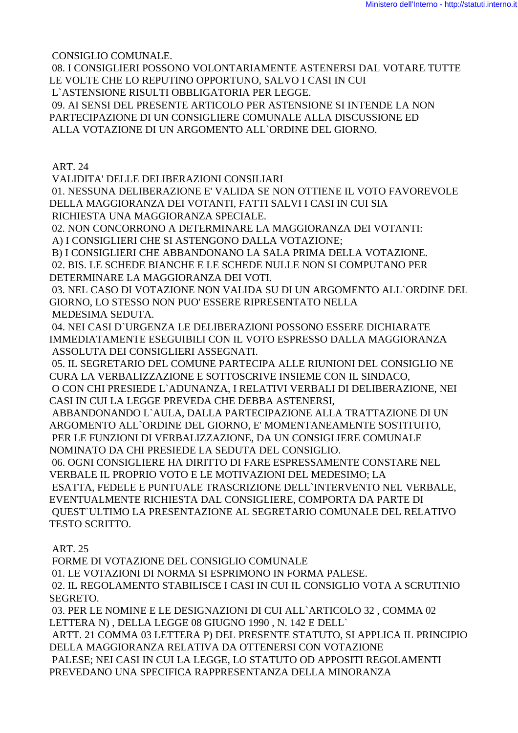CONSIGLIO COMUNALE.

08. I CONSIGLIERI POSSONO VOLONTARIAMENTE ASTENERSI DAL VOTARE TUTTE LE VOLTE CHE LO REPUTINO OPPORTUNO, SALVO I CASI IN CUI L`ASTENSIONE RISULTI OBBLIGATORIA PER LEGGE.

09. AI SENSI DEL PRESENTE ARTICOLO PER ASTENSIONE SI INTENDE LA NON PARTECIPAZIONE DI UN CONSIGLIERE COMUNALE ALLA DISCUSSIONE ED ALLA VOTAZIONE DI UN ARGOMENTO ALL`ORDINE DEL GIORNO.

## ART. 24

### VALIDITA' DELLE DELIBERAZIONI CONSILIARI

01. NESSUNA DELIBERAZIONE E' VALIDA SE NON OTTIENE IL VOTO FAVOREVOLE DELLA MAGGIORANZA DEI VOTANTI, FATTI SALVI I CASI IN CUI SIA RICHIESTA UNA MAGGIORANZA SPECIALE.

02. NON CONCORRONO A DETERMINARE LA MAGGIORANZA DEI VOTANTI:

A) I CONSIGLIERI CHE SI ASTENGONO DALLA VOTAZIONE;

B) I CONSIGLIERI CHE ABBANDONANO LA SALA PRIMA DELLA VOTAZIONE.

02. BIS. LE SCHEDE BIANCHE E LE SCHEDE NULLE NON SI COMPUTANO PER DETERMINARE LA MAGGIORANZA DEI VOTI.

03. NEL CASO DI VOTAZIONE NON VALIDA SU DI UN ARGOMENTO ALL`ORDINE DEL GIORNO, LO STESSO NON PUO' ESSERE RIPRESENTATO NELLA MEDESIMA SEDUTA.

04. NEI CASI D`URGENZA LE DELIBERAZIONI POSSONO ESSERE DICHIARATE IMMEDIATAMENTE ESEGUIBILI CON IL VOTO ESPRESSO DALLA MAGGIORANZA ASSOLUTA DEI CONSIGLIERI ASSEGNATI.

05. IL SEGRETARIO DEL COMUNE PARTECIPA ALLE RIUNIONI DEL CONSIGLIO NE CURA LA VERBALIZZAZIONE E SOTTOSCRIVE INSIEME CON IL SINDACO, O CON CHI PRESIEDE L`ADUNANZA, I RELATIVI VERBALI DI DELIBERAZIONE, NEI CASI IN CUI LA LEGGE PREVEDA CHE DEBBA ASTENERSI, ABBANDONANDO L`AULA, DALLA PARTECIPAZIONE ALLA TRATTAZIONE DI UN ARGOMENTO ALL`ORDINE DEL GIORNO, E' MOMENTANEAMENTE SOSTITUITO, PER LE FUNZIONI DI VERBALIZZAZIONE, DA UN CONSIGLIERE COMUNALE NOMINATO DA CHI PRESIEDE LA SEDUTA DEL CONSIGLIO.

06. OGNI CONSIGLIERE HA DIRITTO DI FARE ESPRESSAMENTE CONSTARE NEL VERBALE IL PROPRIO VOTO E LE MOTIVAZIONI DEL MEDESIMO; LA ESATTA, FEDELE E PUNTUALE TRASCRIZIONE DELL`INTERVENTO NEL VERBALE, EVENTUALMENTE RICHIESTA DAL CONSIGLIERE, COMPORTA DA PARTE DI QUEST`ULTIMO LA PRESENTAZIONE AL SEGRETARIO COMUNALE DEL RELATIVO TESTO SCRITTO.

## ART. 25

### FORME DI VOTAZIONE DEL CONSIGLIO COMUNALE

01. LE VOTAZIONI DI NORMA SI ESPRIMONO IN FORMA PALESE.

02. IL REGOLAMENTO STABILISCE I CASI IN CUI IL CONSIGLIO VOTA A SCRUTINIO SEGRETO.

03. PER LE NOMINE E LE DESIGNAZIONI DI CUI ALL`ARTICOLO 32 , COMMA 02 LETTERA N) , DELLA LEGGE 08 GIUGNO 1990 , N. 142 E DELL` ARTT. 21 COMMA 03 LETTERA P) DEL PRESENTE STATUTO, SI APPLICA IL PRINCIPIO DELLA MAGGIORANZA RELATIVA DA OTTENERSI CON VOTAZIONE PALESE; NEI CASI IN CUI LA LEGGE, LO STATUTO OD APPOSITI REGOLAMENTI PREVEDANO UNA SPECIFICA RAPPRESENTANZA DELLA MINORANZA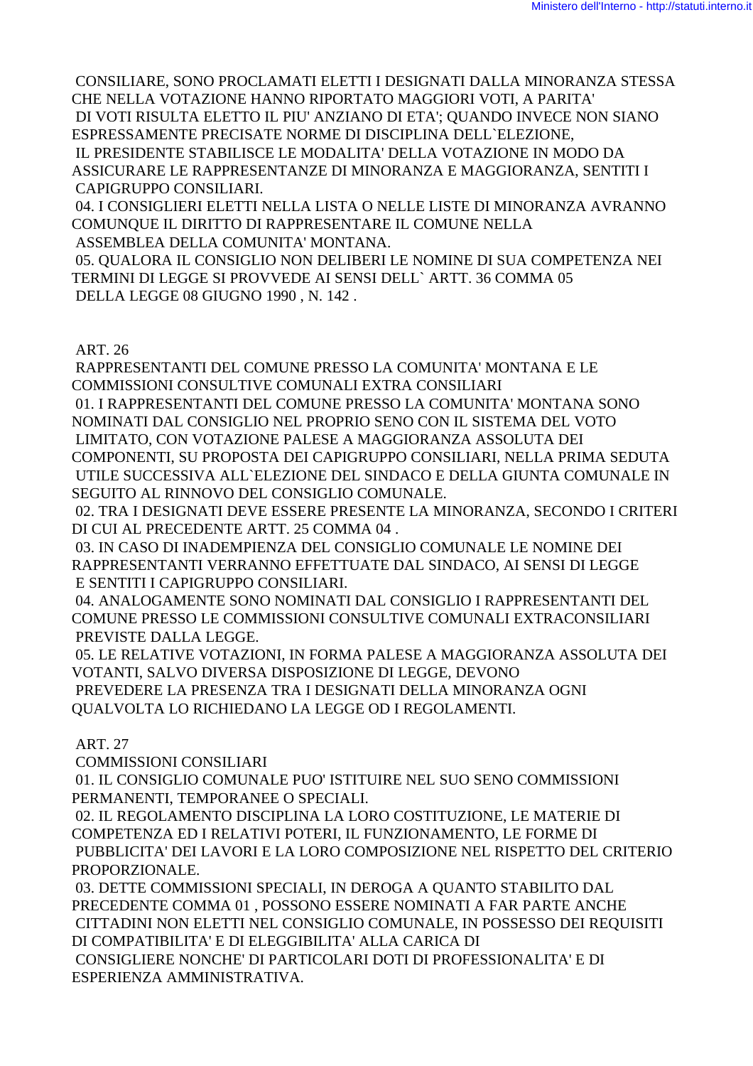CONSILIARE, SONO PROCLAMATI ELETTI I DESIGNATI DALLA MINORANZA STESSA CHE NELLA VOTAZIONE HANNO RIPORTATO MAGGIORI VOTI, A PARITA' DI VOTI RISULTA ELETTO IL PIU' ANZIANO DI ETA'; QUANDO INVECE NON SIANO ESPRESSAMENTE PRECISATE NORME DI DISCIPLINA DELL`ELEZIONE, IL PRESIDENTE STABILISCE LE MODALITA' DELLA VOTAZIONE IN MODO DA ASSICURARE LE RAPPRESENTANZE DI MINORANZA E MAGGIORANZA, SENTITI I CAPIGRUPPO CONSILIARI.

04. I CONSIGLIERI ELETTI NELLA LISTA O NELLE LISTE DI MINORANZA AVRANNO COMUNQUE IL DIRITTO DI RAPPRESENTARE IL COMUNE NELLA ASSEMBLEA DELLA COMUNITA' MONTANA.

05. QUALORA IL CONSIGLIO NON DELIBERI LE NOMINE DI SUA COMPETENZA NEI TERMINI DI LEGGE SI PROVVEDE AI SENSI DELL` ARTT. 36 COMMA 05 DELLA LEGGE 08 GIUGNO 1990 , N. 142 .

## ART. 26

### RAPPRESENTANTI DEL COMUNE PRESSO LA COMUNITA' MONTANA E LE COMMISSIONI CONSULTIVE COMUNALI EXTRA CONSILIARI

01. I RAPPRESENTANTI DEL COMUNE PRESSO LA COMUNITA' MONTANA SONO NOMINATI DAL CONSIGLIO NEL PROPRIO SENO CON IL SISTEMA DEL VOTO LIMITATO, CON VOTAZIONE PALESE A MAGGIORANZA ASSOLUTA DEI COMPONENTI, SU PROPOSTA DEI CAPIGRUPPO CONSILIARI, NELLA PRIMA SEDUTA UTILE SUCCESSIVA ALL`ELEZIONE DEL SINDACO E DELLA GIUNTA COMUNALE IN SEGUITO AL RINNOVO DEL CONSIGLIO COMUNALE.

02. TRA I DESIGNATI DEVE ESSERE PRESENTE LA MINORANZA, SECONDO I CRITERI DI CUI AL PRECEDENTE ARTT. 25 COMMA 04 .

03. IN CASO DI INADEMPIENZA DEL CONSIGLIO COMUNALE LE NOMINE DEI RAPPRESENTANTI VERRANNO EFFETTUATE DAL SINDACO, AI SENSI DI LEGGE E SENTITI I CAPIGRUPPO CONSILIARI.

04. ANALOGAMENTE SONO NOMINATI DAL CONSIGLIO I RAPPRESENTANTI DEL COMUNE PRESSO LE COMMISSIONI CONSULTIVE COMUNALI EXTRACONSILIARI PREVISTE DALLA LEGGE.

05. LE RELATIVE VOTAZIONI, IN FORMA PALESE A MAGGIORANZA ASSOLUTA DEI VOTANTI, SALVO DIVERSA DISPOSIZIONE DI LEGGE, DEVONO PREVEDERE LA PRESENZA TRA I DESIGNATI DELLA MINORANZA OGNI QUALVOLTA LO RICHIEDANO LA LEGGE OD I REGOLAMENTI.

## ART. 27

### COMMISSIONI CONSILIARI

01. IL CONSIGLIO COMUNALE PUO' ISTITUIRE NEL SUO SENO COMMISSIONI PERMANENTI, TEMPORANEE O SPECIALI.

02. IL REGOLAMENTO DISCIPLINA LA LORO COSTITUZIONE, LE MATERIE DI COMPETENZA ED I RELATIVI POTERI, IL FUNZIONAMENTO, LE FORME DI PUBBLICITA' DEI LAVORI E LA LORO COMPOSIZIONE NEL RISPETTO DEL CRITERIO PROPORZIONALE.

03. DETTE COMMISSIONI SPECIALI, IN DEROGA A QUANTO STABILITO DAL PRECEDENTE COMMA 01 , POSSONO ESSERE NOMINATI A FAR PARTE ANCHE CITTADINI NON ELETTI NEL CONSIGLIO COMUNALE, IN POSSESSO DEI REQUISITI DI COMPATIBILITA' E DI ELEGGIBILITA' ALLA CARICA DI CONSIGLIERE NONCHE' DI PARTICOLARI DOTI DI PROFESSIONALITA' E DI ESPERIENZA AMMINISTRATIVA.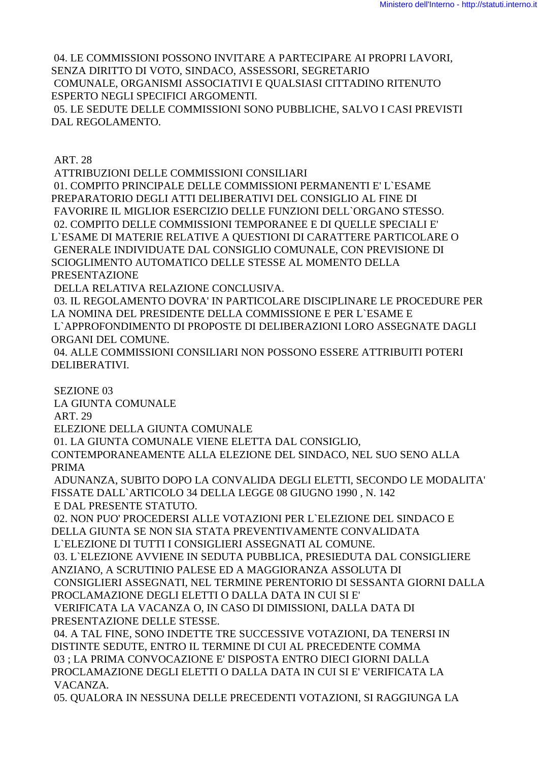04. LE COMMISSIONI POSSONO INVITARE A PARTECIPARE AI PROPRI LAVORI, SENZA DIRITTO DI VOTO, SINDACO, ASSESSORI, SEGRETARIO COMUNALE, ORGANISMI ASSOCIATIVI E QUALSIASI CITTADINO RITENUTO ESPERTO NEGLI SPECIFICI ARGOMENTI.

05. LE SEDUTE DELLE COMMISSIONI SONO PUBBLICHE, SALVO I CASI PREVISTI DAL REGOLAMENTO.

ART. 28

ATTRIBUZIONI DELLE COMMISSIONI CONSILIARI

01. COMPITO PRINCIPALE DELLE COMMISSIONI PERMANENTI E' L`ESAME PREPARATORIO DEGLI ATTI DELIBERATIVI DEL CONSIGLIO AL FINE DI FAVORIRE IL MIGLIOR ESERCIZIO DELLE FUNZIONI DELL`ORGANO STESSO.

02. COMPITO DELLE COMMISSIONI TEMPORANEE E DI QUELLE SPECIALI E' L`ESAME DI MATERIE RELATIVE A QUESTIONI DI CARATTERE PARTICOLARE O GENERALE INDIVIDUATE DAL CONSIGLIO COMUNALE, CON PREVISIONE DI SCIOGLIMENTO AUTOMATICO DELLE STESSE AL MOMENTO DELLA PRESENTAZIONE DELLA RELATIVA RELAZIONE CONCLUSIVA.

03. IL REGOLAMENTO DOVRA' IN PARTICOLARE DISCIPLINARE LE PROCEDURE PER LA NOMINA DEL PRESIDENTE DELLA COMMISSIONE E PER L`ESAME E L`APPROFONDIMENTO DI PROPOSTE DI DELIBERAZIONI LORO ASSEGNATE DAGLI ORGANI DEL COMUNE.

04. ALLE COMMISSIONI CONSILIARI NON POSSONO ESSERE ATTRIBUITI POTERI DELIBERATIVI.

SEZIONE 03

LA GIUNTA COMUNALE

ART. 29

ELEZIONE DELLA GIUNTA COMUNALE

01. LA GIUNTA COMUNALE VIENE ELETTA DAL CONSIGLIO, CONTEMPORANEAMENTE ALLA ELEZIONE DEL SINDACO, NEL SUO SENO ALLA PRIMA ADUNANZA, SUBITO DOPO LA CONVALIDA DEGLI ELETTI, SECONDO LE MODALITA' FISSATE DALL`ARTICOLO 34 DELLA LEGGE 08 GIUGNO 1990 , N. 142 E DAL PRESENTE STATUTO.

02. NON PUO' PROCEDERSI ALLE VOTAZIONI PER L`ELEZIONE DEL SINDACO E DELLA GIUNTA SE NON SIA STATA PREVENTIVAMENTE CONVALIDATA L`ELEZIONE DI TUTTI I CONSIGLIERI ASSEGNATI AL COMUNE.

03. L`ELEZIONE AVVIENE IN SEDUTA PUBBLICA, PRESIEDUTA DAL CONSIGLIERE ANZIANO, A SCRUTINIO PALESE ED A MAGGIORANZA ASSOLUTA DI CONSIGLIERI ASSEGNATI, NEL TERMINE PERENTORIO DI SESSANTA GIORNI DALLA PROCLAMAZIONE DEGLI ELETTI O DALLA DATA IN CUI SI E' VERIFICATA LA VACANZA O, IN CASO DI DIMISSIONI, DALLA DATA DI PRESENTAZIONE DELLE STESSE.

04. A TAL FINE, SONO INDETTE TRE SUCCESSIVE VOTAZIONI, DA TENERSI IN DISTINTE SEDUTE, ENTRO IL TERMINE DI CUI AL PRECEDENTE COMMA 03 ; LA PRIMA CONVOCAZIONE E' DISPOSTA ENTRO DIECI GIORNI DALLA PROCLAMAZIONE DEGLI ELETTI O DALLA DATA IN CUI SI E' VERIFICATA LA VACANZA.

05. QUALORA IN NESSUNA DELLE PRECEDENTI VOTAZIONI, SI RAGGIUNGA LA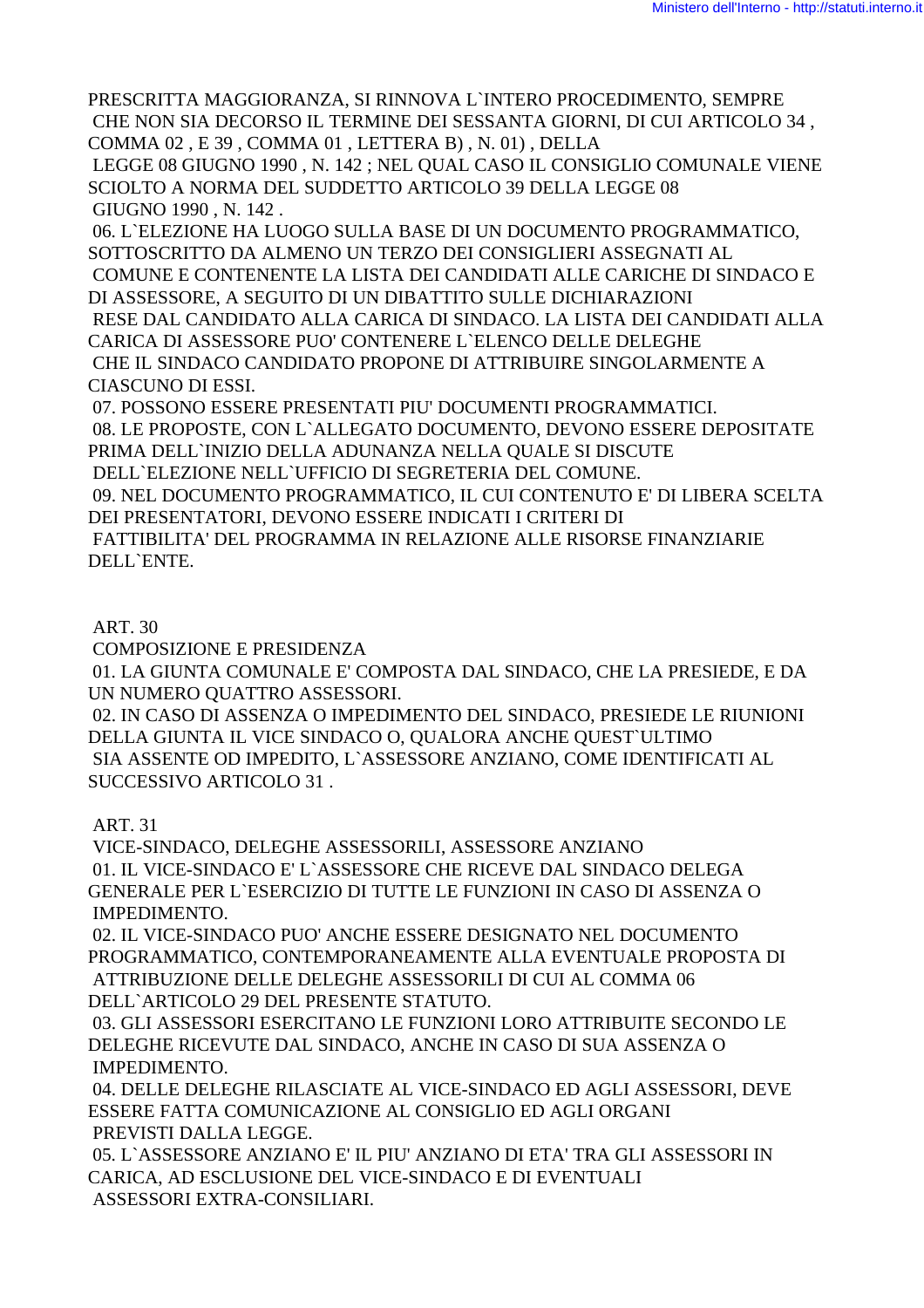PRESCRITTA MAGGIORANZA, SI RINNOVA L`INTERO PROCEDIMENTO, SEMPRE CHE NON SIA DECORSO IL TERMINE DEI SESSANTA GIORNI, DI CUI ARTICOLO 34 , COMMA 02 , E 39 , COMMA 01 , LETTERA B) , N. 01) , DELLA LEGGE 08 GIUGNO 1990 , N. 142 ; NEL QUAL CASO IL CONSIGLIO COMUNALE VIENE SCIOLTO A NORMA DEL SUDDETTO ARTICOLO 39 DELLA LEGGE 08 GIUGNO 1990 , N. 142 .

06. L`ELEZIONE HA LUOGO SULLA BASE DI UN DOCUMENTO PROGRAMMATICO, SOTTOSCRITTO DA ALMENO UN TERZO DEI CONSIGLIERI ASSEGNATI AL COMUNE E CONTENENTE LA LISTA DEI CANDIDATI ALLE CARICHE DI SINDACO E DI ASSESSORE, A SEGUITO DI UN DIBATTITO SULLE DICHIARAZIONI RESE DAL CANDIDATO ALLA CARICA DI SINDACO. LA LISTA DEI CANDIDATI ALLA CARICA DI ASSESSORE PUO' CONTENERE L`ELENCO DELLE DELEGHE CHE IL SINDACO CANDIDATO PROPONE DI ATTRIBUIRE SINGOLARMENTE A CIASCUNO DI ESSI.

07. POSSONO ESSERE PRESENTATI PIU' DOCUMENTI PROGRAMMATICI.

08. LE PROPOSTE, CON L`ALLEGATO DOCUMENTO, DEVONO ESSERE DEPOSITATE PRIMA DELL`INIZIO DELLA ADUNANZA NELLA QUALE SI DISCUTE DELL`ELEZIONE NELL`UFFICIO DI SEGRETERIA DEL COMUNE.

09. NEL DOCUMENTO PROGRAMMATICO, IL CUI CONTENUTO E' DI LIBERA SCELTA DEI PRESENTATORI, DEVONO ESSERE INDICATI I CRITERI DI FATTIBILITA' DEL PROGRAMMA IN RELAZIONE ALLE RISORSE FINANZIARIE DELL`ENTE.

ART. 30

COMPOSIZIONE E PRESIDENZA

01. LA GIUNTA COMUNALE E' COMPOSTA DAL SINDACO, CHE LA PRESIEDE, E DA UN NUMERO QUATTRO ASSESSORI.

02. IN CASO DI ASSENZA O IMPEDIMENTO DEL SINDACO, PRESIEDE LE RIUNIONI DELLA GIUNTA IL VICE SINDACO O, QUALORA ANCHE QUEST`ULTIMO SIA ASSENTE OD IMPEDITO, L`ASSESSORE ANZIANO, COME IDENTIFICATI AL SUCCESSIVO ARTICOLO 31 .

ART. 31

VICE-SINDACO, DELEGHE ASSESSORILI, ASSESSORE ANZIANO

01. IL VICE-SINDACO E' L`ASSESSORE CHE RICEVE DAL SINDACO DELEGA GENERALE PER L`ESERCIZIO DI TUTTE LE FUNZIONI IN CASO DI ASSENZA O IMPEDIMENTO.

02. IL VICE-SINDACO PUO' ANCHE ESSERE DESIGNATO NEL DOCUMENTO PROGRAMMATICO, CONTEMPORANEAMENTE ALLA EVENTUALE PROPOSTA DI ATTRIBUZIONE DELLE DELEGHE ASSESSORILI DI CUI AL COMMA 06 DELL`ARTICOLO 29 DEL PRESENTE STATUTO.

03. GLI ASSESSORI ESERCITANO LE FUNZIONI LORO ATTRIBUITE SECONDO LE DELEGHE RICEVUTE DAL SINDACO, ANCHE IN CASO DI SUA ASSENZA O IMPEDIMENTO.

04. DELLE DELEGHE RILASCIATE AL VICE-SINDACO ED AGLI ASSESSORI, DEVE ESSERE FATTA COMUNICAZIONE AL CONSIGLIO ED AGLI ORGANI PREVISTI DALLA LEGGE.

05. L`ASSESSORE ANZIANO E' IL PIU' ANZIANO DI ETA' TRA GLI ASSESSORI IN CARICA, AD ESCLUSIONE DEL VICE-SINDACO E DI EVENTUALI ASSESSORI EXTRA-CONSILIARI.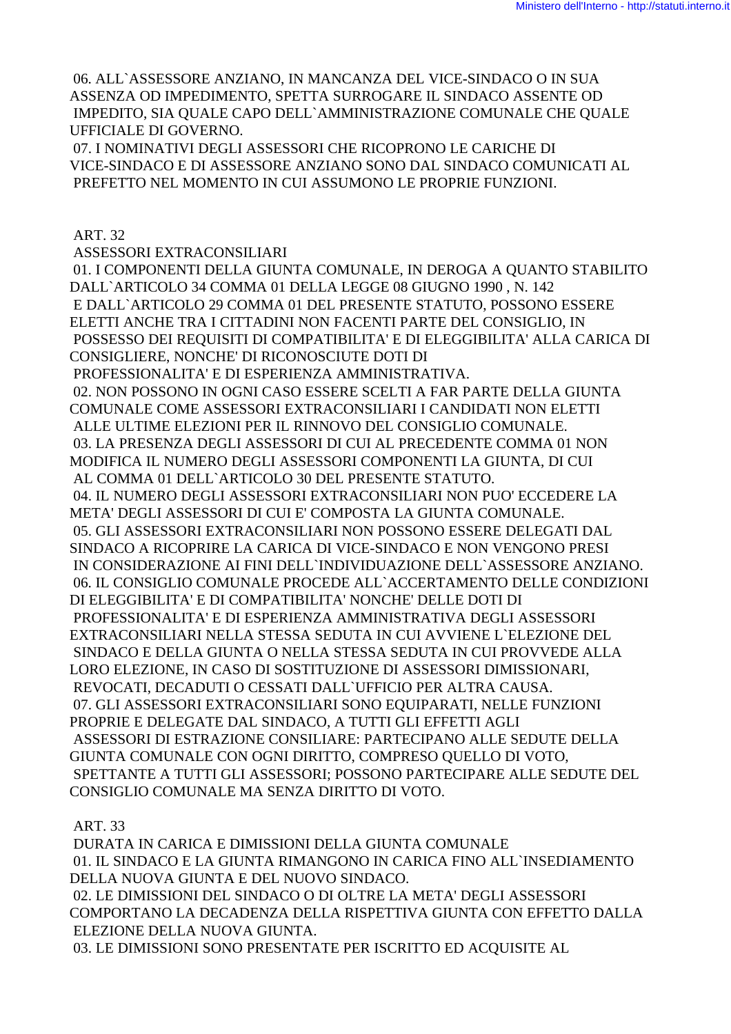06. ALL`ASSESSORE ANZIANO, IN MANCANZA DEL VICE-SINDACO O IN SUA ASSENZA OD IMPEDIMENTO, SPETTA SURROGARE IL SINDACO ASSENTE OD IMPEDITO, SIA QUALE CAPO DELL`AMMINISTRAZIONE COMUNALE CHE QUALE UFFICIALE DI GOVERNO.

07. I NOMINATIVI DEGLI ASSESSORI CHE RICOPRONO LE CARICHE DI VICE-SINDACO E DI ASSESSORE ANZIANO SONO DAL SINDACO COMUNICATI AL PREFETTO NEL MOMENTO IN CUI ASSUMONO LE PROPRIE FUNZIONI.

ART. 32

ASSESSORI EXTRACONSILIARI

01. I COMPONENTI DELLA GIUNTA COMUNALE, IN DEROGA A QUANTO STABILITO DALL`ARTICOLO 34 COMMA 01 DELLA LEGGE 08 GIUGNO 1990 , N. 142 E DALL`ARTICOLO 29 COMMA 01 DEL PRESENTE STATUTO, POSSONO ESSERE ELETTI ANCHE TRA I CITTADINI NON FACENTI PARTE DEL CONSIGLIO, IN POSSESSO DEI REQUISITI DI COMPATIBILITA' E DI ELEGGIBILITA' ALLA CARICA DI CONSIGLIERE, NONCHE' DI RICONOSCIUTE DOTI DI PROFESSIONALITA' E DI ESPERIENZA AMMINISTRATIVA.

02. NON POSSONO IN OGNI CASO ESSERE SCELTI A FAR PARTE DELLA GIUNTA COMUNALE COME ASSESSORI EXTRACONSILIARI I CANDIDATI NON ELETTI ALLE ULTIME ELEZIONI PER IL RINNOVO DEL CONSIGLIO COMUNALE.

03. LA PRESENZA DEGLI ASSESSORI DI CUI AL PRECEDENTE COMMA 01 NON MODIFICA IL NUMERO DEGLI ASSESSORI COMPONENTI LA GIUNTA, DI CUI AL COMMA 01 DELL`ARTICOLO 30 DEL PRESENTE STATUTO.

04. IL NUMERO DEGLI ASSESSORI EXTRACONSILIARI NON PUO' ECCEDERE LA META' DEGLI ASSESSORI DI CUI E' COMPOSTA LA GIUNTA COMUNALE.

05. GLI ASSESSORI EXTRACONSILIARI NON POSSONO ESSERE DELEGATI DAL SINDACO A RICOPRIRE LA CARICA DI VICE-SINDACO E NON VENGONO PRESI IN CONSIDERAZIONE AI FINI DELL`INDIVIDUAZIONE DELL`ASSESSORE ANZIANO.

06. IL CONSIGLIO COMUNALE PROCEDE ALL`ACCERTAMENTO DELLE CONDIZIONI DI ELEGGIBILITA' E DI COMPATIBILITA' NONCHE' DELLE DOTI DI PROFESSIONALITA' E DI ESPERIENZA AMMINISTRATIVA DEGLI ASSESSORI EXTRACONSILIARI NELLA STESSA SEDUTA IN CUI AVVIENE L`ELEZIONE DEL SINDACO E DELLA GIUNTA O NELLA STESSA SEDUTA IN CUI PROVVEDE ALLA LORO ELEZIONE, IN CASO DI SOSTITUZIONE DI ASSESSORI DIMISSIONARI, REVOCATI, DECADUTI O CESSATI DALL`UFFICIO PER ALTRA CAUSA.

07. GLI ASSESSORI EXTRACONSILIARI SONO EQUIPARATI, NELLE FUNZIONI PROPRIE E DELEGATE DAL SINDACO, A TUTTI GLI EFFETTI AGLI ASSESSORI DI ESTRAZIONE CONSILIARE: PARTECIPANO ALLE SEDUTE DELLA GIUNTA COMUNALE CON OGNI DIRITTO, COMPRESO QUELLO DI VOTO, SPETTANTE A TUTTI GLI ASSESSORI; POSSONO PARTECIPARE ALLE SEDUTE DEL CONSIGLIO COMUNALE MA SENZA DIRITTO DI VOTO.

ART. 33

DURATA IN CARICA E DIMISSIONI DELLA GIUNTA COMUNALE

01. IL SINDACO E LA GIUNTA RIMANGONO IN CARICA FINO ALL`INSEDIAMENTO DELLA NUOVA GIUNTA E DEL NUOVO SINDACO.

02. LE DIMISSIONI DEL SINDACO O DI OLTRE LA META' DEGLI ASSESSORI COMPORTANO LA DECADENZA DELLA RISPETTIVA GIUNTA CON EFFETTO DALLA ELEZIONE DELLA NUOVA GIUNTA.

03. LE DIMISSIONI SONO PRESENTATE PER ISCRITTO ED ACQUISITE AL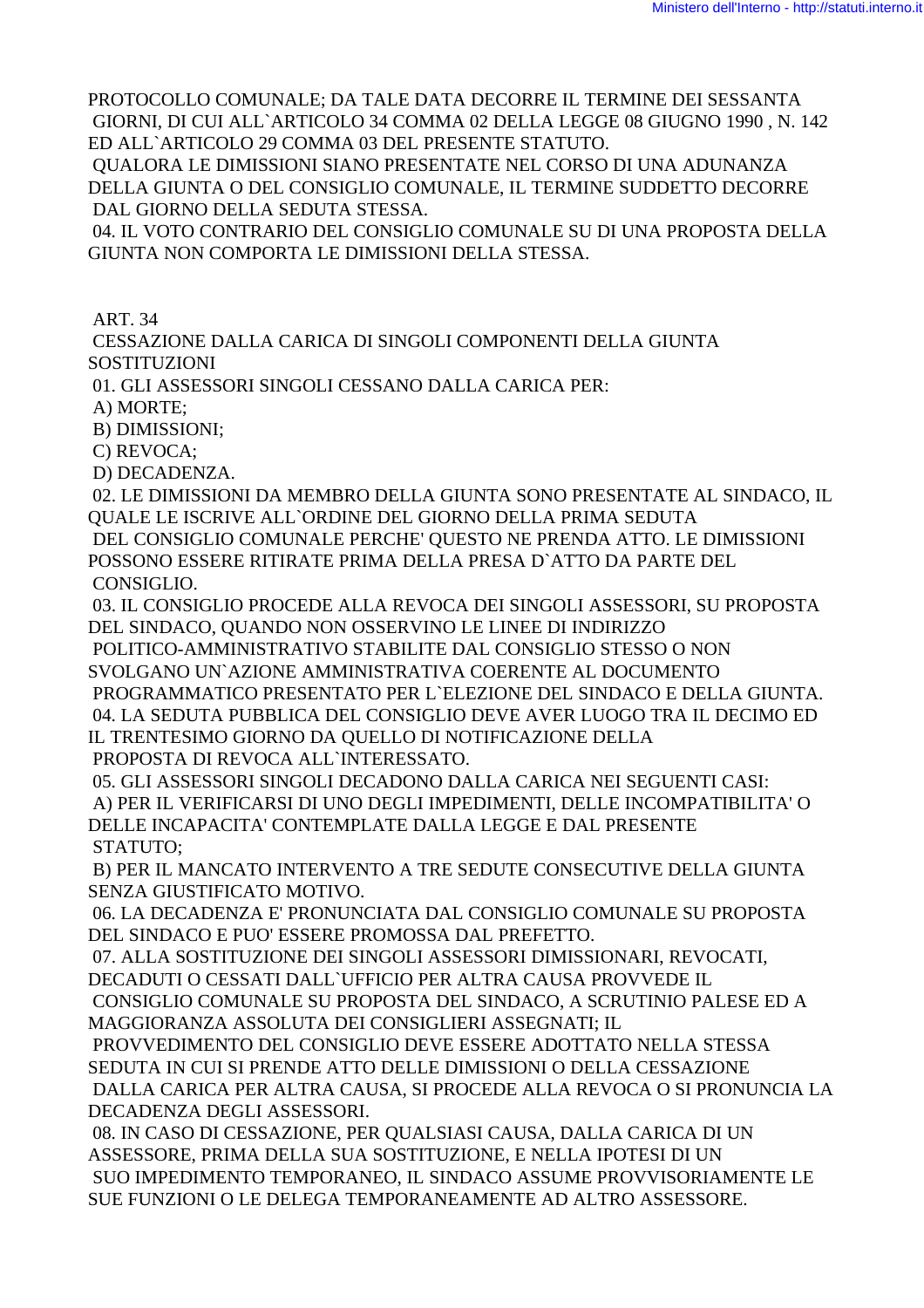PROTOCOLLO COMUNALE; DA TALE DATA DECORRE IL TERMINE DEI SESSANTA GIORNI, DI CUI ALL`ARTICOLO 34 COMMA 02 DELLA LEGGE 08 GIUGNO 1990 , N. 142 ED ALL`ARTICOLO 29 COMMA 03 DEL PRESENTE STATUTO.

QUALORA LE DIMISSIONI SIANO PRESENTATE NEL CORSO DI UNA ADUNANZA DELLA GIUNTA O DEL CONSIGLIO COMUNALE, IL TERMINE SUDDETTO DECORRE DAL GIORNO DELLA SEDUTA STESSA.

04. IL VOTO CONTRARIO DEL CONSIGLIO COMUNALE SU DI UNA PROPOSTA DELLA GIUNTA NON COMPORTA LE DIMISSIONI DELLA STESSA.

## ART. 34

## CESSAZIONE DALLA CARICA DI SINGOLI COMPONENTI DELLA GIUNTA SOSTITUZIONI

01. GLI ASSESSORI SINGOLI CESSANO DALLA CARICA PER:

A) MORTE;

B) DIMISSIONI;

C) REVOCA;

D) DECADENZA.

02. LE DIMISSIONI DA MEMBRO DELLA GIUNTA SONO PRESENTATE AL SINDACO, IL QUALE LE ISCRIVE ALL`ORDINE DEL GIORNO DELLA PRIMA SEDUTA DEL CONSIGLIO COMUNALE PERCHE' QUESTO NE PRENDA ATTO. LE DIMISSIONI POSSONO ESSERE RITIRATE PRIMA DELLA PRESA D`ATTO DA PARTE DEL CONSIGLIO.

03. IL CONSIGLIO PROCEDE ALLA REVOCA DEI SINGOLI ASSESSORI, SU PROPOSTA DEL SINDACO, QUANDO NON OSSERVINO LE LINEE DI INDIRIZZO POLITICO-AMMINISTRATIVO STABILITE DAL CONSIGLIO STESSO O NON SVOLGANO UN`AZIONE AMMINISTRATIVA COERENTE AL DOCUMENTO PROGRAMMATICO PRESENTATO PER L`ELEZIONE DEL SINDACO E DELLA GIUNTA.

04. LA SEDUTA PUBBLICA DEL CONSIGLIO DEVE AVER LUOGO TRA IL DECIMO ED IL TRENTESIMO GIORNO DA QUELLO DI NOTIFICAZIONE DELLA PROPOSTA DI REVOCA ALL`INTERESSATO.

05. GLI ASSESSORI SINGOLI DECADONO DALLA CARICA NEI SEGUENTI CASI:

A) PER IL VERIFICARSI DI UNO DEGLI IMPEDIMENTI, DELLE INCOMPATIBILITA' O DELLE INCAPACITA' CONTEMPLATE DALLA LEGGE E DAL PRESENTE STATUTO;

B) PER IL MANCATO INTERVENTO A TRE SEDUTE CONSECUTIVE DELLA GIUNTA SENZA GIUSTIFICATO MOTIVO.

06. LA DECADENZA E' PRONUNCIATA DAL CONSIGLIO COMUNALE SU PROPOSTA DEL SINDACO E PUO' ESSERE PROMOSSA DAL PREFETTO.

07. ALLA SOSTITUZIONE DEI SINGOLI ASSESSORI DIMISSIONARI, REVOCATI, DECADUTI O CESSATI DALL`UFFICIO PER ALTRA CAUSA PROVVEDE IL CONSIGLIO COMUNALE SU PROPOSTA DEL SINDACO, A SCRUTINIO PALESE ED A MAGGIORANZA ASSOLUTA DEI CONSIGLIERI ASSEGNATI; IL PROVVEDIMENTO DEL CONSIGLIO DEVE ESSERE ADOTTATO NELLA STESSA SEDUTA IN CUI SI PRENDE ATTO DELLE DIMISSIONI O DELLA CESSAZIONE DALLA CARICA PER ALTRA CAUSA, SI PROCEDE ALLA REVOCA O SI PRONUNCIA LA DECADENZA DEGLI ASSESSORI.

08. IN CASO DI CESSAZIONE, PER QUALSIASI CAUSA, DALLA CARICA DI UN ASSESSORE, PRIMA DELLA SUA SOSTITUZIONE, E NELLA IPOTESI DI UN SUO IMPEDIMENTO TEMPORANEO, IL SINDACO ASSUME PROVVISORIAMENTE LE SUE FUNZIONI O LE DELEGA TEMPORANEAMENTE AD ALTRO ASSESSORE.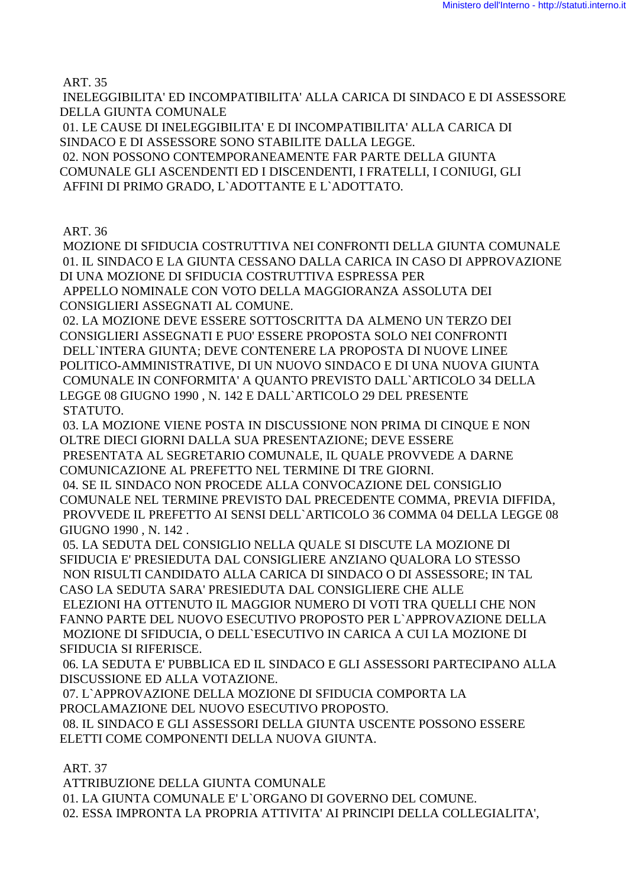ART. 35

INELEGGIBILITA' ED INCOMPATIBILITA' ALLA CARICA DI SINDACO E DI ASSESSORE DELLA GIUNTA COMUNALE

01. LE CAUSE DI INELEGGIBILITA' E DI INCOMPATIBILITA' ALLA CARICA DI SINDACO E DI ASSESSORE SONO STABILITE DALLA LEGGE.

02. NON POSSONO CONTEMPORANEAMENTE FAR PARTE DELLA GIUNTA COMUNALE GLI ASCENDENTI ED I DISCENDENTI, I FRATELLI, I CONIUGI, GLI AFFINI DI PRIMO GRADO, L`ADOTTANTE E L`ADOTTATO.

ART. 36

MOZIONE DI SFIDUCIA COSTRUTTIVA NEI CONFRONTI DELLA GIUNTA COMUNALE

01. IL SINDACO E LA GIUNTA CESSANO DALLA CARICA IN CASO DI APPROVAZIONE DI UNA MOZIONE DI SFIDUCIA COSTRUTTIVA ESPRESSA PER APPELLO NOMINALE CON VOTO DELLA MAGGIORANZA ASSOLUTA DEI CONSIGLIERI ASSEGNATI AL COMUNE.

02. LA MOZIONE DEVE ESSERE SOTTOSCRITTA DA ALMENO UN TERZO DEI CONSIGLIERI ASSEGNATI E PUO' ESSERE PROPOSTA SOLO NEI CONFRONTI DELL`INTERA GIUNTA; DEVE CONTENERE LA PROPOSTA DI NUOVE LINEE POLITICO-AMMINISTRATIVE, DI UN NUOVO SINDACO E DI UNA NUOVA GIUNTA COMUNALE IN CONFORMITA' A QUANTO PREVISTO DALL`ARTICOLO 34 DELLA LEGGE 08 GIUGNO 1990 , N. 142 E DALL`ARTICOLO 29 DEL PRESENTE STATUTO.

03. LA MOZIONE VIENE POSTA IN DISCUSSIONE NON PRIMA DI CINQUE E NON OLTRE DIECI GIORNI DALLA SUA PRESENTAZIONE; DEVE ESSERE PRESENTATA AL SEGRETARIO COMUNALE, IL QUALE PROVVEDE A DARNE COMUNICAZIONE AL PREFETTO NEL TERMINE DI TRE GIORNI.

04. SE IL SINDACO NON PROCEDE ALLA CONVOCAZIONE DEL CONSIGLIO COMUNALE NEL TERMINE PREVISTO DAL PRECEDENTE COMMA, PREVIA DIFFIDA, PROVVEDE IL PREFETTO AI SENSI DELL`ARTICOLO 36 COMMA 04 DELLA LEGGE 08 GIUGNO 1990 , N. 142 .

05. LA SEDUTA DEL CONSIGLIO NELLA QUALE SI DISCUTE LA MOZIONE DI SFIDUCIA E' PRESIEDUTA DAL CONSIGLIERE ANZIANO QUALORA LO STESSO NON RISULTI CANDIDATO ALLA CARICA DI SINDACO O DI ASSESSORE; IN TAL CASO LA SEDUTA SARA' PRESIEDUTA DAL CONSIGLIERE CHE ALLE ELEZIONI HA OTTENUTO IL MAGGIOR NUMERO DI VOTI TRA QUELLI CHE NON FANNO PARTE DEL NUOVO ESECUTIVO PROPOSTO PER L`APPROVAZIONE DELLA MOZIONE DI SFIDUCIA, O DELL`ESECUTIVO IN CARICA A CUI LA MOZIONE DI SFIDUCIA SI RIFERISCE.

06. LA SEDUTA E' PUBBLICA ED IL SINDACO E GLI ASSESSORI PARTECIPANO ALLA DISCUSSIONE ED ALLA VOTAZIONE.

07. L`APPROVAZIONE DELLA MOZIONE DI SFIDUCIA COMPORTA LA PROCLAMAZIONE DEL NUOVO ESECUTIVO PROPOSTO.

08. IL SINDACO E GLI ASSESSORI DELLA GIUNTA USCENTE POSSONO ESSERE ELETTI COME COMPONENTI DELLA NUOVA GIUNTA.

ART. 37

ATTRIBUZIONE DELLA GIUNTA COMUNALE

01. LA GIUNTA COMUNALE E' L`ORGANO DI GOVERNO DEL COMUNE.

02. ESSA IMPRONTA LA PROPRIA ATTIVITA' AI PRINCIPI DELLA COLLEGIALITA',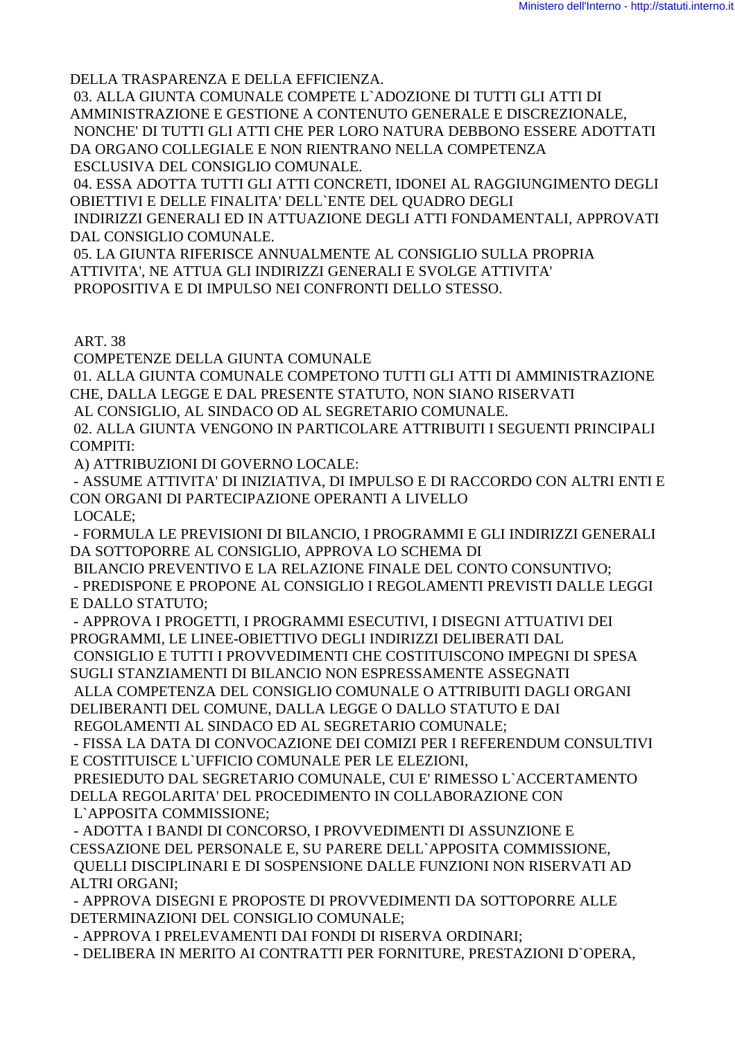DELLA TRASPARENZA E DELLA EFFICIENZA.

03. ALLA GIUNTA COMUNALE COMPETE L`ADOZIONE DI TUTTI GLI ATTI DI AMMINISTRAZIONE E GESTIONE A CONTENUTO GENERALE E DISCREZIONALE, NONCHE' DI TUTTI GLI ATTI CHE PER LORO NATURA DEBBONO ESSERE ADOTTATI DA ORGANO COLLEGIALE E NON RIENTRANO NELLA COMPETENZA ESCLUSIVA DEL CONSIGLIO COMUNALE.

04. ESSA ADOTTA TUTTI GLI ATTI CONCRETI, IDONEI AL RAGGIUNGIMENTO DEGLI OBIETTIVI E DELLE FINALITA' DELL`ENTE DEL QUADRO DEGLI INDIRIZZI GENERALI ED IN ATTUAZIONE DEGLI ATTI FONDAMENTALI, APPROVATI DAL CONSIGLIO COMUNALE.

05. LA GIUNTA RIFERISCE ANNUALMENTE AL CONSIGLIO SULLA PROPRIA ATTIVITA', NE ATTUA GLI INDIRIZZI GENERALI E SVOLGE ATTIVITA' PROPOSITIVA E DI IMPULSO NEI CONFRONTI DELLO STESSO.

ART. 38

COMPETENZE DELLA GIUNTA COMUNALE

01. ALLA GIUNTA COMUNALE COMPETONO TUTTI GLI ATTI DI AMMINISTRAZIONE CHE, DALLA LEGGE E DAL PRESENTE STATUTO, NON SIANO RISERVATI AL CONSIGLIO, AL SINDACO OD AL SEGRETARIO COMUNALE.

02. ALLA GIUNTA VENGONO IN PARTICOLARE ATTRIBUITI I SEGUENTI PRINCIPALI COMPITI:

A) ATTRIBUZIONI DI GOVERNO LOCALE:

- ASSUME ATTIVITA' DI INIZIATIVA, DI IMPULSO E DI RACCORDO CON ALTRI ENTI E CON ORGANI DI PARTECIPAZIONE OPERANTI A LIVELLO LOCALE;
- FORMULA LE PREVISIONI DI BILANCIO, I PROGRAMMI E GLI INDIRIZZI GENERALI DA SOTTOPORRE AL CONSIGLIO, APPROVA LO SCHEMA DI BILANCIO PREVENTIVO E LA RELAZIONE FINALE DEL CONTO CONSUNTIVO;
- PREDISPONE E PROPONE AL CONSIGLIO I REGOLAMENTI PREVISTI DALLE LEGGI E DALLO STATUTO;
- APPROVA I PROGETTI, I PROGRAMMI ESECUTIVI, I DISEGNI ATTUATIVI DEI PROGRAMMI, LE LINEE-OBIETTIVO DEGLI INDIRIZZI DELIBERATI DAL CONSIGLIO E TUTTI I PROVVEDIMENTI CHE COSTITUISCONO IMPEGNI DI SPESA SUGLI STANZIAMENTI DI BILANCIO NON ESPRESSAMENTE ASSEGNATI ALLA COMPETENZA DEL CONSIGLIO COMUNALE O ATTRIBUITI DAGLI ORGANI DELIBERANTI DEL COMUNE, DALLA LEGGE O DALLO STATUTO E DAI REGOLAMENTI AL SINDACO ED AL SEGRETARIO COMUNALE;
- FISSA LA DATA DI CONVOCAZIONE DEI COMIZI PER I REFERENDUM CONSULTIVI E COSTITUISCE L`UFFICIO COMUNALE PER LE ELEZIONI, PRESIEDUTO DAL SEGRETARIO COMUNALE, CUI E' RIMESSO L`ACCERTAMENTO DELLA REGOLARITA' DEL PROCEDIMENTO IN COLLABORAZIONE CON L`APPOSITA COMMISSIONE;
- ADOTTA I BANDI DI CONCORSO, I PROVVEDIMENTI DI ASSUNZIONE E CESSAZIONE DEL PERSONALE E, SU PARERE DELL`APPOSITA COMMISSIONE, QUELLI DISCIPLINARI E DI SOSPENSIONE DALLE FUNZIONI NON RISERVATI AD ALTRI ORGANI;
- APPROVA DISEGNI E PROPOSTE DI PROVVEDIMENTI DA SOTTOPORRE ALLE DETERMINAZIONI DEL CONSIGLIO COMUNALE;
- APPROVA I PRELEVAMENTI DAI FONDI DI RISERVA ORDINARI;
- DELIBERA IN MERITO AI CONTRATTI PER FORNITURE, PRESTAZIONI D`OPERA,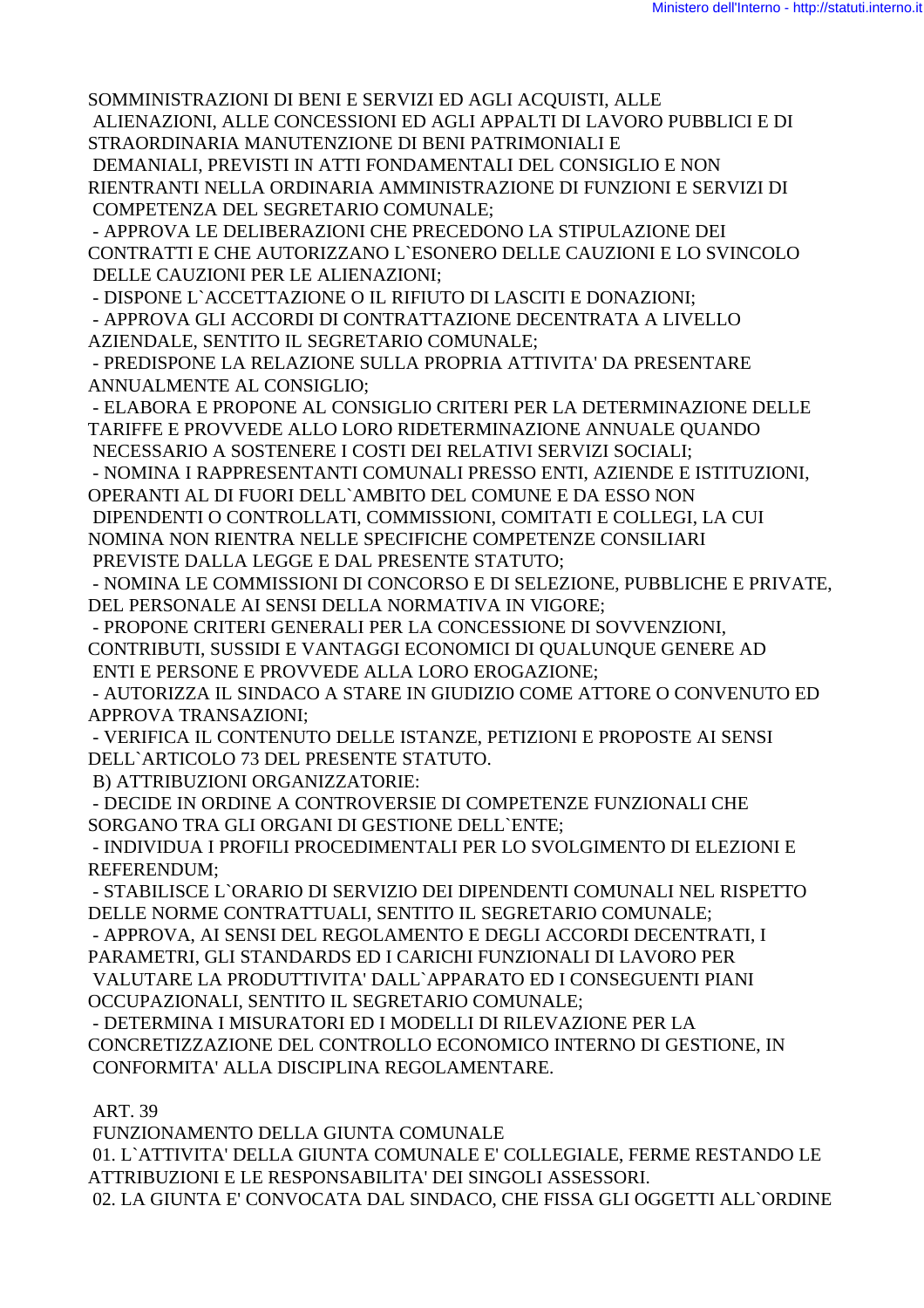SOMMINISTRAZIONI DI BENI E SERVIZI ED AGLI ACQUISTI, ALLE ALIENAZIONI, ALLE CONCESSIONI ED AGLI APPALTI DI LAVORO PUBBLICI E DI STRAORDINARIA MANUTENZIONE DI BENI PATRIMONIALI E DEMANIALI, PREVISTI IN ATTI FONDAMENTALI DEL CONSIGLIO E NON RIENTRANTI NELLA ORDINARIA AMMINISTRAZIONE DI FUNZIONI E SERVIZI DI COMPETENZA DEL SEGRETARIO COMUNALE;

- APPROVA LE DELIBERAZIONI CHE PRECEDONO LA STIPULAZIONE DEI CONTRATTI E CHE AUTORIZZANO L`ESONERO DELLE CAUZIONI E LO SVINCOLO DELLE CAUZIONI PER LE ALIENAZIONI;
- DISPONE L`ACCETTAZIONE O IL RIFIUTO DI LASCITI E DONAZIONI;
- APPROVA GLI ACCORDI DI CONTRATTAZIONE DECENTRATA A LIVELLO AZIENDALE, SENTITO IL SEGRETARIO COMUNALE;
- PREDISPONE LA RELAZIONE SULLA PROPRIA ATTIVITA' DA PRESENTARE ANNUALMENTE AL CONSIGLIO;
- ELABORA E PROPONE AL CONSIGLIO CRITERI PER LA DETERMINAZIONE DELLE TARIFFE E PROVVEDE ALLO LORO RIDETERMINAZIONE ANNUALE QUANDO NECESSARIO A SOSTENERE I COSTI DEI RELATIVI SERVIZI SOCIALI;
- NOMINA I RAPPRESENTANTI COMUNALI PRESSO ENTI, AZIENDE E ISTITUZIONI, OPERANTI AL DI FUORI DELL`AMBITO DEL COMUNE E DA ESSO NON DIPENDENTI O CONTROLLATI, COMMISSIONI, COMITATI E COLLEGI, LA CUI NOMINA NON RIENTRA NELLE SPECIFICHE COMPETENZE CONSILIARI PREVISTE DALLA LEGGE E DAL PRESENTE STATUTO;
- NOMINA LE COMMISSIONI DI CONCORSO E DI SELEZIONE, PUBBLICHE E PRIVATE, DEL PERSONALE AI SENSI DELLA NORMATIVA IN VIGORE;
- PROPONE CRITERI GENERALI PER LA CONCESSIONE DI SOVVENZIONI, CONTRIBUTI, SUSSIDI E VANTAGGI ECONOMICI DI QUALUNQUE GENERE AD ENTI E PERSONE E PROVVEDE ALLA LORO EROGAZIONE;
- AUTORIZZA IL SINDACO A STARE IN GIUDIZIO COME ATTORE O CONVENUTO ED APPROVA TRANSAZIONI;
- VERIFICA IL CONTENUTO DELLE ISTANZE, PETIZIONI E PROPOSTE AI SENSI DELL`ARTICOLO 73 DEL PRESENTE STATUTO.

B) ATTRIBUZIONI ORGANIZZATORIE:

- DECIDE IN ORDINE A CONTROVERSIE DI COMPETENZE FUNZIONALI CHE SORGANO TRA GLI ORGANI DI GESTIONE DELL`ENTE;
- INDIVIDUA I PROFILI PROCEDIMENTALI PER LO SVOLGIMENTO DI ELEZIONI E REFERENDUM;
- STABILISCE L`ORARIO DI SERVIZIO DEI DIPENDENTI COMUNALI NEL RISPETTO DELLE NORME CONTRATTUALI, SENTITO IL SEGRETARIO COMUNALE;
- APPROVA, AI SENSI DEL REGOLAMENTO E DEGLI ACCORDI DECENTRATI, I PARAMETRI, GLI STANDARDS ED I CARICHI FUNZIONALI DI LAVORO PER VALUTARE LA PRODUTTIVITA' DALL`APPARATO ED I CONSEGUENTI PIANI OCCUPAZIONALI, SENTITO IL SEGRETARIO COMUNALE;
- DETERMINA I MISURATORI ED I MODELLI DI RILEVAZIONE PER LA CONCRETIZZAZIONE DEL CONTROLLO ECONOMICO INTERNO DI GESTIONE, IN CONFORMITA' ALLA DISCIPLINA REGOLAMENTARE.

ART. 39

FUNZIONAMENTO DELLA GIUNTA COMUNALE

01. L`ATTIVITA' DELLA GIUNTA COMUNALE E' COLLEGIALE, FERME RESTANDO LE ATTRIBUZIONI E LE RESPONSABILITA' DEI SINGOLI ASSESSORI.

02. LA GIUNTA E' CONVOCATA DAL SINDACO, CHE FISSA GLI OGGETTI ALL`ORDINE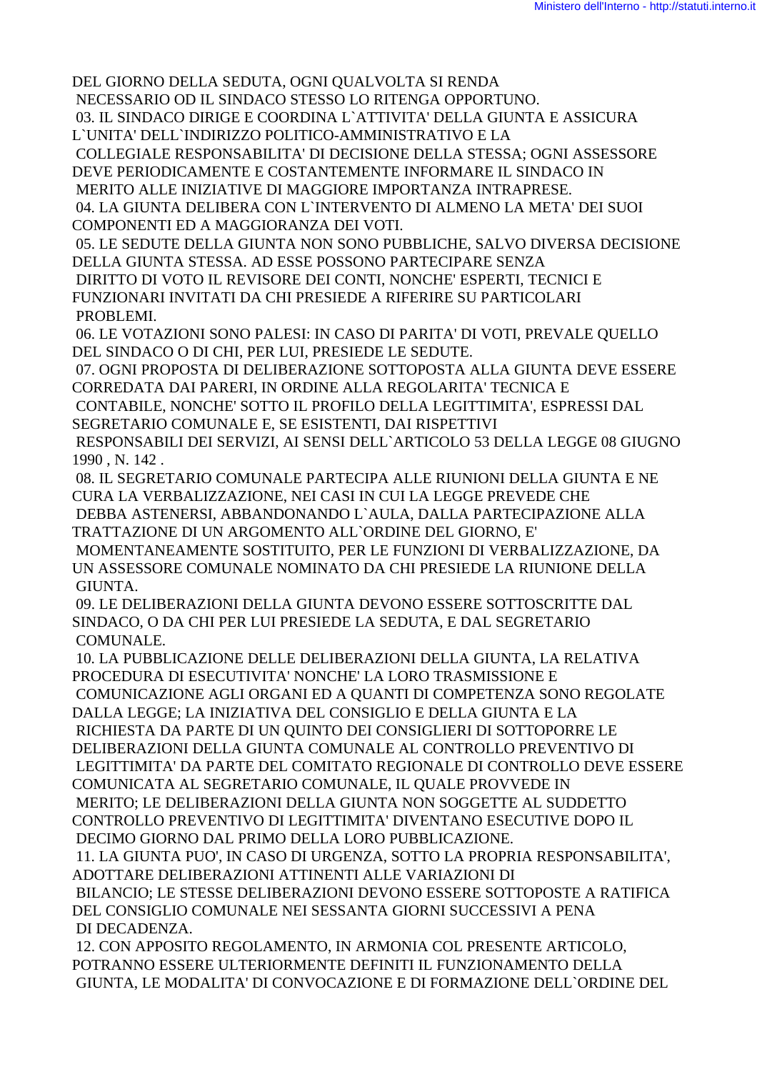DEL GIORNO DELLA SEDUTA, OGNI QUALVOLTA SI RENDA NECESSARIO OD IL SINDACO STESSO LO RITENGA OPPORTUNO.

03. IL SINDACO DIRIGE E COORDINA L`ATTIVITA' DELLA GIUNTA E ASSICURA L`UNITA' DELL`INDIRIZZO POLITICO-AMMINISTRATIVO E LA COLLEGIALE RESPONSABILITA' DI DECISIONE DELLA STESSA; OGNI ASSESSORE DEVE PERIODICAMENTE E COSTANTEMENTE INFORMARE IL SINDACO IN MERITO ALLE INIZIATIVE DI MAGGIORE IMPORTANZA INTRAPRESE.

04. LA GIUNTA DELIBERA CON L`INTERVENTO DI ALMENO LA META' DEI SUOI COMPONENTI ED A MAGGIORANZA DEI VOTI.

05. LE SEDUTE DELLA GIUNTA NON SONO PUBBLICHE, SALVO DIVERSA DECISIONE DELLA GIUNTA STESSA. AD ESSE POSSONO PARTECIPARE SENZA DIRITTO DI VOTO IL REVISORE DEI CONTI, NONCHE' ESPERTI, TECNICI E FUNZIONARI INVITATI DA CHI PRESIEDE A RIFERIRE SU PARTICOLARI PROBLEMI.

06. LE VOTAZIONI SONO PALESI: IN CASO DI PARITA' DI VOTI, PREVALE QUELLO DEL SINDACO O DI CHI, PER LUI, PRESIEDE LE SEDUTE.

07. OGNI PROPOSTA DI DELIBERAZIONE SOTTOPOSTA ALLA GIUNTA DEVE ESSERE CORREDATA DAI PARERI, IN ORDINE ALLA REGOLARITA' TECNICA E CONTABILE, NONCHE' SOTTO IL PROFILO DELLA LEGITTIMITA', ESPRESSI DAL SEGRETARIO COMUNALE E, SE ESISTENTI, DAI RISPETTIVI RESPONSABILI DEI SERVIZI, AI SENSI DELL`ARTICOLO 53 DELLA LEGGE 08 GIUGNO 1990 , N. 142 .

08. IL SEGRETARIO COMUNALE PARTECIPA ALLE RIUNIONI DELLA GIUNTA E NE CURA LA VERBALIZZAZIONE, NEI CASI IN CUI LA LEGGE PREVEDE CHE DEBBA ASTENERSI, ABBANDONANDO L`AULA, DALLA PARTECIPAZIONE ALLA TRATTAZIONE DI UN ARGOMENTO ALL`ORDINE DEL GIORNO, E' MOMENTANEAMENTE SOSTITUITO, PER LE FUNZIONI DI VERBALIZZAZIONE, DA UN ASSESSORE COMUNALE NOMINATO DA CHI PRESIEDE LA RIUNIONE DELLA GIUNTA.

09. LE DELIBERAZIONI DELLA GIUNTA DEVONO ESSERE SOTTOSCRITTE DAL SINDACO, O DA CHI PER LUI PRESIEDE LA SEDUTA, E DAL SEGRETARIO COMUNALE.

10. LA PUBBLICAZIONE DELLE DELIBERAZIONI DELLA GIUNTA, LA RELATIVA PROCEDURA DI ESECUTIVITA' NONCHE' LA LORO TRASMISSIONE E COMUNICAZIONE AGLI ORGANI ED A QUANTI DI COMPETENZA SONO REGOLATE DALLA LEGGE; LA INIZIATIVA DEL CONSIGLIO E DELLA GIUNTA E LA RICHIESTA DA PARTE DI UN QUINTO DEI CONSIGLIERI DI SOTTOPORRE LE DELIBERAZIONI DELLA GIUNTA COMUNALE AL CONTROLLO PREVENTIVO DI LEGITTIMITA' DA PARTE DEL COMITATO REGIONALE DI CONTROLLO DEVE ESSERE COMUNICATA AL SEGRETARIO COMUNALE, IL QUALE PROVVEDE IN MERITO; LE DELIBERAZIONI DELLA GIUNTA NON SOGGETTE AL SUDDETTO CONTROLLO PREVENTIVO DI LEGITTIMITA' DIVENTANO ESECUTIVE DOPO IL DECIMO GIORNO DAL PRIMO DELLA LORO PUBBLICAZIONE.

11. LA GIUNTA PUO', IN CASO DI URGENZA, SOTTO LA PROPRIA RESPONSABILITA', ADOTTARE DELIBERAZIONI ATTINENTI ALLE VARIAZIONI DI BILANCIO; LE STESSE DELIBERAZIONI DEVONO ESSERE SOTTOPOSTE A RATIFICA DEL CONSIGLIO COMUNALE NEI SESSANTA GIORNI SUCCESSIVI A PENA DI DECADENZA.

12. CON APPOSITO REGOLAMENTO, IN ARMONIA COL PRESENTE ARTICOLO, POTRANNO ESSERE ULTERIORMENTE DEFINITI IL FUNZIONAMENTO DELLA GIUNTA, LE MODALITA' DI CONVOCAZIONE E DI FORMAZIONE DELL`ORDINE DEL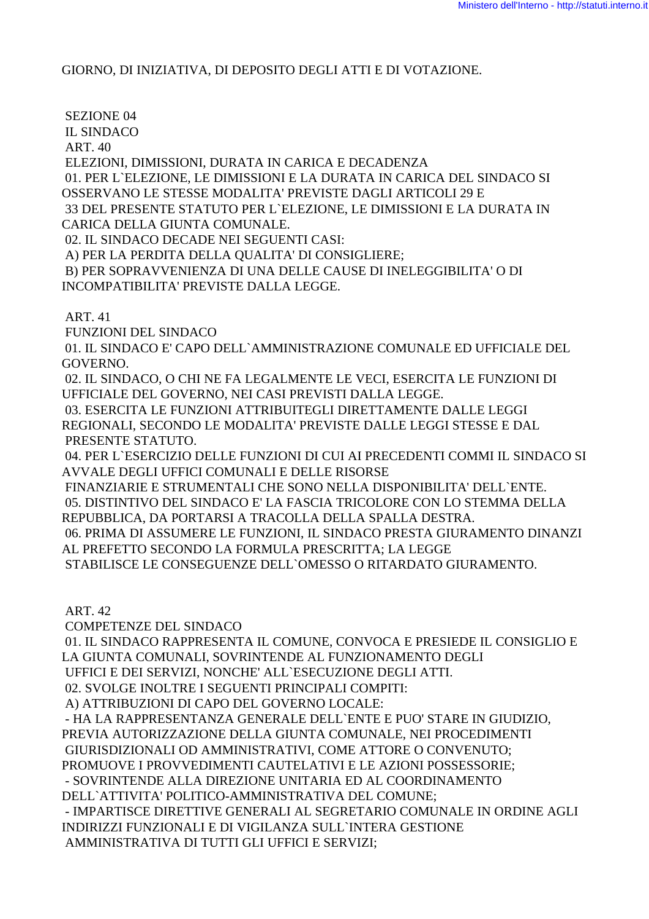GIORNO, DI INIZIATIVA, DI DEPOSITO DEGLI ATTI E DI VOTAZIONE.

SEZIONE 04
IL SINDACO
ART. 40
ELEZIONI, DIMISSIONI, DURATA IN CARICA E DECADENZA

01. PER L`ELEZIONE, LE DIMISSIONI E LA DURATA IN CARICA DEL SINDACO SI OSSERVANO LE STESSE MODALITA' PREVISTE DAGLI ARTICOLI 29 E 33 DEL PRESENTE STATUTO PER L`ELEZIONE, LE DIMISSIONI E LA DURATA IN CARICA DELLA GIUNTA COMUNALE.

02. IL SINDACO DECADE NEI SEGUENTI CASI:
A) PER LA PERDITA DELLA QUALITA' DI CONSIGLIERE;
B) PER SOPRAVVENIENZA DI UNA DELLE CAUSE DI INELEGGIBILITA' O DI INCOMPATIBILITA' PREVISTE DALLA LEGGE.

ART. 41
FUNZIONI DEL SINDACO

01. IL SINDACO E' CAPO DELL`AMMINISTRAZIONE COMUNALE ED UFFICIALE DEL GOVERNO.

02. IL SINDACO, O CHI NE FA LEGALMENTE LE VECI, ESERCITA LE FUNZIONI DI UFFICIALE DEL GOVERNO, NEI CASI PREVISTI DALLA LEGGE.

03. ESERCITA LE FUNZIONI ATTRIBUITEGLI DIRETTAMENTE DALLE LEGGI REGIONALI, SECONDO LE MODALITA' PREVISTE DALLE LEGGI STESSE E DAL PRESENTE STATUTO.

04. PER L`ESERCIZIO DELLE FUNZIONI DI CUI AI PRECEDENTI COMMI IL SINDACO SI AVVALE DEGLI UFFICI COMUNALI E DELLE RISORSE FINANZIARIE E STRUMENTALI CHE SONO NELLA DISPONIBILITA' DELL`ENTE.

05. DISTINTIVO DEL SINDACO E' LA FASCIA TRICOLORE CON LO STEMMA DELLA REPUBBLICA, DA PORTARSI A TRACOLLA DELLA SPALLA DESTRA.

06. PRIMA DI ASSUMERE LE FUNZIONI, IL SINDACO PRESTA GIURAMENTO DINANZI AL PREFETTO SECONDO LA FORMULA PRESCRITTA; LA LEGGE STABILISCE LE CONSEGUENZE DELL`OMESSO O RITARDATO GIURAMENTO.

ART. 42
COMPETENZE DEL SINDACO

01. IL SINDACO RAPPRESENTA IL COMUNE, CONVOCA E PRESIEDE IL CONSIGLIO E LA GIUNTA COMUNALI, SOVRINTENDE AL FUNZIONAMENTO DEGLI UFFICI E DEI SERVIZI, NONCHE' ALL`ESECUZIONE DEGLI ATTI.

02. SVOLGE INOLTRE I SEGUENTI PRINCIPALI COMPITI:
A) ATTRIBUZIONI DI CAPO DEL GOVERNO LOCALE:
- HA LA RAPPRESENTANZA GENERALE DELL`ENTE E PUO' STARE IN GIUDIZIO, PREVIA AUTORIZZAZIONE DELLA GIUNTA COMUNALE, NEI PROCEDIMENTI GIURISDIZIONALI OD AMMINISTRATIVI, COME ATTORE O CONVENUTO; PROMUOVE I PROVVEDIMENTI CAUTELATIVI E LE AZIONI POSSESSORIE;
- SOVRINTENDE ALLA DIREZIONE UNITARIA ED AL COORDINAMENTO DELL`ATTIVITA' POLITICO-AMMINISTRATIVA DEL COMUNE;
- IMPARTISCE DIRETTIVE GENERALI AL SEGRETARIO COMUNALE IN ORDINE AGLI INDIRIZZI FUNZIONALI E DI VIGILANZA SULL`INTERA GESTIONE AMMINISTRATIVA DI TUTTI GLI UFFICI E SERVIZI;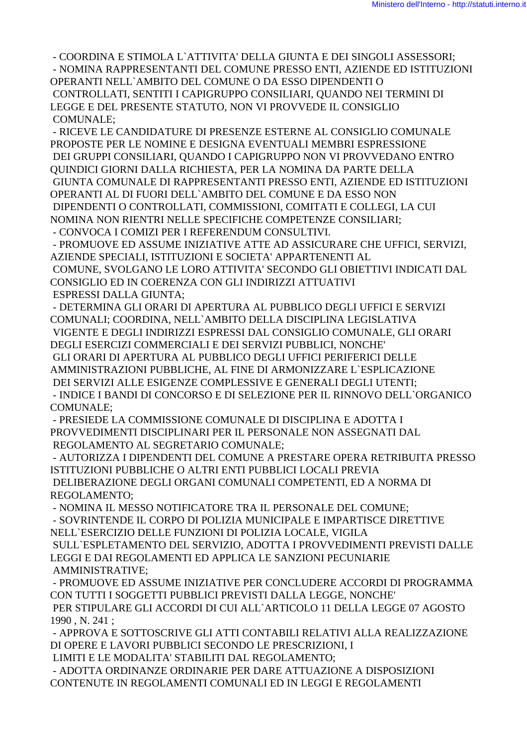- COORDINA E STIMOLA L`ATTIVITA' DELLA GIUNTA E DEI SINGOLI ASSESSORI;
- NOMINA RAPPRESENTANTI DEL COMUNE PRESSO ENTI, AZIENDE ED ISTITUZIONI OPERANTI NELL`AMBITO DEL COMUNE O DA ESSO DIPENDENTI O CONTROLLATI, SENTITI I CAPIGRUPPO CONSILIARI, QUANDO NEI TERMINI DI LEGGE E DEL PRESENTE STATUTO, NON VI PROVVEDE IL CONSIGLIO COMUNALE;
- RICEVE LE CANDIDATURE DI PRESENZE ESTERNE AL CONSIGLIO COMUNALE PROPOSTE PER LE NOMINE E DESIGNA EVENTUALI MEMBRI ESPRESSIONE DEI GRUPPI CONSILIARI, QUANDO I CAPIGRUPPO NON VI PROVVEDANO ENTRO QUINDICI GIORNI DALLA RICHIESTA, PER LA NOMINA DA PARTE DELLA GIUNTA COMUNALE DI RAPPRESENTANTI PRESSO ENTI, AZIENDE ED ISTITUZIONI OPERANTI AL DI FUORI DELL`AMBITO DEL COMUNE E DA ESSO NON DIPENDENTI O CONTROLLATI, COMMISSIONI, COMITATI E COLLEGI, LA CUI NOMINA NON RIENTRI NELLE SPECIFICHE COMPETENZE CONSILIARI;
- CONVOCA I COMIZI PER I REFERENDUM CONSULTIVI.
- PROMUOVE ED ASSUME INIZIATIVE ATTE AD ASSICURARE CHE UFFICI, SERVIZI, AZIENDE SPECIALI, ISTITUZIONI E SOCIETA' APPARTENENTI AL COMUNE, SVOLGANO LE LORO ATTIVITA' SECONDO GLI OBIETTIVI INDICATI DAL CONSIGLIO ED IN COERENZA CON GLI INDIRIZZI ATTUATIVI ESPRESSI DALLA GIUNTA;
- DETERMINA GLI ORARI DI APERTURA AL PUBBLICO DEGLI UFFICI E SERVIZI COMUNALI; COORDINA, NELL`AMBITO DELLA DISCIPLINA LEGISLATIVA VIGENTE E DEGLI INDIRIZZI ESPRESSI DAL CONSIGLIO COMUNALE, GLI ORARI DEGLI ESERCIZI COMMERCIALI E DEI SERVIZI PUBBLICI, NONCHE' GLI ORARI DI APERTURA AL PUBBLICO DEGLI UFFICI PERIFERICI DELLE AMMINISTRAZIONI PUBBLICHE, AL FINE DI ARMONIZZARE L`ESPLICAZIONE DEI SERVIZI ALLE ESIGENZE COMPLESSIVE E GENERALI DEGLI UTENTI;
- INDICE I BANDI DI CONCORSO E DI SELEZIONE PER IL RINNOVO DELL`ORGANICO COMUNALE;
- PRESIEDE LA COMMISSIONE COMUNALE DI DISCIPLINA E ADOTTA I PROVVEDIMENTI DISCIPLINARI PER IL PERSONALE NON ASSEGNATI DAL REGOLAMENTO AL SEGRETARIO COMUNALE;
- AUTORIZZA I DIPENDENTI DEL COMUNE A PRESTARE OPERA RETRIBUITA PRESSO ISTITUZIONI PUBBLICHE O ALTRI ENTI PUBBLICI LOCALI PREVIA DELIBERAZIONE DEGLI ORGANI COMUNALI COMPETENTI, ED A NORMA DI REGOLAMENTO;
- NOMINA IL MESSO NOTIFICATORE TRA IL PERSONALE DEL COMUNE;
- SOVRINTENDE IL CORPO DI POLIZIA MUNICIPALE E IMPARTISCE DIRETTIVE NELL`ESERCIZIO DELLE FUNZIONI DI POLIZIA LOCALE, VIGILA SULL`ESPLETAMENTO DEL SERVIZIO, ADOTTA I PROVVEDIMENTI PREVISTI DALLE LEGGI E DAI REGOLAMENTI ED APPLICA LE SANZIONI PECUNIARIE AMMINISTRATIVE;
- PROMUOVE ED ASSUME INIZIATIVE PER CONCLUDERE ACCORDI DI PROGRAMMA CON TUTTI I SOGGETTI PUBBLICI PREVISTI DALLA LEGGE, NONCHE' PER STIPULARE GLI ACCORDI DI CUI ALL`ARTICOLO 11 DELLA LEGGE 07 AGOSTO 1990 , N. 241 ;
- APPROVA E SOTTOSCRIVE GLI ATTI CONTABILI RELATIVI ALLA REALIZZAZIONE DI OPERE E LAVORI PUBBLICI SECONDO LE PRESCRIZIONI, I LIMITI E LE MODALITA' STABILITI DAL REGOLAMENTO;
- ADOTTA ORDINANZE ORDINARIE PER DARE ATTUAZIONE A DISPOSIZIONI CONTENUTE IN REGOLAMENTI COMUNALI ED IN LEGGI E REGOLAMENTI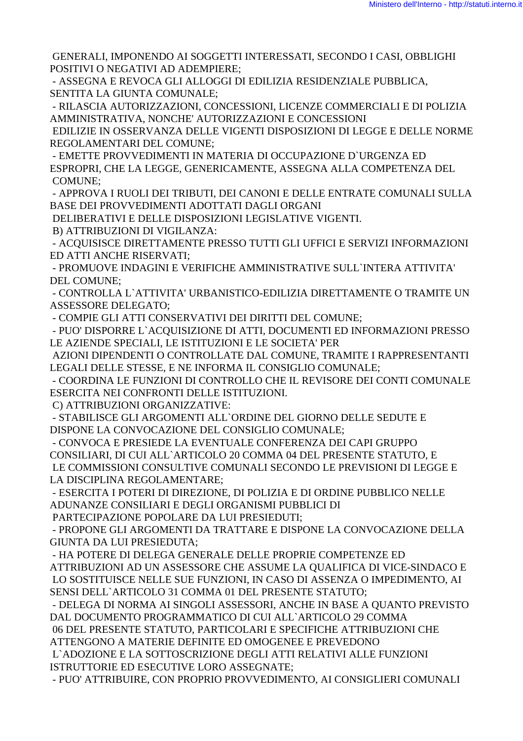GENERALI, IMPONENDO AI SOGGETTI INTERESSATI, SECONDO I CASI, OBBLIGHI POSITIVI O NEGATIVI AD ADEMPIERE;

- ASSEGNA E REVOCA GLI ALLOGGI DI EDILIZIA RESIDENZIALE PUBBLICA, SENTITA LA GIUNTA COMUNALE;
- RILASCIA AUTORIZZAZIONI, CONCESSIONI, LICENZE COMMERCIALI E DI POLIZIA AMMINISTRATIVA, NONCHE' AUTORIZZAZIONI E CONCESSIONI EDILIZIE IN OSSERVANZA DELLE VIGENTI DISPOSIZIONI DI LEGGE E DELLE NORME REGOLAMENTARI DEL COMUNE;
- EMETTE PROVVEDIMENTI IN MATERIA DI OCCUPAZIONE D`URGENZA ED ESPROPRI, CHE LA LEGGE, GENERICAMENTE, ASSEGNA ALLA COMPETENZA DEL COMUNE;
- APPROVA I RUOLI DEI TRIBUTI, DEI CANONI E DELLE ENTRATE COMUNALI SULLA BASE DEI PROVVEDIMENTI ADOTTATI DAGLI ORGANI DELIBERATIVI E DELLE DISPOSIZIONI LEGISLATIVE VIGENTI.

B) ATTRIBUZIONI DI VIGILANZA:

- ACQUISISCE DIRETTAMENTE PRESSO TUTTI GLI UFFICI E SERVIZI INFORMAZIONI ED ATTI ANCHE RISERVATI;
- PROMUOVE INDAGINI E VERIFICHE AMMINISTRATIVE SULL`INTERA ATTIVITA' DEL COMUNE;
- CONTROLLA L`ATTIVITA' URBANISTICO-EDILIZIA DIRETTAMENTE O TRAMITE UN ASSESSORE DELEGATO;
- COMPIE GLI ATTI CONSERVATIVI DEI DIRITTI DEL COMUNE;
- PUO' DISPORRE L`ACQUISIZIONE DI ATTI, DOCUMENTI ED INFORMAZIONI PRESSO LE AZIENDE SPECIALI, LE ISTITUZIONI E LE SOCIETA' PER AZIONI DIPENDENTI O CONTROLLATE DAL COMUNE, TRAMITE I RAPPRESENTANTI LEGALI DELLE STESSE, E NE INFORMA IL CONSIGLIO COMUNALE;
- COORDINA LE FUNZIONI DI CONTROLLO CHE IL REVISORE DEI CONTI COMUNALE ESERCITA NEI CONFRONTI DELLE ISTITUZIONI.

C) ATTRIBUZIONI ORGANIZZATIVE:

- STABILISCE GLI ARGOMENTI ALL`ORDINE DEL GIORNO DELLE SEDUTE E DISPONE LA CONVOCAZIONE DEL CONSIGLIO COMUNALE;
- CONVOCA E PRESIEDE LA EVENTUALE CONFERENZA DEI CAPI GRUPPO CONSILIARI, DI CUI ALL`ARTICOLO 20 COMMA 04 DEL PRESENTE STATUTO, E LE COMMISSIONI CONSULTIVE COMUNALI SECONDO LE PREVISIONI DI LEGGE E LA DISCIPLINA REGOLAMENTARE;
- ESERCITA I POTERI DI DIREZIONE, DI POLIZIA E DI ORDINE PUBBLICO NELLE ADUNANZE CONSILIARI E DEGLI ORGANISMI PUBBLICI DI PARTECIPAZIONE POPOLARE DA LUI PRESIEDUTI;
- PROPONE GLI ARGOMENTI DA TRATTARE E DISPONE LA CONVOCAZIONE DELLA GIUNTA DA LUI PRESIEDUTA;
- HA POTERE DI DELEGA GENERALE DELLE PROPRIE COMPETENZE ED ATTRIBUZIONI AD UN ASSESSORE CHE ASSUME LA QUALIFICA DI VICE-SINDACO E LO SOSTITUISCE NELLE SUE FUNZIONI, IN CASO DI ASSENZA O IMPEDIMENTO, AI SENSI DELL`ARTICOLO 31 COMMA 01 DEL PRESENTE STATUTO;
- DELEGA DI NORMA AI SINGOLI ASSESSORI, ANCHE IN BASE A QUANTO PREVISTO DAL DOCUMENTO PROGRAMMATICO DI CUI ALL`ARTICOLO 29 COMMA 06 DEL PRESENTE STATUTO, PARTICOLARI E SPECIFICHE ATTRIBUZIONI CHE ATTENGONO A MATERIE DEFINITE ED OMOGENEE E PREVEDONO L`ADOZIONE E LA SOTTOSCRIZIONE DEGLI ATTI RELATIVI ALLE FUNZIONI ISTRUTTORIE ED ESECUTIVE LORO ASSEGNATE;
- PUO' ATTRIBUIRE, CON PROPRIO PROVVEDIMENTO, AI CONSIGLIERI COMUNALI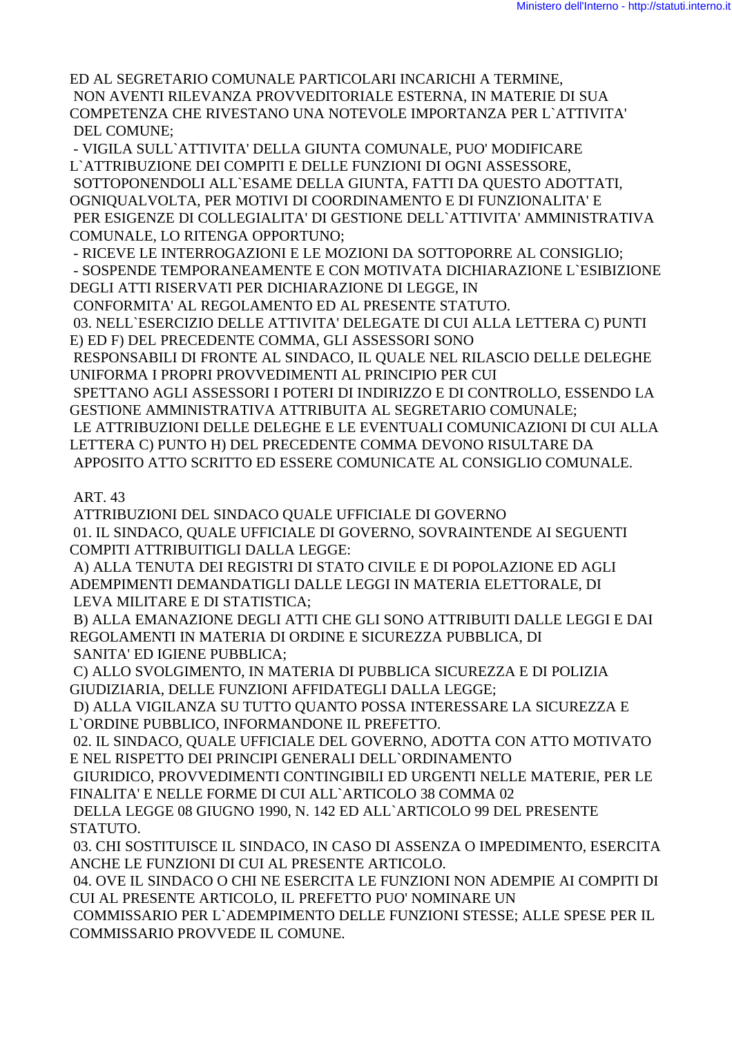ED AL SEGRETARIO COMUNALE PARTICOLARI INCARICHI A TERMINE, NON AVENTI RILEVANZA PROVVEDITORIALE ESTERNA, IN MATERIE DI SUA COMPETENZA CHE RIVESTANO UNA NOTEVOLE IMPORTANZA PER L`ATTIVITA' DEL COMUNE;

- VIGILA SULL`ATTIVITA' DELLA GIUNTA COMUNALE, PUO' MODIFICARE L`ATTRIBUZIONE DEI COMPITI E DELLE FUNZIONI DI OGNI ASSESSORE, SOTTOPONENDOLI ALL`ESAME DELLA GIUNTA, FATTI DA QUESTO ADOTTATI, OGNIQUALVOLTA, PER MOTIVI DI COORDINAMENTO E DI FUNZIONALITA' E PER ESIGENZE DI COLLEGIALITA' DI GESTIONE DELL`ATTIVITA' AMMINISTRATIVA COMUNALE, LO RITENGA OPPORTUNO;
- RICEVE LE INTERROGAZIONI E LE MOZIONI DA SOTTOPORRE AL CONSIGLIO;
- SOSPENDE TEMPORANEAMENTE E CON MOTIVATA DICHIARAZIONE L`ESIBIZIONE DEGLI ATTI RISERVATI PER DICHIARAZIONE DI LEGGE, IN CONFORMITA' AL REGOLAMENTO ED AL PRESENTE STATUTO.

03. NELL`ESERCIZIO DELLE ATTIVITA' DELEGATE DI CUI ALLA LETTERA C) PUNTI E) ED F) DEL PRECEDENTE COMMA, GLI ASSESSORI SONO RESPONSABILI DI FRONTE AL SINDACO, IL QUALE NEL RILASCIO DELLE DELEGHE UNIFORMA I PROPRI PROVVEDIMENTI AL PRINCIPIO PER CUI SPETTANO AGLI ASSESSORI I POTERI DI INDIRIZZO E DI CONTROLLO, ESSENDO LA GESTIONE AMMINISTRATIVA ATTRIBUITA AL SEGRETARIO COMUNALE; LE ATTRIBUZIONI DELLE DELEGHE E LE EVENTUALI COMUNICAZIONI DI CUI ALLA LETTERA C) PUNTO H) DEL PRECEDENTE COMMA DEVONO RISULTARE DA APPOSITO ATTO SCRITTO ED ESSERE COMUNICATE AL CONSIGLIO COMUNALE.

ART. 43

ATTRIBUZIONI DEL SINDACO QUALE UFFICIALE DI GOVERNO

01. IL SINDACO, QUALE UFFICIALE DI GOVERNO, SOVRAINTENDE AI SEGUENTI COMPITI ATTRIBUITIGLI DALLA LEGGE:

A) ALLA TENUTA DEI REGISTRI DI STATO CIVILE E DI POPOLAZIONE ED AGLI ADEMPIMENTI DEMANDATIGLI DALLE LEGGI IN MATERIA ELETTORALE, DI LEVA MILITARE E DI STATISTICA;

B) ALLA EMANAZIONE DEGLI ATTI CHE GLI SONO ATTRIBUITI DALLE LEGGI E DAI REGOLAMENTI IN MATERIA DI ORDINE E SICUREZZA PUBBLICA, DI SANITA' ED IGIENE PUBBLICA;

C) ALLO SVOLGIMENTO, IN MATERIA DI PUBBLICA SICUREZZA E DI POLIZIA GIUDIZIARIA, DELLE FUNZIONI AFFIDATEGLI DALLA LEGGE;

D) ALLA VIGILANZA SU TUTTO QUANTO POSSA INTERESSARE LA SICUREZZA E L`ORDINE PUBBLICO, INFORMANDONE IL PREFETTO.

02. IL SINDACO, QUALE UFFICIALE DEL GOVERNO, ADOTTA CON ATTO MOTIVATO E NEL RISPETTO DEI PRINCIPI GENERALI DELL`ORDINAMENTO GIURIDICO, PROVVEDIMENTI CONTINGIBILI ED URGENTI NELLE MATERIE, PER LE FINALITA' E NELLE FORME DI CUI ALL`ARTICOLO 38 COMMA 02 DELLA LEGGE 08 GIUGNO 1990, N. 142 ED ALL`ARTICOLO 99 DEL PRESENTE STATUTO.

03. CHI SOSTITUISCE IL SINDACO, IN CASO DI ASSENZA O IMPEDIMENTO, ESERCITA ANCHE LE FUNZIONI DI CUI AL PRESENTE ARTICOLO.

04. OVE IL SINDACO O CHI NE ESERCITA LE FUNZIONI NON ADEMPIE AI COMPITI DI CUI AL PRESENTE ARTICOLO, IL PREFETTO PUO' NOMINARE UN COMMISSARIO PER L`ADEMPIMENTO DELLE FUNZIONI STESSE; ALLE SPESE PER IL COMMISSARIO PROVVEDE IL COMUNE.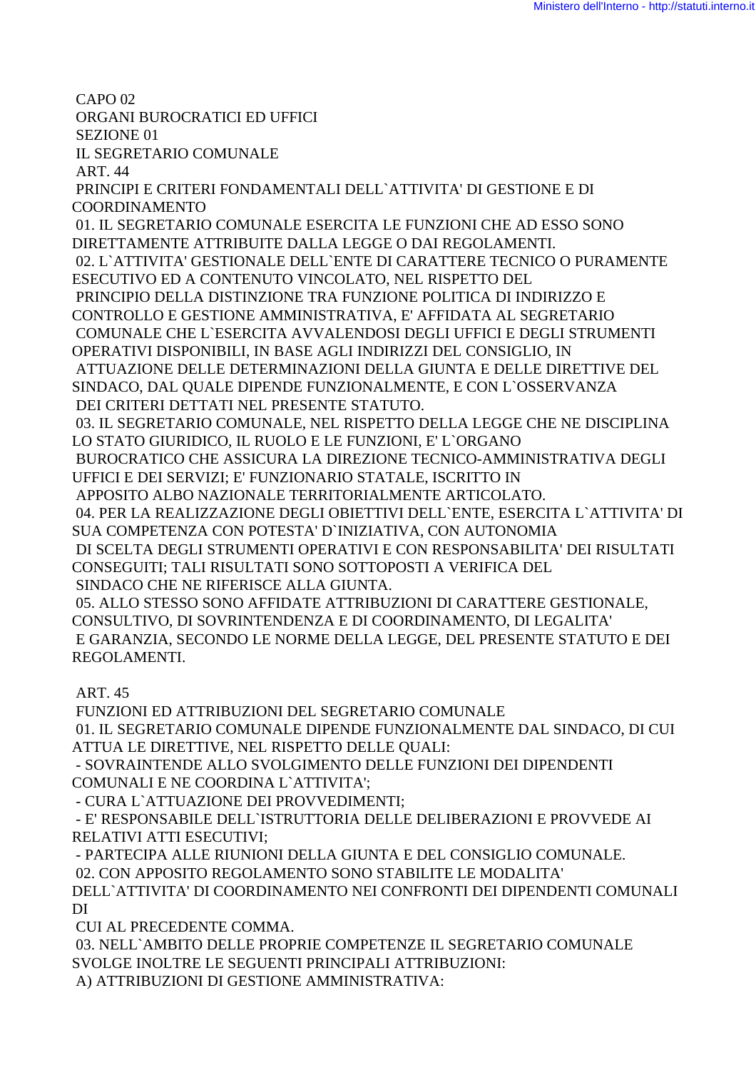CAPO 02

ORGANI BUROCRATICI ED UFFICI

SEZIONE 01

IL SEGRETARIO COMUNALE

ART. 44

PRINCIPI E CRITERI FONDAMENTALI DELL`ATTIVITA' DI GESTIONE E DI COORDINAMENTO

01. IL SEGRETARIO COMUNALE ESERCITA LE FUNZIONI CHE AD ESSO SONO DIRETTAMENTE ATTRIBUITE DALLA LEGGE O DAI REGOLAMENTI.

02. L`ATTIVITA' GESTIONALE DELL`ENTE DI CARATTERE TECNICO O PURAMENTE ESECUTIVO ED A CONTENUTO VINCOLATO, NEL RISPETTO DEL PRINCIPIO DELLA DISTINZIONE TRA FUNZIONE POLITICA DI INDIRIZZO E CONTROLLO E GESTIONE AMMINISTRATIVA, E' AFFIDATA AL SEGRETARIO COMUNALE CHE L`ESERCITA AVVALENDOSI DEGLI UFFICI E DEGLI STRUMENTI OPERATIVI DISPONIBILI, IN BASE AGLI INDIRIZZI DEL CONSIGLIO, IN ATTUAZIONE DELLE DETERMINAZIONI DELLA GIUNTA E DELLE DIRETTIVE DEL SINDACO, DAL QUALE DIPENDE FUNZIONALMENTE, E CON L`OSSERVANZA DEI CRITERI DETTATI NEL PRESENTE STATUTO.

03. IL SEGRETARIO COMUNALE, NEL RISPETTO DELLA LEGGE CHE NE DISCIPLINA LO STATO GIURIDICO, IL RUOLO E LE FUNZIONI, E' L`ORGANO BUROCRATICO CHE ASSICURA LA DIREZIONE TECNICO-AMMINISTRATIVA DEGLI UFFICI E DEI SERVIZI; E' FUNZIONARIO STATALE, ISCRITTO IN APPOSITO ALBO NAZIONALE TERRITORIALMENTE ARTICOLATO.

04. PER LA REALIZZAZIONE DEGLI OBIETTIVI DELL`ENTE, ESERCITA L`ATTIVITA' DI SUA COMPETENZA CON POTESTA' D`INIZIATIVA, CON AUTONOMIA DI SCELTA DEGLI STRUMENTI OPERATIVI E CON RESPONSABILITA' DEI RISULTATI CONSEGUITI; TALI RISULTATI SONO SOTTOPOSTI A VERIFICA DEL SINDACO CHE NE RIFERISCE ALLA GIUNTA.

05. ALLO STESSO SONO AFFIDATE ATTRIBUZIONI DI CARATTERE GESTIONALE, CONSULTIVO, DI SOVRINTENDENZA E DI COORDINAMENTO, DI LEGALITA' E GARANZIA, SECONDO LE NORME DELLA LEGGE, DEL PRESENTE STATUTO E DEI REGOLAMENTI.

ART. 45

FUNZIONI ED ATTRIBUZIONI DEL SEGRETARIO COMUNALE

01. IL SEGRETARIO COMUNALE DIPENDE FUNZIONALMENTE DAL SINDACO, DI CUI ATTUA LE DIRETTIVE, NEL RISPETTO DELLE QUALI:

- SOVRAINTENDE ALLO SVOLGIMENTO DELLE FUNZIONI DEI DIPENDENTI COMUNALI E NE COORDINA L`ATTIVITA';
- CURA L`ATTUAZIONE DEI PROVVEDIMENTI;
- E' RESPONSABILE DELL`ISTRUTTORIA DELLE DELIBERAZIONI E PROVVEDE AI RELATIVI ATTI ESECUTIVI;
- PARTECIPA ALLE RIUNIONI DELLA GIUNTA E DEL CONSIGLIO COMUNALE.

02. CON APPOSITO REGOLAMENTO SONO STABILITE LE MODALITA' DELL`ATTIVITA' DI COORDINAMENTO NEI CONFRONTI DEI DIPENDENTI COMUNALI DI CUI AL PRECEDENTE COMMA.

03. NELL`AMBITO DELLE PROPRIE COMPETENZE IL SEGRETARIO COMUNALE SVOLGE INOLTRE LE SEGUENTI PRINCIPALI ATTRIBUZIONI:

A) ATTRIBUZIONI DI GESTIONE AMMINISTRATIVA: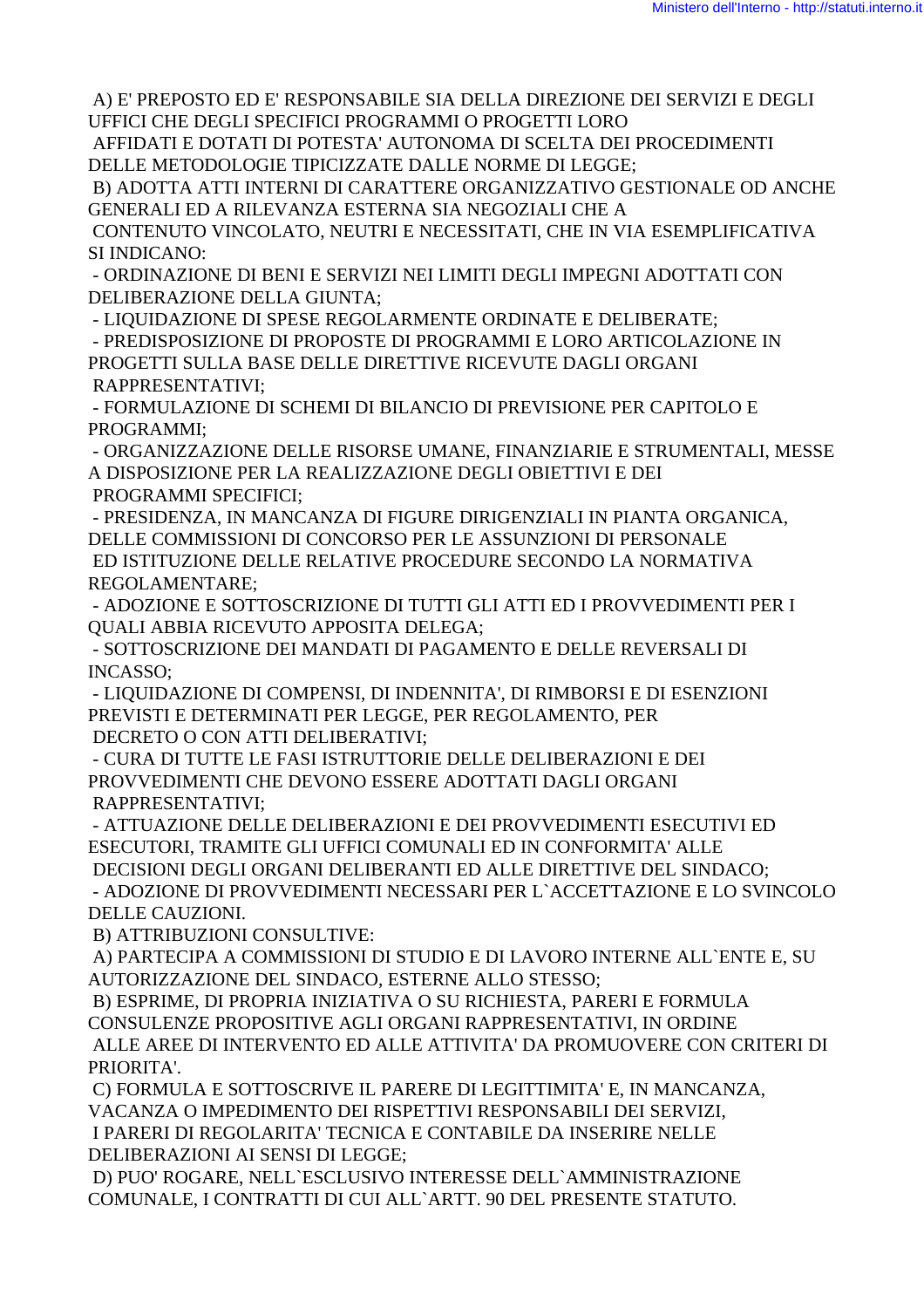A) E' PREPOSTO ED E' RESPONSABILE SIA DELLA DIREZIONE DEI SERVIZI E DEGLI UFFICI CHE DEGLI SPECIFICI PROGRAMMI O PROGETTI LORO AFFIDATI E DOTATI DI POTESTA' AUTONOMA DI SCELTA DEI PROCEDIMENTI DELLE METODOLOGIE TIPICIZZATE DALLE NORME DI LEGGE;

B) ADOTTA ATTI INTERNI DI CARATTERE ORGANIZZATIVO GESTIONALE OD ANCHE GENERALI ED A RILEVANZA ESTERNA SIA NEGOZIALI CHE A CONTENUTO VINCOLATO, NEUTRI E NECESSITATI, CHE IN VIA ESEMPLIFICATIVA SI INDICANO:

- ORDINAZIONE DI BENI E SERVIZI NEI LIMITI DEGLI IMPEGNI ADOTTATI CON DELIBERAZIONE DELLA GIUNTA;
- LIQUIDAZIONE DI SPESE REGOLARMENTE ORDINATE E DELIBERATE;
- PREDISPOSIZIONE DI PROPOSTE DI PROGRAMMI E LORO ARTICOLAZIONE IN PROGETTI SULLA BASE DELLE DIRETTIVE RICEVUTE DAGLI ORGANI RAPPRESENTATIVI;
- FORMULAZIONE DI SCHEMI DI BILANCIO DI PREVISIONE PER CAPITOLO E PROGRAMMI;
- ORGANIZZAZIONE DELLE RISORSE UMANE, FINANZIARIE E STRUMENTALI, MESSE A DISPOSIZIONE PER LA REALIZZAZIONE DEGLI OBIETTIVI E DEI PROGRAMMI SPECIFICI;
- PRESIDENZA, IN MANCANZA DI FIGURE DIRIGENZIALI IN PIANTA ORGANICA, DELLE COMMISSIONI DI CONCORSO PER LE ASSUNZIONI DI PERSONALE ED ISTITUZIONE DELLE RELATIVE PROCEDURE SECONDO LA NORMATIVA REGOLAMENTARE;
- ADOZIONE E SOTTOSCRIZIONE DI TUTTI GLI ATTI ED I PROVVEDIMENTI PER I QUALI ABBIA RICEVUTO APPOSITA DELEGA;
- SOTTOSCRIZIONE DEI MANDATI DI PAGAMENTO E DELLE REVERSALI DI INCASSO;
- LIQUIDAZIONE DI COMPENSI, DI INDENNITA', DI RIMBORSI E DI ESENZIONI PREVISTI E DETERMINATI PER LEGGE, PER REGOLAMENTO, PER DECRETO O CON ATTI DELIBERATIVI;
- CURA DI TUTTE LE FASI ISTRUTTORIE DELLE DELIBERAZIONI E DEI PROVVEDIMENTI CHE DEVONO ESSERE ADOTTATI DAGLI ORGANI RAPPRESENTATIVI;
- ATTUAZIONE DELLE DELIBERAZIONI E DEI PROVVEDIMENTI ESECUTIVI ED ESECUTORI, TRAMITE GLI UFFICI COMUNALI ED IN CONFORMITA' ALLE DECISIONI DEGLI ORGANI DELIBERANTI ED ALLE DIRETTIVE DEL SINDACO;
- ADOZIONE DI PROVVEDIMENTI NECESSARI PER L`ACCETTAZIONE E LO SVINCOLO DELLE CAUZIONI.

B) ATTRIBUZIONI CONSULTIVE:

A) PARTECIPA A COMMISSIONI DI STUDIO E DI LAVORO INTERNE ALL`ENTE E, SU AUTORIZZAZIONE DEL SINDACO, ESTERNE ALLO STESSO;

B) ESPRIME, DI PROPRIA INIZIATIVA O SU RICHIESTA, PARERI E FORMULA CONSULENZE PROPOSITIVE AGLI ORGANI RAPPRESENTATIVI, IN ORDINE ALLE AREE DI INTERVENTO ED ALLE ATTIVITA' DA PROMUOVERE CON CRITERI DI PRIORITA'.

C) FORMULA E SOTTOSCRIVE IL PARERE DI LEGITTIMITA' E, IN MANCANZA, VACANZA O IMPEDIMENTO DEI RISPETTIVI RESPONSABILI DEI SERVIZI, I PARERI DI REGOLARITA' TECNICA E CONTABILE DA INSERIRE NELLE DELIBERAZIONI AI SENSI DI LEGGE;

D) PUO' ROGARE, NELL`ESCLUSIVO INTERESSE DELL`AMMINISTRAZIONE COMUNALE, I CONTRATTI DI CUI ALL`ARTT. 90 DEL PRESENTE STATUTO.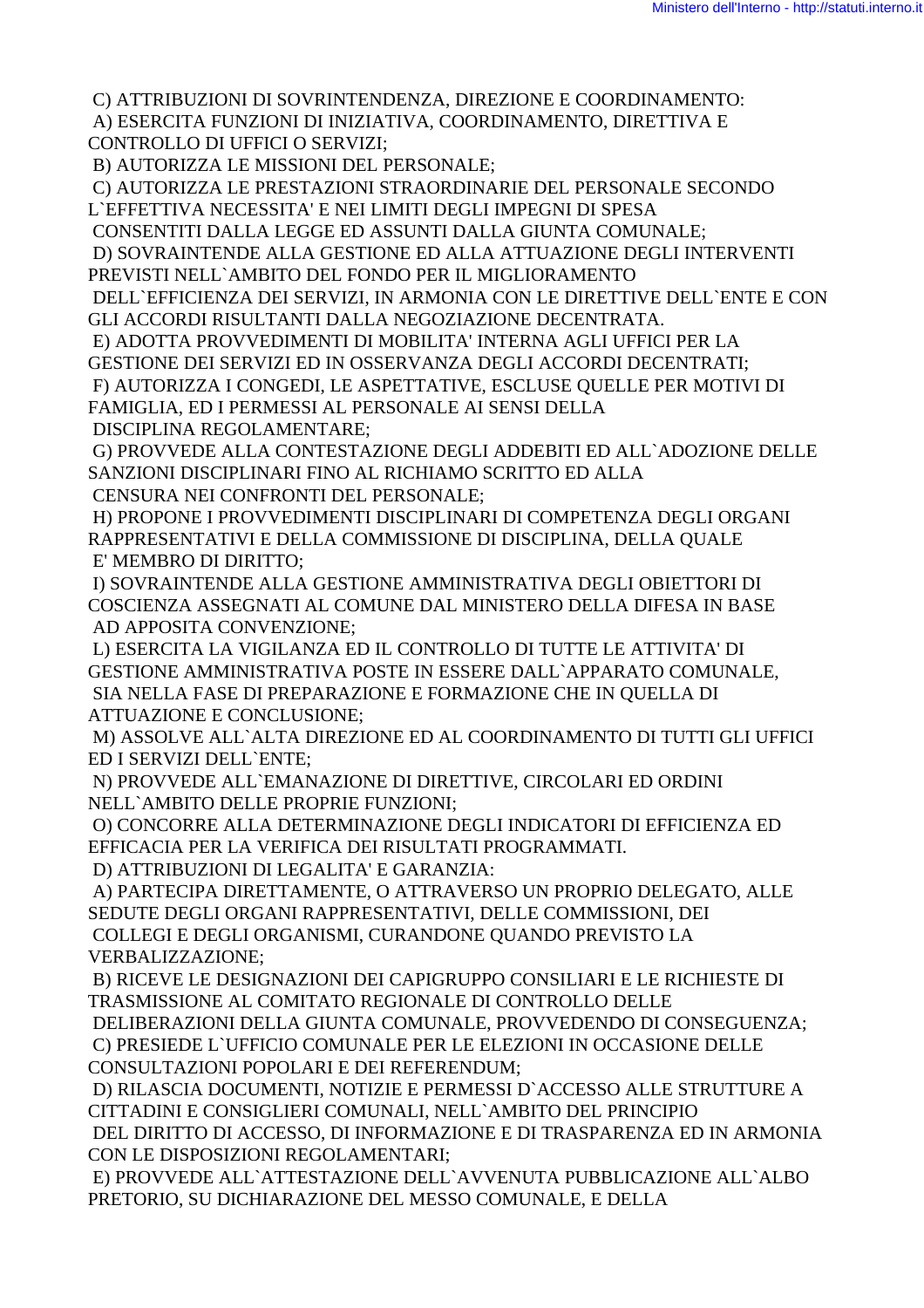C) ATTRIBUZIONI DI SOVRINTENDENZA, DIREZIONE E COORDINAMENTO:

A) ESERCITA FUNZIONI DI INIZIATIVA, COORDINAMENTO, DIRETTIVA E CONTROLLO DI UFFICI O SERVIZI;

B) AUTORIZZA LE MISSIONI DEL PERSONALE;

C) AUTORIZZA LE PRESTAZIONI STRAORDINARIE DEL PERSONALE SECONDO L`EFFETTIVA NECESSITA' E NEI LIMITI DEGLI IMPEGNI DI SPESA CONSENTITI DALLA LEGGE ED ASSUNTI DALLA GIUNTA COMUNALE;

D) SOVRAINTENDE ALLA GESTIONE ED ALLA ATTUAZIONE DEGLI INTERVENTI PREVISTI NELL`AMBITO DEL FONDO PER IL MIGLIORAMENTO DELL`EFFICIENZA DEI SERVIZI, IN ARMONIA CON LE DIRETTIVE DELL`ENTE E CON GLI ACCORDI RISULTANTI DALLA NEGOZIAZIONE DECENTRATA.

E) ADOTTA PROVVEDIMENTI DI MOBILITA' INTERNA AGLI UFFICI PER LA GESTIONE DEI SERVIZI ED IN OSSERVANZA DEGLI ACCORDI DECENTRATI;

F) AUTORIZZA I CONGEDI, LE ASPETTATIVE, ESCLUSE QUELLE PER MOTIVI DI FAMIGLIA, ED I PERMESSI AL PERSONALE AI SENSI DELLA DISCIPLINA REGOLAMENTARE;

G) PROVVEDE ALLA CONTESTAZIONE DEGLI ADDEBITI ED ALL`ADOZIONE DELLE SANZIONI DISCIPLINARI FINO AL RICHIAMO SCRITTO ED ALLA CENSURA NEI CONFRONTI DEL PERSONALE;

H) PROPONE I PROVVEDIMENTI DISCIPLINARI DI COMPETENZA DEGLI ORGANI RAPPRESENTATIVI E DELLA COMMISSIONE DI DISCIPLINA, DELLA QUALE E' MEMBRO DI DIRITTO;

I) SOVRAINTENDE ALLA GESTIONE AMMINISTRATIVA DEGLI OBIETTORI DI COSCIENZA ASSEGNATI AL COMUNE DAL MINISTERO DELLA DIFESA IN BASE AD APPOSITA CONVENZIONE;

L) ESERCITA LA VIGILANZA ED IL CONTROLLO DI TUTTE LE ATTIVITA' DI GESTIONE AMMINISTRATIVA POSTE IN ESSERE DALL`APPARATO COMUNALE, SIA NELLA FASE DI PREPARAZIONE E FORMAZIONE CHE IN QUELLA DI ATTUAZIONE E CONCLUSIONE;

M) ASSOLVE ALL`ALTA DIREZIONE ED AL COORDINAMENTO DI TUTTI GLI UFFICI ED I SERVIZI DELL`ENTE;

N) PROVVEDE ALL`EMANAZIONE DI DIRETTIVE, CIRCOLARI ED ORDINI NELL`AMBITO DELLE PROPRIE FUNZIONI;

O) CONCORRE ALLA DETERMINAZIONE DEGLI INDICATORI DI EFFICIENZA ED EFFICACIA PER LA VERIFICA DEI RISULTATI PROGRAMMATI.

D) ATTRIBUZIONI DI LEGALITA' E GARANZIA:

A) PARTECIPA DIRETTAMENTE, O ATTRAVERSO UN PROPRIO DELEGATO, ALLE SEDUTE DEGLI ORGANI RAPPRESENTATIVI, DELLE COMMISSIONI, DEI COLLEGI E DEGLI ORGANISMI, CURANDONE QUANDO PREVISTO LA VERBALIZZAZIONE;

B) RICEVE LE DESIGNAZIONI DEI CAPIGRUPPO CONSILIARI E LE RICHIESTE DI TRASMISSIONE AL COMITATO REGIONALE DI CONTROLLO DELLE DELIBERAZIONI DELLA GIUNTA COMUNALE, PROVVEDENDO DI CONSEGUENZA;

C) PRESIEDE L`UFFICIO COMUNALE PER LE ELEZIONI IN OCCASIONE DELLE CONSULTAZIONI POPOLARI E DEI REFERENDUM;

D) RILASCIA DOCUMENTI, NOTIZIE E PERMESSI D`ACCESSO ALLE STRUTTURE A CITTADINI E CONSIGLIERI COMUNALI, NELL`AMBITO DEL PRINCIPIO DEL DIRITTO DI ACCESSO, DI INFORMAZIONE E DI TRASPARENZA ED IN ARMONIA CON LE DISPOSIZIONI REGOLAMENTARI;

E) PROVVEDE ALL`ATTESTAZIONE DELL`AVVENUTA PUBBLICAZIONE ALL`ALBO PRETORIO, SU DICHIARAZIONE DEL MESSO COMUNALE, E DELLA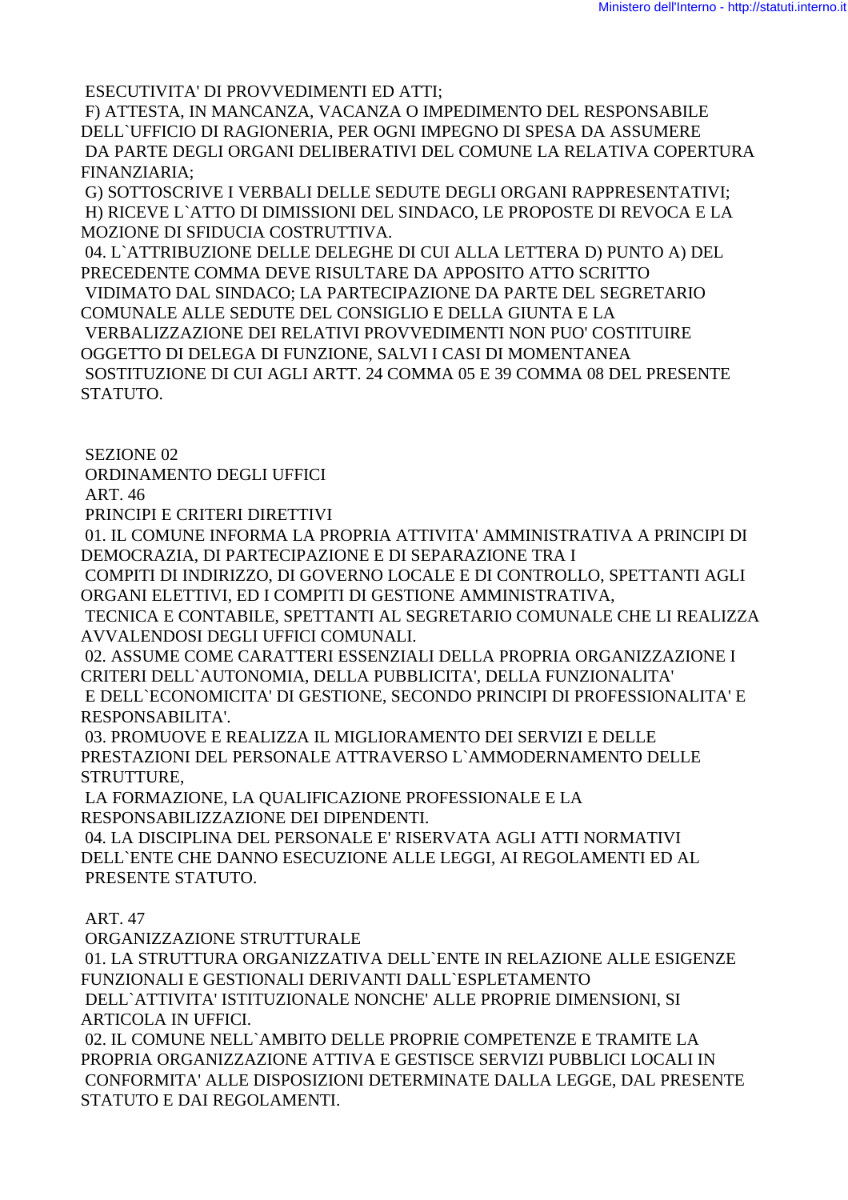ESECUTIVITA' DI PROVVEDIMENTI ED ATTI;

F) ATTESTA, IN MANCANZA, VACANZA O IMPEDIMENTO DEL RESPONSABILE DELL`UFFICIO DI RAGIONERIA, PER OGNI IMPEGNO DI SPESA DA ASSUMERE DA PARTE DEGLI ORGANI DELIBERATIVI DEL COMUNE LA RELATIVA COPERTURA FINANZIARIA;

G) SOTTOSCRIVE I VERBALI DELLE SEDUTE DEGLI ORGANI RAPPRESENTATIVI;

H) RICEVE L`ATTO DI DIMISSIONI DEL SINDACO, LE PROPOSTE DI REVOCA E LA MOZIONE DI SFIDUCIA COSTRUTTIVA.

04. L`ATTRIBUZIONE DELLE DELEGHE DI CUI ALLA LETTERA D) PUNTO A) DEL PRECEDENTE COMMA DEVE RISULTARE DA APPOSITO ATTO SCRITTO VIDIMATO DAL SINDACO; LA PARTECIPAZIONE DA PARTE DEL SEGRETARIO COMUNALE ALLE SEDUTE DEL CONSIGLIO E DELLA GIUNTA E LA VERBALIZZAZIONE DEI RELATIVI PROVVEDIMENTI NON PUO' COSTITUIRE OGGETTO DI DELEGA DI FUNZIONE, SALVI I CASI DI MOMENTANEA SOSTITUZIONE DI CUI AGLI ARTT. 24 COMMA 05 E 39 COMMA 08 DEL PRESENTE STATUTO.

## SEZIONE 02

## ORDINAMENTO DEGLI UFFICI

### ART. 46

### PRINCIPI E CRITERI DIRETTIVI

01. IL COMUNE INFORMA LA PROPRIA ATTIVITA' AMMINISTRATIVA A PRINCIPI DI DEMOCRAZIA, DI PARTECIPAZIONE E DI SEPARAZIONE TRA I COMPITI DI INDIRIZZO, DI GOVERNO LOCALE E DI CONTROLLO, SPETTANTI AGLI ORGANI ELETTIVI, ED I COMPITI DI GESTIONE AMMINISTRATIVA, TECNICA E CONTABILE, SPETTANTI AL SEGRETARIO COMUNALE CHE LI REALIZZA AVVALENDOSI DEGLI UFFICI COMUNALI.

02. ASSUME COME CARATTERI ESSENZIALI DELLA PROPRIA ORGANIZZAZIONE I CRITERI DELL`AUTONOMIA, DELLA PUBBLICITA', DELLA FUNZIONALITA' E DELL`ECONOMICITA' DI GESTIONE, SECONDO PRINCIPI DI PROFESSIONALITA' E RESPONSABILITA'.

03. PROMUOVE E REALIZZA IL MIGLIORAMENTO DEI SERVIZI E DELLE PRESTAZIONI DEL PERSONALE ATTRAVERSO L`AMMODERNAMENTO DELLE STRUTTURE, LA FORMAZIONE, LA QUALIFICAZIONE PROFESSIONALE E LA RESPONSABILIZZAZIONE DEI DIPENDENTI.

04. LA DISCIPLINA DEL PERSONALE E' RISERVATA AGLI ATTI NORMATIVI DELL`ENTE CHE DANNO ESECUZIONE ALLE LEGGI, AI REGOLAMENTI ED AL PRESENTE STATUTO.

### ART. 47

### ORGANIZZAZIONE STRUTTURALE

01. LA STRUTTURA ORGANIZZATIVA DELL`ENTE IN RELAZIONE ALLE ESIGENZE FUNZIONALI E GESTIONALI DERIVANTI DALL`ESPLETAMENTO DELL`ATTIVITA' ISTITUZIONALE NONCHE' ALLE PROPRIE DIMENSIONI, SI ARTICOLA IN UFFICI.

02. IL COMUNE NELL`AMBITO DELLE PROPRIE COMPETENZE E TRAMITE LA PROPRIA ORGANIZZAZIONE ATTIVA E GESTISCE SERVIZI PUBBLICI LOCALI IN CONFORMITA' ALLE DISPOSIZIONI DETERMINATE DALLA LEGGE, DAL PRESENTE STATUTO E DAI REGOLAMENTI.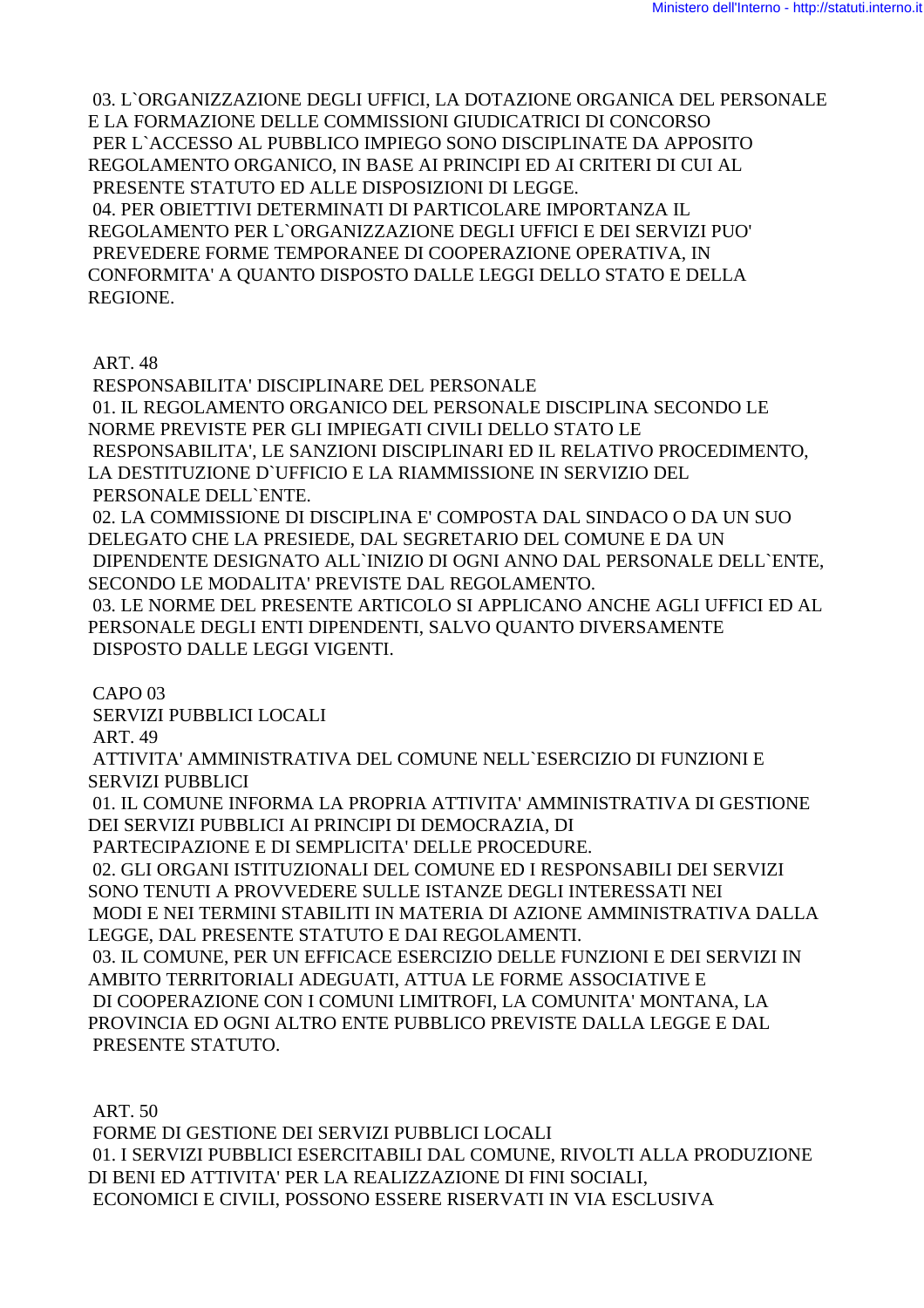03. L`ORGANIZZAZIONE DEGLI UFFICI, LA DOTAZIONE ORGANICA DEL PERSONALE E LA FORMAZIONE DELLE COMMISSIONI GIUDICATRICI DI CONCORSO PER L`ACCESSO AL PUBBLICO IMPIEGO SONO DISCIPLINATE DA APPOSITO REGOLAMENTO ORGANICO, IN BASE AI PRINCIPI ED AI CRITERI DI CUI AL PRESENTE STATUTO ED ALLE DISPOSIZIONI DI LEGGE.

04. PER OBIETTIVI DETERMINATI DI PARTICOLARE IMPORTANZA IL REGOLAMENTO PER L`ORGANIZZAZIONE DEGLI UFFICI E DEI SERVIZI PUO' PREVEDERE FORME TEMPORANEE DI COOPERAZIONE OPERATIVA, IN CONFORMITA' A QUANTO DISPOSTO DALLE LEGGI DELLO STATO E DELLA REGIONE.

ART. 48

RESPONSABILITA' DISCIPLINARE DEL PERSONALE

01. IL REGOLAMENTO ORGANICO DEL PERSONALE DISCIPLINA SECONDO LE NORME PREVISTE PER GLI IMPIEGATI CIVILI DELLO STATO LE RESPONSABILITA', LE SANZIONI DISCIPLINARI ED IL RELATIVO PROCEDIMENTO, LA DESTITUZIONE D`UFFICIO E LA RIAMMISSIONE IN SERVIZIO DEL PERSONALE DELL`ENTE.

02. LA COMMISSIONE DI DISCIPLINA E' COMPOSTA DAL SINDACO O DA UN SUO DELEGATO CHE LA PRESIEDE, DAL SEGRETARIO DEL COMUNE E DA UN DIPENDENTE DESIGNATO ALL`INIZIO DI OGNI ANNO DAL PERSONALE DELL`ENTE, SECONDO LE MODALITA' PREVISTE DAL REGOLAMENTO.

03. LE NORME DEL PRESENTE ARTICOLO SI APPLICANO ANCHE AGLI UFFICI ED AL PERSONALE DEGLI ENTI DIPENDENTI, SALVO QUANTO DIVERSAMENTE DISPOSTO DALLE LEGGI VIGENTI.

CAPO 03

SERVIZI PUBBLICI LOCALI

ART. 49

ATTIVITA' AMMINISTRATIVA DEL COMUNE NELL`ESERCIZIO DI FUNZIONI E SERVIZI PUBBLICI

01. IL COMUNE INFORMA LA PROPRIA ATTIVITA' AMMINISTRATIVA DI GESTIONE DEI SERVIZI PUBBLICI AI PRINCIPI DI DEMOCRAZIA, DI PARTECIPAZIONE E DI SEMPLICITA' DELLE PROCEDURE.

02. GLI ORGANI ISTITUZIONALI DEL COMUNE ED I RESPONSABILI DEI SERVIZI SONO TENUTI A PROVVEDERE SULLE ISTANZE DEGLI INTERESSATI NEI MODI E NEI TERMINI STABILITI IN MATERIA DI AZIONE AMMINISTRATIVA DALLA LEGGE, DAL PRESENTE STATUTO E DAI REGOLAMENTI.

03. IL COMUNE, PER UN EFFICACE ESERCIZIO DELLE FUNZIONI E DEI SERVIZI IN AMBITO TERRITORIALI ADEGUATI, ATTUA LE FORME ASSOCIATIVE E DI COOPERAZIONE CON I COMUNI LIMITROFI, LA COMUNITA' MONTANA, LA PROVINCIA ED OGNI ALTRO ENTE PUBBLICO PREVISTE DALLA LEGGE E DAL PRESENTE STATUTO.

ART. 50

FORME DI GESTIONE DEI SERVIZI PUBBLICI LOCALI

01. I SERVIZI PUBBLICI ESERCITABILI DAL COMUNE, RIVOLTI ALLA PRODUZIONE DI BENI ED ATTIVITA' PER LA REALIZZAZIONE DI FINI SOCIALI, ECONOMICI E CIVILI, POSSONO ESSERE RISERVATI IN VIA ESCLUSIVA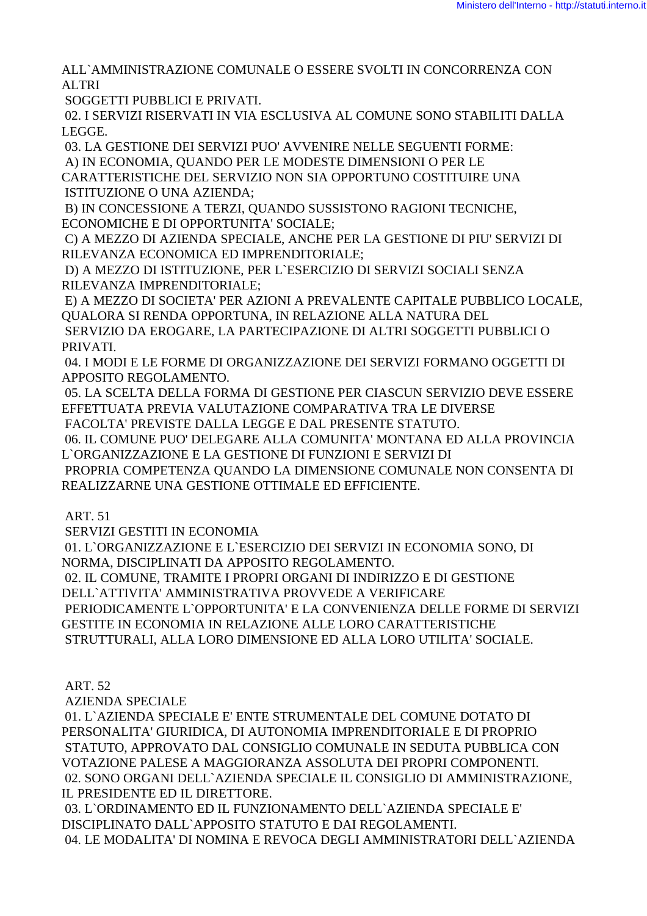ALL`AMMINISTRAZIONE COMUNALE O ESSERE SVOLTI IN CONCORRENZA CON ALTRI SOGGETTI PUBBLICI E PRIVATI.

02. I SERVIZI RISERVATI IN VIA ESCLUSIVA AL COMUNE SONO STABILITI DALLA LEGGE.

03. LA GESTIONE DEI SERVIZI PUO' AVVENIRE NELLE SEGUENTI FORME:

A) IN ECONOMIA, QUANDO PER LE MODESTE DIMENSIONI O PER LE CARATTERISTICHE DEL SERVIZIO NON SIA OPPORTUNO COSTITUIRE UNA ISTITUZIONE O UNA AZIENDA;

B) IN CONCESSIONE A TERZI, QUANDO SUSSISTONO RAGIONI TECNICHE, ECONOMICHE E DI OPPORTUNITA' SOCIALE;

C) A MEZZO DI AZIENDA SPECIALE, ANCHE PER LA GESTIONE DI PIU' SERVIZI DI RILEVANZA ECONOMICA ED IMPRENDITORIALE;

D) A MEZZO DI ISTITUZIONE, PER L`ESERCIZIO DI SERVIZI SOCIALI SENZA RILEVANZA IMPRENDITORIALE;

E) A MEZZO DI SOCIETA' PER AZIONI A PREVALENTE CAPITALE PUBBLICO LOCALE, QUALORA SI RENDA OPPORTUNA, IN RELAZIONE ALLA NATURA DEL SERVIZIO DA EROGARE, LA PARTECIPAZIONE DI ALTRI SOGGETTI PUBBLICI O PRIVATI.

04. I MODI E LE FORME DI ORGANIZZAZIONE DEI SERVIZI FORMANO OGGETTI DI APPOSITO REGOLAMENTO.

05. LA SCELTA DELLA FORMA DI GESTIONE PER CIASCUN SERVIZIO DEVE ESSERE EFFETTUATA PREVIA VALUTAZIONE COMPARATIVA TRA LE DIVERSE FACOLTA' PREVISTE DALLA LEGGE E DAL PRESENTE STATUTO.

06. IL COMUNE PUO' DELEGARE ALLA COMUNITA' MONTANA ED ALLA PROVINCIA L`ORGANIZZAZIONE E LA GESTIONE DI FUNZIONI E SERVIZI DI PROPRIA COMPETENZA QUANDO LA DIMENSIONE COMUNALE NON CONSENTA DI REALIZZARNE UNA GESTIONE OTTIMALE ED EFFICIENTE.

## ART. 51
## SERVIZI GESTITI IN ECONOMIA

01. L`ORGANIZZAZIONE E L`ESERCIZIO DEI SERVIZI IN ECONOMIA SONO, DI NORMA, DISCIPLINATI DA APPOSITO REGOLAMENTO.

02. IL COMUNE, TRAMITE I PROPRI ORGANI DI INDIRIZZO E DI GESTIONE DELL`ATTIVITA' AMMINISTRATIVA PROVVEDE A VERIFICARE PERIODICAMENTE L`OPPORTUNITA' E LA CONVENIENZA DELLE FORME DI SERVIZI GESTITE IN ECONOMIA IN RELAZIONE ALLE LORO CARATTERISTICHE STRUTTURALI, ALLA LORO DIMENSIONE ED ALLA LORO UTILITA' SOCIALE.

## ART. 52
## AZIENDA SPECIALE

01. L`AZIENDA SPECIALE E' ENTE STRUMENTALE DEL COMUNE DOTATO DI PERSONALITA' GIURIDICA, DI AUTONOMIA IMPRENDITORIALE E DI PROPRIO STATUTO, APPROVATO DAL CONSIGLIO COMUNALE IN SEDUTA PUBBLICA CON VOTAZIONE PALESE A MAGGIORANZA ASSOLUTA DEI PROPRI COMPONENTI.

02. SONO ORGANI DELL`AZIENDA SPECIALE IL CONSIGLIO DI AMMINISTRAZIONE, IL PRESIDENTE ED IL DIRETTORE.

03. L`ORDINAMENTO ED IL FUNZIONAMENTO DELL`AZIENDA SPECIALE E' DISCIPLINATO DALL`APPOSITO STATUTO E DAI REGOLAMENTI.

04. LE MODALITA' DI NOMINA E REVOCA DEGLI AMMINISTRATORI DELL`AZIENDA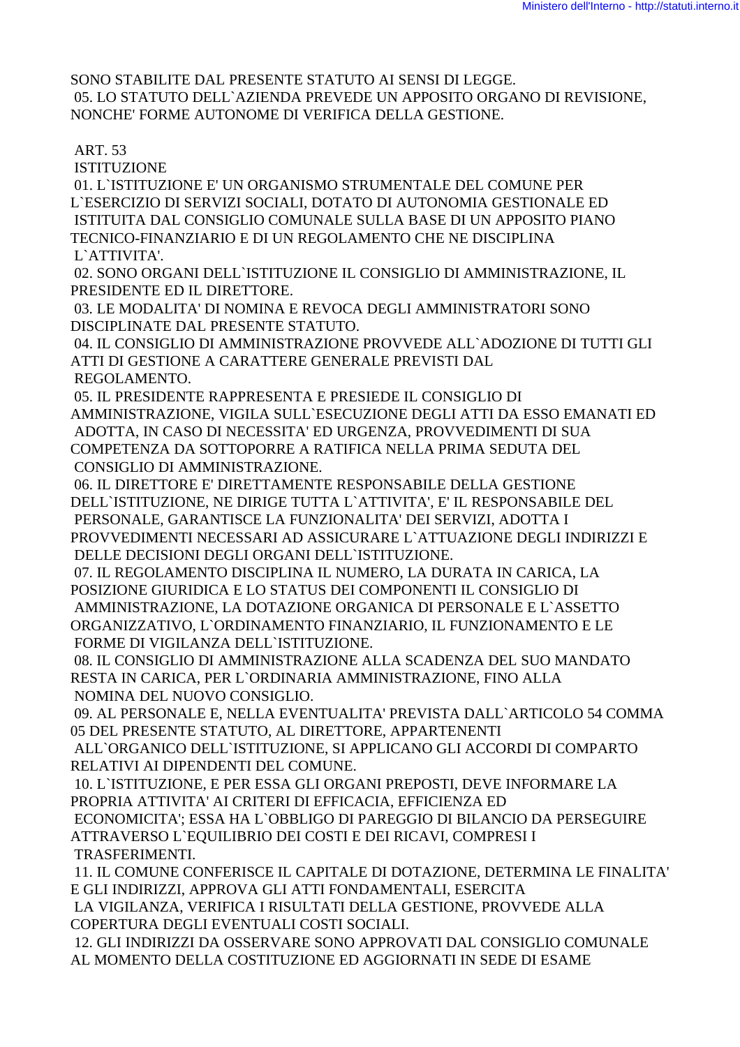SONO STABILITE DAL PRESENTE STATUTO AI SENSI DI LEGGE.
05. LO STATUTO DELL`AZIENDA PREVEDE UN APPOSITO ORGANO DI REVISIONE, NONCHE' FORME AUTONOME DI VERIFICA DELLA GESTIONE.

ART. 53
ISTITUZIONE

01. L`ISTITUZIONE E' UN ORGANISMO STRUMENTALE DEL COMUNE PER L`ESERCIZIO DI SERVIZI SOCIALI, DOTATO DI AUTONOMIA GESTIONALE ED ISTITUITA DAL CONSIGLIO COMUNALE SULLA BASE DI UN APPOSITO PIANO TECNICO-FINANZIARIO E DI UN REGOLAMENTO CHE NE DISCIPLINA L`ATTIVITA'.
02. SONO ORGANI DELL`ISTITUZIONE IL CONSIGLIO DI AMMINISTRAZIONE, IL PRESIDENTE ED IL DIRETTORE.
03. LE MODALITA' DI NOMINA E REVOCA DEGLI AMMINISTRATORI SONO DISCIPLINATE DAL PRESENTE STATUTO.
04. IL CONSIGLIO DI AMMINISTRAZIONE PROVVEDE ALL`ADOZIONE DI TUTTI GLI ATTI DI GESTIONE A CARATTERE GENERALE PREVISTI DAL REGOLAMENTO.
05. IL PRESIDENTE RAPPRESENTA E PRESIEDE IL CONSIGLIO DI AMMINISTRAZIONE, VIGILA SULL`ESECUZIONE DEGLI ATTI DA ESSO EMANATI ED ADOTTA, IN CASO DI NECESSITA' ED URGENZA, PROVVEDIMENTI DI SUA COMPETENZA DA SOTTOPORRE A RATIFICA NELLA PRIMA SEDUTA DEL CONSIGLIO DI AMMINISTRAZIONE.
06. IL DIRETTORE E' DIRETTAMENTE RESPONSABILE DELLA GESTIONE DELL`ISTITUZIONE, NE DIRIGE TUTTA L`ATTIVITA', E' IL RESPONSABILE DEL PERSONALE, GARANTISCE LA FUNZIONALITA' DEI SERVIZI, ADOTTA I PROVVEDIMENTI NECESSARI AD ASSICURARE L`ATTUAZIONE DEGLI INDIRIZZI E DELLE DECISIONI DEGLI ORGANI DELL`ISTITUZIONE.
07. IL REGOLAMENTO DISCIPLINA IL NUMERO, LA DURATA IN CARICA, LA POSIZIONE GIURIDICA E LO STATUS DEI COMPONENTI IL CONSIGLIO DI AMMINISTRAZIONE, LA DOTAZIONE ORGANICA DI PERSONALE E L`ASSETTO ORGANIZZATIVO, L`ORDINAMENTO FINANZIARIO, IL FUNZIONAMENTO E LE FORME DI VIGILANZA DELL`ISTITUZIONE.
08. IL CONSIGLIO DI AMMINISTRAZIONE ALLA SCADENZA DEL SUO MANDATO RESTA IN CARICA, PER L`ORDINARIA AMMINISTRAZIONE, FINO ALLA NOMINA DEL NUOVO CONSIGLIO.
09. AL PERSONALE E, NELLA EVENTUALITA' PREVISTA DALL`ARTICOLO 54 COMMA 05 DEL PRESENTE STATUTO, AL DIRETTORE, APPARTENENTI ALL`ORGANICO DELL`ISTITUZIONE, SI APPLICANO GLI ACCORDI DI COMPARTO RELATIVI AI DIPENDENTI DEL COMUNE.
10. L`ISTITUZIONE, E PER ESSA GLI ORGANI PREPOSTI, DEVE INFORMARE LA PROPRIA ATTIVITA' AI CRITERI DI EFFICACIA, EFFICIENZA ED ECONOMICITA'; ESSA HA L`OBBLIGO DI PAREGGIO DI BILANCIO DA PERSEGUIRE ATTRAVERSO L`EQUILIBRIO DEI COSTI E DEI RICAVI, COMPRESI I TRASFERIMENTI.
11. IL COMUNE CONFERISCE IL CAPITALE DI DOTAZIONE, DETERMINA LE FINALITA' E GLI INDIRIZZI, APPROVA GLI ATTI FONDAMENTALI, ESERCITA LA VIGILANZA, VERIFICA I RISULTATI DELLA GESTIONE, PROVVEDE ALLA COPERTURA DEGLI EVENTUALI COSTI SOCIALI.
12. GLI INDIRIZZI DA OSSERVARE SONO APPROVATI DAL CONSIGLIO COMUNALE AL MOMENTO DELLA COSTITUZIONE ED AGGIORNATI IN SEDE DI ESAME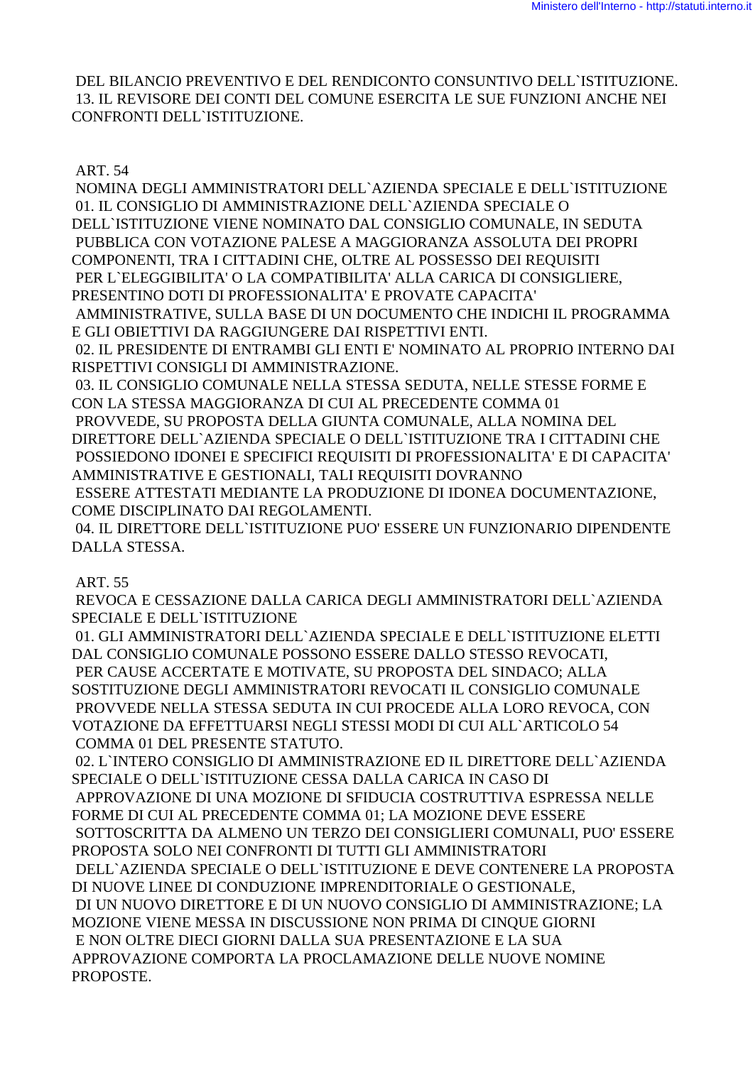DEL BILANCIO PREVENTIVO E DEL RENDICONTO CONSUNTIVO DELL`ISTITUZIONE.
13. IL REVISORE DEI CONTI DEL COMUNE ESERCITA LE SUE FUNZIONI ANCHE NEI CONFRONTI DELL`ISTITUZIONE.

ART. 54

NOMINA DEGLI AMMINISTRATORI DELL`AZIENDA SPECIALE E DELL`ISTITUZIONE

01. IL CONSIGLIO DI AMMINISTRAZIONE DELL`AZIENDA SPECIALE O DELL`ISTITUZIONE VIENE NOMINATO DAL CONSIGLIO COMUNALE, IN SEDUTA PUBBLICA CON VOTAZIONE PALESE A MAGGIORANZA ASSOLUTA DEI PROPRI COMPONENTI, TRA I CITTADINI CHE, OLTRE AL POSSESSO DEI REQUISITI PER L`ELEGGIBILITA' O LA COMPATIBILITA' ALLA CARICA DI CONSIGLIERE, PRESENTINO DOTI DI PROFESSIONALITA' E PROVATE CAPACITA' AMMINISTRATIVE, SULLA BASE DI UN DOCUMENTO CHE INDICHI IL PROGRAMMA E GLI OBIETTIVI DA RAGGIUNGERE DAI RISPETTIVI ENTI.
02. IL PRESIDENTE DI ENTRAMBI GLI ENTI E' NOMINATO AL PROPRIO INTERNO DAI RISPETTIVI CONSIGLI DI AMMINISTRAZIONE.
03. IL CONSIGLIO COMUNALE NELLA STESSA SEDUTA, NELLE STESSE FORME E CON LA STESSA MAGGIORANZA DI CUI AL PRECEDENTE COMMA 01 PROVVEDE, SU PROPOSTA DELLA GIUNTA COMUNALE, ALLA NOMINA DEL DIRETTORE DELL`AZIENDA SPECIALE O DELL`ISTITUZIONE TRA I CITTADINI CHE POSSIEDONO IDONEI E SPECIFICI REQUISITI DI PROFESSIONALITA' E DI CAPACITA' AMMINISTRATIVE E GESTIONALI, TALI REQUISITI DOVRANNO ESSERE ATTESTATI MEDIANTE LA PRODUZIONE DI IDONEA DOCUMENTAZIONE, COME DISCIPLINATO DAI REGOLAMENTI.
04. IL DIRETTORE DELL`ISTITUZIONE PUO' ESSERE UN FUNZIONARIO DIPENDENTE DALLA STESSA.

ART. 55

REVOCA E CESSAZIONE DALLA CARICA DEGLI AMMINISTRATORI DELL`AZIENDA SPECIALE E DELL`ISTITUZIONE

01. GLI AMMINISTRATORI DELL`AZIENDA SPECIALE E DELL`ISTITUZIONE ELETTI DAL CONSIGLIO COMUNALE POSSONO ESSERE DALLO STESSO REVOCATI, PER CAUSE ACCERTATE E MOTIVATE, SU PROPOSTA DEL SINDACO; ALLA SOSTITUZIONE DEGLI AMMINISTRATORI REVOCATI IL CONSIGLIO COMUNALE PROVVEDE NELLA STESSA SEDUTA IN CUI PROCEDE ALLA LORO REVOCA, CON VOTAZIONE DA EFFETTUARSI NEGLI STESSI MODI DI CUI ALL`ARTICOLO 54 COMMA 01 DEL PRESENTE STATUTO.
02. L`INTERO CONSIGLIO DI AMMINISTRAZIONE ED IL DIRETTORE DELL`AZIENDA SPECIALE O DELL`ISTITUZIONE CESSA DALLA CARICA IN CASO DI APPROVAZIONE DI UNA MOZIONE DI SFIDUCIA COSTRUTTIVA ESPRESSA NELLE FORME DI CUI AL PRECEDENTE COMMA 01; LA MOZIONE DEVE ESSERE SOTTOSCRITTA DA ALMENO UN TERZO DEI CONSIGLIERI COMUNALI, PUO' ESSERE PROPOSTA SOLO NEI CONFRONTI DI TUTTI GLI AMMINISTRATORI DELL`AZIENDA SPECIALE O DELL`ISTITUZIONE E DEVE CONTENERE LA PROPOSTA DI NUOVE LINEE DI CONDUZIONE IMPRENDITORIALE O GESTIONALE, DI UN NUOVO DIRETTORE E DI UN NUOVO CONSIGLIO DI AMMINISTRAZIONE; LA MOZIONE VIENE MESSA IN DISCUSSIONE NON PRIMA DI CINQUE GIORNI E NON OLTRE DIECI GIORNI DALLA SUA PRESENTAZIONE E LA SUA APPROVAZIONE COMPORTA LA PROCLAMAZIONE DELLE NUOVE NOMINE PROPOSTE.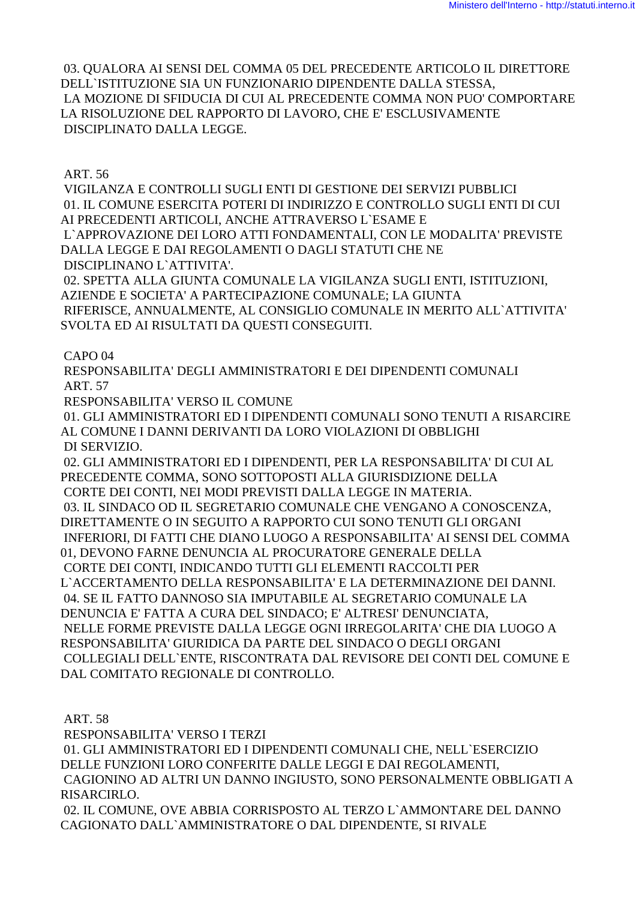03. QUALORA AI SENSI DEL COMMA 05 DEL PRECEDENTE ARTICOLO IL DIRETTORE DELL`ISTITUZIONE SIA UN FUNZIONARIO DIPENDENTE DALLA STESSA, LA MOZIONE DI SFIDUCIA DI CUI AL PRECEDENTE COMMA NON PUO' COMPORTARE LA RISOLUZIONE DEL RAPPORTO DI LAVORO, CHE E' ESCLUSIVAMENTE DISCIPLINATO DALLA LEGGE.

ART. 56

VIGILANZA E CONTROLLI SUGLI ENTI DI GESTIONE DEI SERVIZI PUBBLICI

01. IL COMUNE ESERCITA POTERI DI INDIRIZZO E CONTROLLO SUGLI ENTI DI CUI AI PRECEDENTI ARTICOLI, ANCHE ATTRAVERSO L`ESAME E L`APPROVAZIONE DEI LORO ATTI FONDAMENTALI, CON LE MODALITA' PREVISTE DALLA LEGGE E DAI REGOLAMENTI O DAGLI STATUTI CHE NE DISCIPLINANO L`ATTIVITA'.

02. SPETTA ALLA GIUNTA COMUNALE LA VIGILANZA SUGLI ENTI, ISTITUZIONI, AZIENDE E SOCIETA' A PARTECIPAZIONE COMUNALE; LA GIUNTA RIFERISCE, ANNUALMENTE, AL CONSIGLIO COMUNALE IN MERITO ALL`ATTIVITA' SVOLTA ED AI RISULTATI DA QUESTI CONSEGUITI.

CAPO 04

RESPONSABILITA' DEGLI AMMINISTRATORI E DEI DIPENDENTI COMUNALI

ART. 57

RESPONSABILITA' VERSO IL COMUNE

01. GLI AMMINISTRATORI ED I DIPENDENTI COMUNALI SONO TENUTI A RISARCIRE AL COMUNE I DANNI DERIVANTI DA LORO VIOLAZIONI DI OBBLIGHI DI SERVIZIO.

02. GLI AMMINISTRATORI ED I DIPENDENTI, PER LA RESPONSABILITA' DI CUI AL PRECEDENTE COMMA, SONO SOTTOPOSTI ALLA GIURISDIZIONE DELLA CORTE DEI CONTI, NEI MODI PREVISTI DALLA LEGGE IN MATERIA.

03. IL SINDACO OD IL SEGRETARIO COMUNALE CHE VENGANO A CONOSCENZA, DIRETTAMENTE O IN SEGUITO A RAPPORTO CUI SONO TENUTI GLI ORGANI INFERIORI, DI FATTI CHE DIANO LUOGO A RESPONSABILITA' AI SENSI DEL COMMA 01, DEVONO FARNE DENUNCIA AL PROCURATORE GENERALE DELLA CORTE DEI CONTI, INDICANDO TUTTI GLI ELEMENTI RACCOLTI PER L`ACCERTAMENTO DELLA RESPONSABILITA' E LA DETERMINAZIONE DEI DANNI.

04. SE IL FATTO DANNOSO SIA IMPUTABILE AL SEGRETARIO COMUNALE LA DENUNCIA E' FATTA A CURA DEL SINDACO; E' ALTRESI' DENUNCIATA, NELLE FORME PREVISTE DALLA LEGGE OGNI IRREGOLARITA' CHE DIA LUOGO A RESPONSABILITA' GIURIDICA DA PARTE DEL SINDACO O DEGLI ORGANI COLLEGIALI DELL`ENTE, RISCONTRATA DAL REVISORE DEI CONTI DEL COMUNE E DAL COMITATO REGIONALE DI CONTROLLO.

ART. 58

RESPONSABILITA' VERSO I TERZI

01. GLI AMMINISTRATORI ED I DIPENDENTI COMUNALI CHE, NELL`ESERCIZIO DELLE FUNZIONI LORO CONFERITE DALLE LEGGI E DAI REGOLAMENTI, CAGIONINO AD ALTRI UN DANNO INGIUSTO, SONO PERSONALMENTE OBBLIGATI A RISARCIRLO.

02. IL COMUNE, OVE ABBIA CORRISPOSTO AL TERZO L`AMMONTARE DEL DANNO CAGIONATO DALL`AMMINISTRATORE O DAL DIPENDENTE, SI RIVALE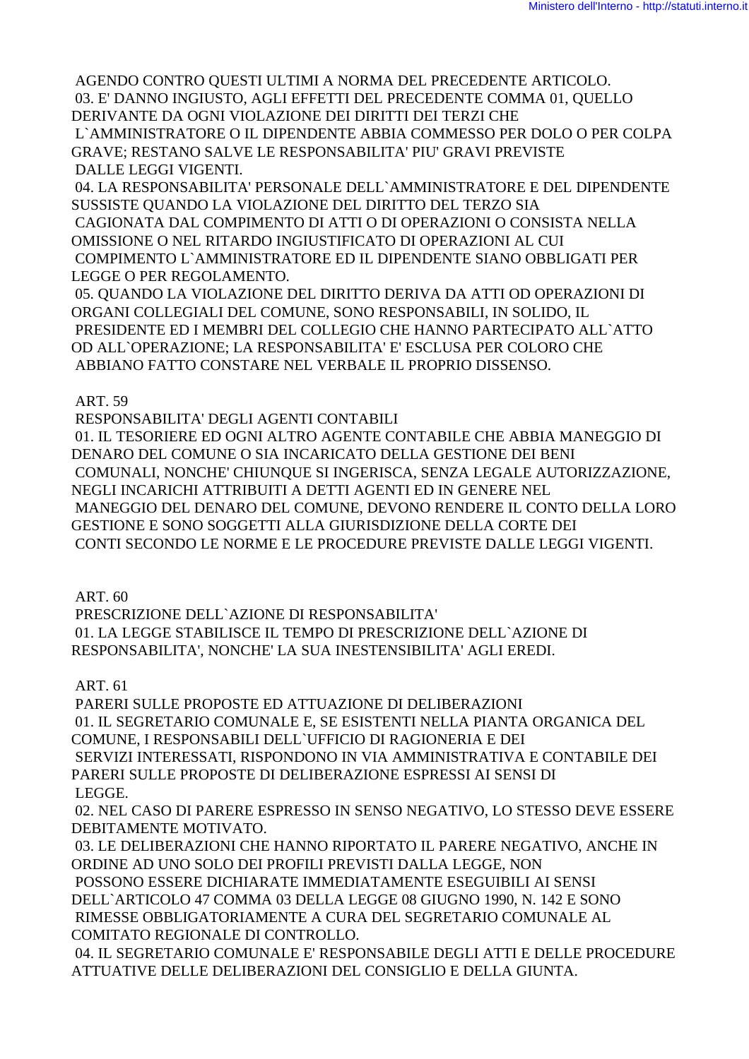AGENDO CONTRO QUESTI ULTIMI A NORMA DEL PRECEDENTE ARTICOLO.
03. E' DANNO INGIUSTO, AGLI EFFETTI DEL PRECEDENTE COMMA 01, QUELLO DERIVANTE DA OGNI VIOLAZIONE DEI DIRITTI DEI TERZI CHE L`AMMINISTRATORE O IL DIPENDENTE ABBIA COMMESSO PER DOLO O PER COLPA GRAVE; RESTANO SALVE LE RESPONSABILITA' PIU' GRAVI PREVISTE DALLE LEGGI VIGENTI.
04. LA RESPONSABILITA' PERSONALE DELL`AMMINISTRATORE E DEL DIPENDENTE SUSSISTE QUANDO LA VIOLAZIONE DEL DIRITTO DEL TERZO SIA CAGIONATA DAL COMPIMENTO DI ATTI O DI OPERAZIONI O CONSISTA NELLA OMISSIONE O NEL RITARDO INGIUSTIFICATO DI OPERAZIONI AL CUI COMPIMENTO L`AMMINISTRATORE ED IL DIPENDENTE SIANO OBBLIGATI PER LEGGE O PER REGOLAMENTO.
05. QUANDO LA VIOLAZIONE DEL DIRITTO DERIVA DA ATTI OD OPERAZIONI DI ORGANI COLLEGIALI DEL COMUNE, SONO RESPONSABILI, IN SOLIDO, IL PRESIDENTE ED I MEMBRI DEL COLLEGIO CHE HANNO PARTECIPATO ALL`ATTO OD ALL`OPERAZIONE; LA RESPONSABILITA' E' ESCLUSA PER COLORO CHE ABBIANO FATTO CONSTARE NEL VERBALE IL PROPRIO DISSENSO.

ART. 59
RESPONSABILITA' DEGLI AGENTI CONTABILI
01. IL TESORIERE ED OGNI ALTRO AGENTE CONTABILE CHE ABBIA MANEGGIO DI DENARO DEL COMUNE O SIA INCARICATO DELLA GESTIONE DEI BENI COMUNALI, NONCHE' CHIUNQUE SI INGERISCA, SENZA LEGALE AUTORIZZAZIONE, NEGLI INCARICHI ATTRIBUITI A DETTI AGENTI ED IN GENERE NEL MANEGGIO DEL DENARO DEL COMUNE, DEVONO RENDERE IL CONTO DELLA LORO GESTIONE E SONO SOGGETTI ALLA GIURISDIZIONE DELLA CORTE DEI CONTI SECONDO LE NORME E LE PROCEDURE PREVISTE DALLE LEGGI VIGENTI.

ART. 60
PRESCRIZIONE DELL`AZIONE DI RESPONSABILITA'
01. LA LEGGE STABILISCE IL TEMPO DI PRESCRIZIONE DELL`AZIONE DI RESPONSABILITA', NONCHE' LA SUA INESTENSIBILITA' AGLI EREDI.

ART. 61
PARERI SULLE PROPOSTE ED ATTUAZIONE DI DELIBERAZIONI
01. IL SEGRETARIO COMUNALE E, SE ESISTENTI NELLA PIANTA ORGANICA DEL COMUNE, I RESPONSABILI DELL`UFFICIO DI RAGIONERIA E DEI SERVIZI INTERESSATI, RISPONDONO IN VIA AMMINISTRATIVA E CONTABILE DEI PARERI SULLE PROPOSTE DI DELIBERAZIONE ESPRESSI AI SENSI DI LEGGE.
02. NEL CASO DI PARERE ESPRESSO IN SENSO NEGATIVO, LO STESSO DEVE ESSERE DEBITAMENTE MOTIVATO.
03. LE DELIBERAZIONI CHE HANNO RIPORTATO IL PARERE NEGATIVO, ANCHE IN ORDINE AD UNO SOLO DEI PROFILI PREVISTI DALLA LEGGE, NON POSSONO ESSERE DICHIARATE IMMEDIATAMENTE ESEGUIBILI AI SENSI DELL`ARTICOLO 47 COMMA 03 DELLA LEGGE 08 GIUGNO 1990, N. 142 E SONO RIMESSE OBBLIGATORIAMENTE A CURA DEL SEGRETARIO COMUNALE AL COMITATO REGIONALE DI CONTROLLO.
04. IL SEGRETARIO COMUNALE E' RESPONSABILE DEGLI ATTI E DELLE PROCEDURE ATTUATIVE DELLE DELIBERAZIONI DEL CONSIGLIO E DELLA GIUNTA.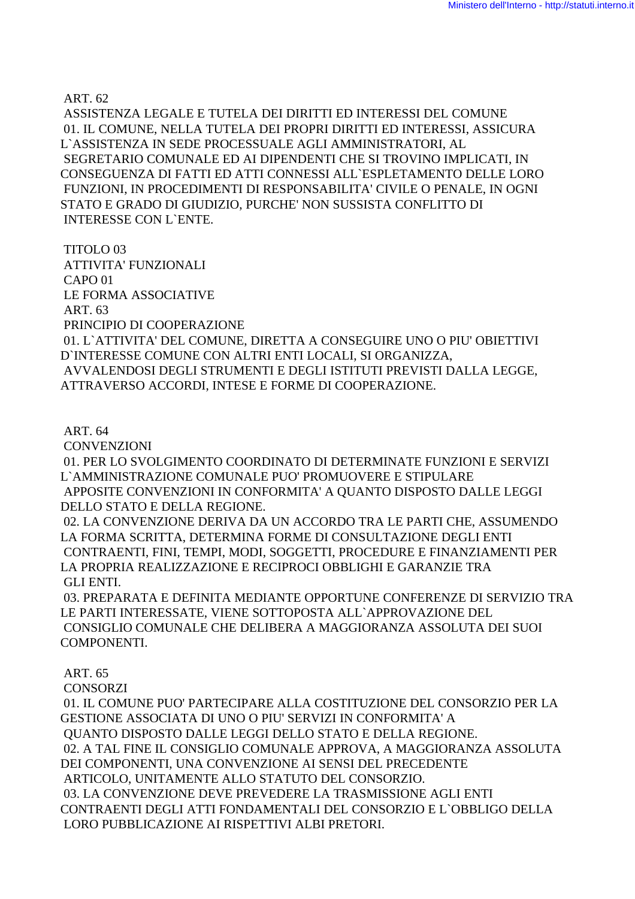ART. 62

ASSISTENZA LEGALE E TUTELA DEI DIRITTI ED INTERESSI DEL COMUNE

01. IL COMUNE, NELLA TUTELA DEI PROPRI DIRITTI ED INTERESSI, ASSICURA L`ASSISTENZA IN SEDE PROCESSUALE AGLI AMMINISTRATORI, AL SEGRETARIO COMUNALE ED AI DIPENDENTI CHE SI TROVINO IMPLICATI, IN CONSEGUENZA DI FATTI ED ATTI CONNESSI ALL`ESPLETAMENTO DELLE LORO FUNZIONI, IN PROCEDIMENTI DI RESPONSABILITA' CIVILE O PENALE, IN OGNI STATO E GRADO DI GIUDIZIO, PURCHE' NON SUSSISTA CONFLITTO DI INTERESSE CON L`ENTE.

TITOLO 03

ATTIVITA' FUNZIONALI

CAPO 01

LE FORMA ASSOCIATIVE

ART. 63

PRINCIPIO DI COOPERAZIONE

01. L`ATTIVITA' DEL COMUNE, DIRETTA A CONSEGUIRE UNO O PIU' OBIETTIVI D`INTERESSE COMUNE CON ALTRI ENTI LOCALI, SI ORGANIZZA, AVVALENDOSI DEGLI STRUMENTI E DEGLI ISTITUTI PREVISTI DALLA LEGGE, ATTRAVERSO ACCORDI, INTESE E FORME DI COOPERAZIONE.

ART. 64

CONVENZIONI

01. PER LO SVOLGIMENTO COORDINATO DI DETERMINATE FUNZIONI E SERVIZI L`AMMINISTRAZIONE COMUNALE PUO' PROMUOVERE E STIPULARE APPOSITE CONVENZIONI IN CONFORMITA' A QUANTO DISPOSTO DALLE LEGGI DELLO STATO E DELLA REGIONE.

02. LA CONVENZIONE DERIVA DA UN ACCORDO TRA LE PARTI CHE, ASSUMENDO LA FORMA SCRITTA, DETERMINA FORME DI CONSULTAZIONE DEGLI ENTI CONTRAENTI, FINI, TEMPI, MODI, SOGGETTI, PROCEDURE E FINANZIAMENTI PER LA PROPRIA REALIZZAZIONE E RECIPROCI OBBLIGHI E GARANZIE TRA GLI ENTI.

03. PREPARATA E DEFINITA MEDIANTE OPPORTUNE CONFERENZE DI SERVIZIO TRA LE PARTI INTERESSATE, VIENE SOTTOPOSTA ALL`APPROVAZIONE DEL CONSIGLIO COMUNALE CHE DELIBERA A MAGGIORANZA ASSOLUTA DEI SUOI COMPONENTI.

ART. 65

CONSORZI

01. IL COMUNE PUO' PARTECIPARE ALLA COSTITUZIONE DEL CONSORZIO PER LA GESTIONE ASSOCIATA DI UNO O PIU' SERVIZI IN CONFORMITA' A QUANTO DISPOSTO DALLE LEGGI DELLO STATO E DELLA REGIONE.

02. A TAL FINE IL CONSIGLIO COMUNALE APPROVA, A MAGGIORANZA ASSOLUTA DEI COMPONENTI, UNA CONVENZIONE AI SENSI DEL PRECEDENTE ARTICOLO, UNITAMENTE ALLO STATUTO DEL CONSORZIO.

03. LA CONVENZIONE DEVE PREVEDERE LA TRASMISSIONE AGLI ENTI CONTRAENTI DEGLI ATTI FONDAMENTALI DEL CONSORZIO E L`OBBLIGO DELLA LORO PUBBLICAZIONE AI RISPETTIVI ALBI PRETORI.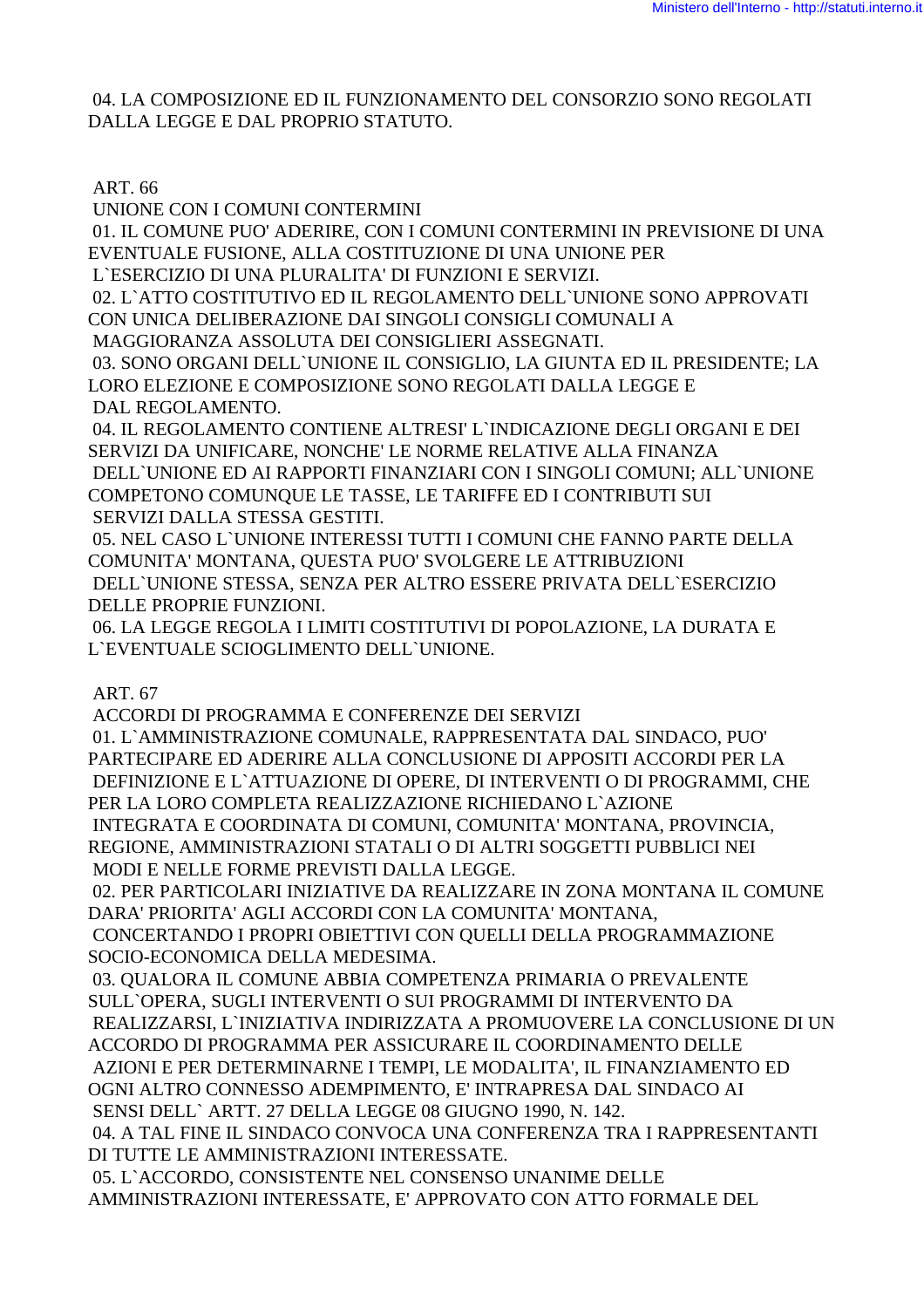04. LA COMPOSIZIONE ED IL FUNZIONAMENTO DEL CONSORZIO SONO REGOLATI DALLA LEGGE E DAL PROPRIO STATUTO.

ART. 66

UNIONE CON I COMUNI CONTERMINI

01. IL COMUNE PUO' ADERIRE, CON I COMUNI CONTERMINI IN PREVISIONE DI UNA EVENTUALE FUSIONE, ALLA COSTITUZIONE DI UNA UNIONE PER L`ESERCIZIO DI UNA PLURALITA' DI FUNZIONI E SERVIZI.

02. L`ATTO COSTITUTIVO ED IL REGOLAMENTO DELL`UNIONE SONO APPROVATI CON UNICA DELIBERAZIONE DAI SINGOLI CONSIGLI COMUNALI A MAGGIORANZA ASSOLUTA DEI CONSIGLIERI ASSEGNATI.

03. SONO ORGANI DELL`UNIONE IL CONSIGLIO, LA GIUNTA ED IL PRESIDENTE; LA LORO ELEZIONE E COMPOSIZIONE SONO REGOLATI DALLA LEGGE E DAL REGOLAMENTO.

04. IL REGOLAMENTO CONTIENE ALTRESI' L`INDICAZIONE DEGLI ORGANI E DEI SERVIZI DA UNIFICARE, NONCHE' LE NORME RELATIVE ALLA FINANZA DELL`UNIONE ED AI RAPPORTI FINANZIARI CON I SINGOLI COMUNI; ALL`UNIONE COMPETONO COMUNQUE LE TASSE, LE TARIFFE ED I CONTRIBUTI SUI SERVIZI DALLA STESSA GESTITI.

05. NEL CASO L`UNIONE INTERESSI TUTTI I COMUNI CHE FANNO PARTE DELLA COMUNITA' MONTANA, QUESTA PUO' SVOLGERE LE ATTRIBUZIONI DELL`UNIONE STESSA, SENZA PER ALTRO ESSERE PRIVATA DELL`ESERCIZIO DELLE PROPRIE FUNZIONI.

06. LA LEGGE REGOLA I LIMITI COSTITUTIVI DI POPOLAZIONE, LA DURATA E L`EVENTUALE SCIOGLIMENTO DELL`UNIONE.

ART. 67

ACCORDI DI PROGRAMMA E CONFERENZE DEI SERVIZI

01. L`AMMINISTRAZIONE COMUNALE, RAPPRESENTATA DAL SINDACO, PUO' PARTECIPARE ED ADERIRE ALLA CONCLUSIONE DI APPOSITI ACCORDI PER LA DEFINIZIONE E L`ATTUAZIONE DI OPERE, DI INTERVENTI O DI PROGRAMMI, CHE PER LA LORO COMPLETA REALIZZAZIONE RICHIEDANO L`AZIONE INTEGRATA E COORDINATA DI COMUNI, COMUNITA' MONTANA, PROVINCIA, REGIONE, AMMINISTRAZIONI STATALI O DI ALTRI SOGGETTI PUBBLICI NEI MODI E NELLE FORME PREVISTI DALLA LEGGE.

02. PER PARTICOLARI INIZIATIVE DA REALIZZARE IN ZONA MONTANA IL COMUNE DARA' PRIORITA' AGLI ACCORDI CON LA COMUNITA' MONTANA, CONCERTANDO I PROPRI OBIETTIVI CON QUELLI DELLA PROGRAMMAZIONE SOCIO-ECONOMICA DELLA MEDESIMA.

03. QUALORA IL COMUNE ABBIA COMPETENZA PRIMARIA O PREVALENTE SULL`OPERA, SUGLI INTERVENTI O SUI PROGRAMMI DI INTERVENTO DA REALIZZARSI, L`INIZIATIVA INDIRIZZATA A PROMUOVERE LA CONCLUSIONE DI UN ACCORDO DI PROGRAMMA PER ASSICURARE IL COORDINAMENTO DELLE AZIONI E PER DETERMINARNE I TEMPI, LE MODALITA', IL FINANZIAMENTO ED OGNI ALTRO CONNESSO ADEMPIMENTO, E' INTRAPRESA DAL SINDACO AI SENSI DELL` ARTT. 27 DELLA LEGGE 08 GIUGNO 1990, N. 142.

04. A TAL FINE IL SINDACO CONVOCA UNA CONFERENZA TRA I RAPPRESENTANTI DI TUTTE LE AMMINISTRAZIONI INTERESSATE.

05. L`ACCORDO, CONSISTENTE NEL CONSENSO UNANIME DELLE AMMINISTRAZIONI INTERESSATE, E' APPROVATO CON ATTO FORMALE DEL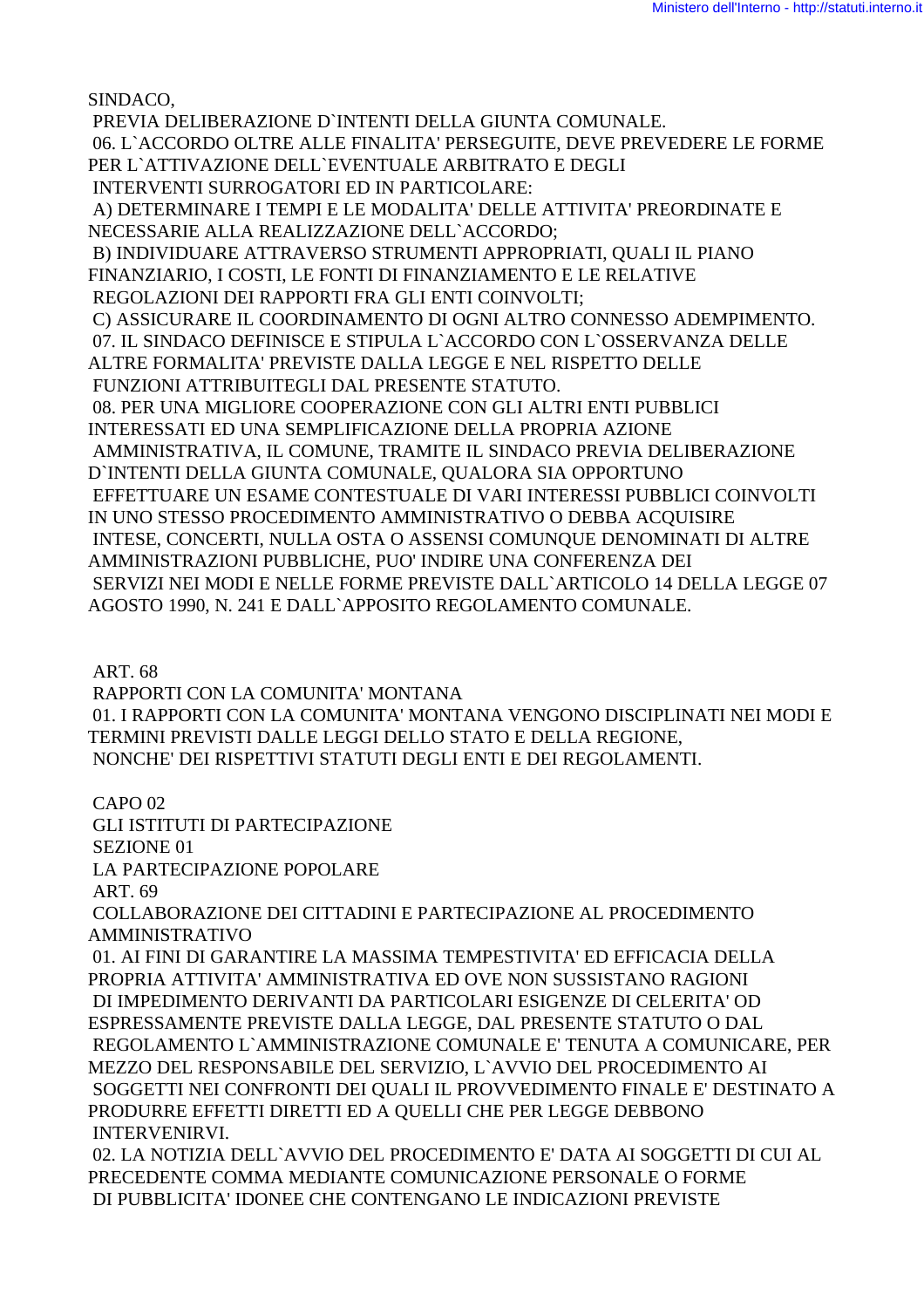SINDACO,
PREVIA DELIBERAZIONE D`INTENTI DELLA GIUNTA COMUNALE.

06. L`ACCORDO OLTRE ALLE FINALITA' PERSEGUITE, DEVE PREVEDERE LE FORME PER L`ATTIVAZIONE DELL`EVENTUALE ARBITRATO E DEGLI INTERVENTI SURROGATORI ED IN PARTICOLARE:

A) DETERMINARE I TEMPI E LE MODALITA' DELLE ATTIVITA' PREORDINATE E NECESSARIE ALLA REALIZZAZIONE DELL`ACCORDO;

B) INDIVIDUARE ATTRAVERSO STRUMENTI APPROPRIATI, QUALI IL PIANO FINANZIARIO, I COSTI, LE FONTI DI FINANZIAMENTO E LE RELATIVE REGOLAZIONI DEI RAPPORTI FRA GLI ENTI COINVOLTI;

C) ASSICURARE IL COORDINAMENTO DI OGNI ALTRO CONNESSO ADEMPIMENTO.

07. IL SINDACO DEFINISCE E STIPULA L`ACCORDO CON L`OSSERVANZA DELLE ALTRE FORMALITA' PREVISTE DALLA LEGGE E NEL RISPETTO DELLE FUNZIONI ATTRIBUITEGLI DAL PRESENTE STATUTO.

08. PER UNA MIGLIORE COOPERAZIONE CON GLI ALTRI ENTI PUBBLICI INTERESSATI ED UNA SEMPLIFICAZIONE DELLA PROPRIA AZIONE AMMINISTRATIVA, IL COMUNE, TRAMITE IL SINDACO PREVIA DELIBERAZIONE D`INTENTI DELLA GIUNTA COMUNALE, QUALORA SIA OPPORTUNO EFFETTUARE UN ESAME CONTESTUALE DI VARI INTERESSI PUBBLICI COINVOLTI IN UNO STESSO PROCEDIMENTO AMMINISTRATIVO O DEBBA ACQUISIRE INTESE, CONCERTI, NULLA OSTA O ASSENSI COMUNQUE DENOMINATI DI ALTRE AMMINISTRAZIONI PUBBLICHE, PUO' INDIRE UNA CONFERENZA DEI SERVIZI NEI MODI E NELLE FORME PREVISTE DALL`ARTICOLO 14 DELLA LEGGE 07 AGOSTO 1990, N. 241 E DALL`APPOSITO REGOLAMENTO COMUNALE.

ART. 68

RAPPORTI CON LA COMUNITA' MONTANA

01. I RAPPORTI CON LA COMUNITA' MONTANA VENGONO DISCIPLINATI NEI MODI E TERMINI PREVISTI DALLE LEGGI DELLO STATO E DELLA REGIONE, NONCHE' DEI RISPETTIVI STATUTI DEGLI ENTI E DEI REGOLAMENTI.

CAPO 02

GLI ISTITUTI DI PARTECIPAZIONE

SEZIONE 01

LA PARTECIPAZIONE POPOLARE

ART. 69

COLLABORAZIONE DEI CITTADINI E PARTECIPAZIONE AL PROCEDIMENTO AMMINISTRATIVO

01. AI FINI DI GARANTIRE LA MASSIMA TEMPESTIVITA' ED EFFICACIA DELLA PROPRIA ATTIVITA' AMMINISTRATIVA ED OVE NON SUSSISTANO RAGIONI DI IMPEDIMENTO DERIVANTI DA PARTICOLARI ESIGENZE DI CELERITA' OD ESPRESSAMENTE PREVISTE DALLA LEGGE, DAL PRESENTE STATUTO O DAL REGOLAMENTO L`AMMINISTRAZIONE COMUNALE E' TENUTA A COMUNICARE, PER MEZZO DEL RESPONSABILE DEL SERVIZIO, L`AVVIO DEL PROCEDIMENTO AI SOGGETTI NEI CONFRONTI DEI QUALI IL PROVVEDIMENTO FINALE E' DESTINATO A PRODURRE EFFETTI DIRETTI ED A QUELLI CHE PER LEGGE DEBBONO INTERVENIRVI.

02. LA NOTIZIA DELL`AVVIO DEL PROCEDIMENTO E' DATA AI SOGGETTI DI CUI AL PRECEDENTE COMMA MEDIANTE COMUNICAZIONE PERSONALE O FORME DI PUBBLICITA' IDONEE CHE CONTENGANO LE INDICAZIONI PREVISTE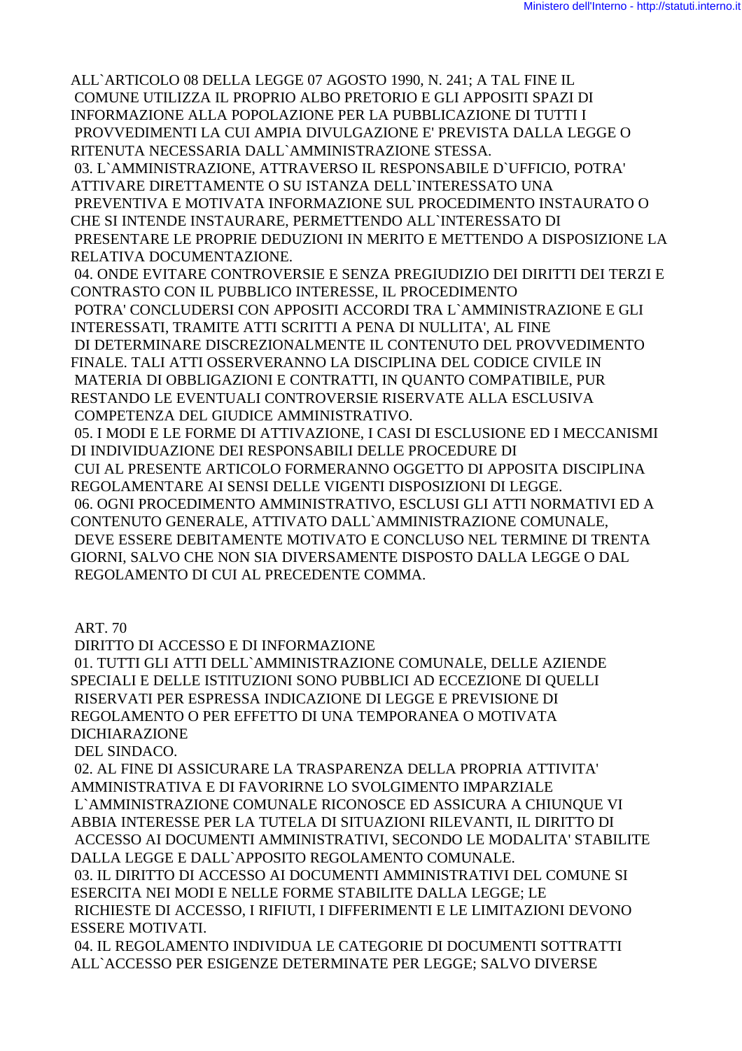ALL`ARTICOLO 08 DELLA LEGGE 07 AGOSTO 1990, N. 241; A TAL FINE IL COMUNE UTILIZZA IL PROPRIO ALBO PRETORIO E GLI APPOSITI SPAZI DI INFORMAZIONE ALLA POPOLAZIONE PER LA PUBBLICAZIONE DI TUTTI I PROVVEDIMENTI LA CUI AMPIA DIVULGAZIONE E' PREVISTA DALLA LEGGE O RITENUTA NECESSARIA DALL`AMMINISTRAZIONE STESSA.

03. L`AMMINISTRAZIONE, ATTRAVERSO IL RESPONSABILE D`UFFICIO, POTRA' ATTIVARE DIRETTAMENTE O SU ISTANZA DELL`INTERESSATO UNA PREVENTIVA E MOTIVATA INFORMAZIONE SUL PROCEDIMENTO INSTAURATO O CHE SI INTENDE INSTAURARE, PERMETTENDO ALL`INTERESSATO DI PRESENTARE LE PROPRIE DEDUZIONI IN MERITO E METTENDO A DISPOSIZIONE LA RELATIVA DOCUMENTAZIONE.

04. ONDE EVITARE CONTROVERSIE E SENZA PREGIUDIZIO DEI DIRITTI DEI TERZI E CONTRASTO CON IL PUBBLICO INTERESSE, IL PROCEDIMENTO POTRA' CONCLUDERSI CON APPOSITI ACCORDI TRA L`AMMINISTRAZIONE E GLI INTERESSATI, TRAMITE ATTI SCRITTI A PENA DI NULLITA', AL FINE DI DETERMINARE DISCREZIONALMENTE IL CONTENUTO DEL PROVVEDIMENTO FINALE. TALI ATTI OSSERVERANNO LA DISCIPLINA DEL CODICE CIVILE IN MATERIA DI OBBLIGAZIONI E CONTRATTI, IN QUANTO COMPATIBILE, PUR RESTANDO LE EVENTUALI CONTROVERSIE RISERVATE ALLA ESCLUSIVA COMPETENZA DEL GIUDICE AMMINISTRATIVO.

05. I MODI E LE FORME DI ATTIVAZIONE, I CASI DI ESCLUSIONE ED I MECCANISMI DI INDIVIDUAZIONE DEI RESPONSABILI DELLE PROCEDURE DI CUI AL PRESENTE ARTICOLO FORMERANNO OGGETTO DI APPOSITA DISCIPLINA REGOLAMENTARE AI SENSI DELLE VIGENTI DISPOSIZIONI DI LEGGE.

06. OGNI PROCEDIMENTO AMMINISTRATIVO, ESCLUSI GLI ATTI NORMATIVI ED A CONTENUTO GENERALE, ATTIVATO DALL`AMMINISTRAZIONE COMUNALE, DEVE ESSERE DEBITAMENTE MOTIVATO E CONCLUSO NEL TERMINE DI TRENTA GIORNI, SALVO CHE NON SIA DIVERSAMENTE DISPOSTO DALLA LEGGE O DAL REGOLAMENTO DI CUI AL PRECEDENTE COMMA.

## ART. 70

## DIRITTO DI ACCESSO E DI INFORMAZIONE

01. TUTTI GLI ATTI DELL`AMMINISTRAZIONE COMUNALE, DELLE AZIENDE SPECIALI E DELLE ISTITUZIONI SONO PUBBLICI AD ECCEZIONE DI QUELLI RISERVATI PER ESPRESSA INDICAZIONE DI LEGGE E PREVISIONE DI REGOLAMENTO O PER EFFETTO DI UNA TEMPORANEA O MOTIVATA DICHIARAZIONE DEL SINDACO.

02. AL FINE DI ASSICURARE LA TRASPARENZA DELLA PROPRIA ATTIVITA' AMMINISTRATIVA E DI FAVORIRNE LO SVOLGIMENTO IMPARZIALE L`AMMINISTRAZIONE COMUNALE RICONOSCE ED ASSICURA A CHIUNQUE VI ABBIA INTERESSE PER LA TUTELA DI SITUAZIONI RILEVANTI, IL DIRITTO DI ACCESSO AI DOCUMENTI AMMINISTRATIVI, SECONDO LE MODALITA' STABILITE DALLA LEGGE E DALL`APPOSITO REGOLAMENTO COMUNALE.

03. IL DIRITTO DI ACCESSO AI DOCUMENTI AMMINISTRATIVI DEL COMUNE SI ESERCITA NEI MODI E NELLE FORME STABILITE DALLA LEGGE; LE RICHIESTE DI ACCESSO, I RIFIUTI, I DIFFERIMENTI E LE LIMITAZIONI DEVONO ESSERE MOTIVATI.

04. IL REGOLAMENTO INDIVIDUA LE CATEGORIE DI DOCUMENTI SOTTRATTI ALL`ACCESSO PER ESIGENZE DETERMINATE PER LEGGE; SALVO DIVERSE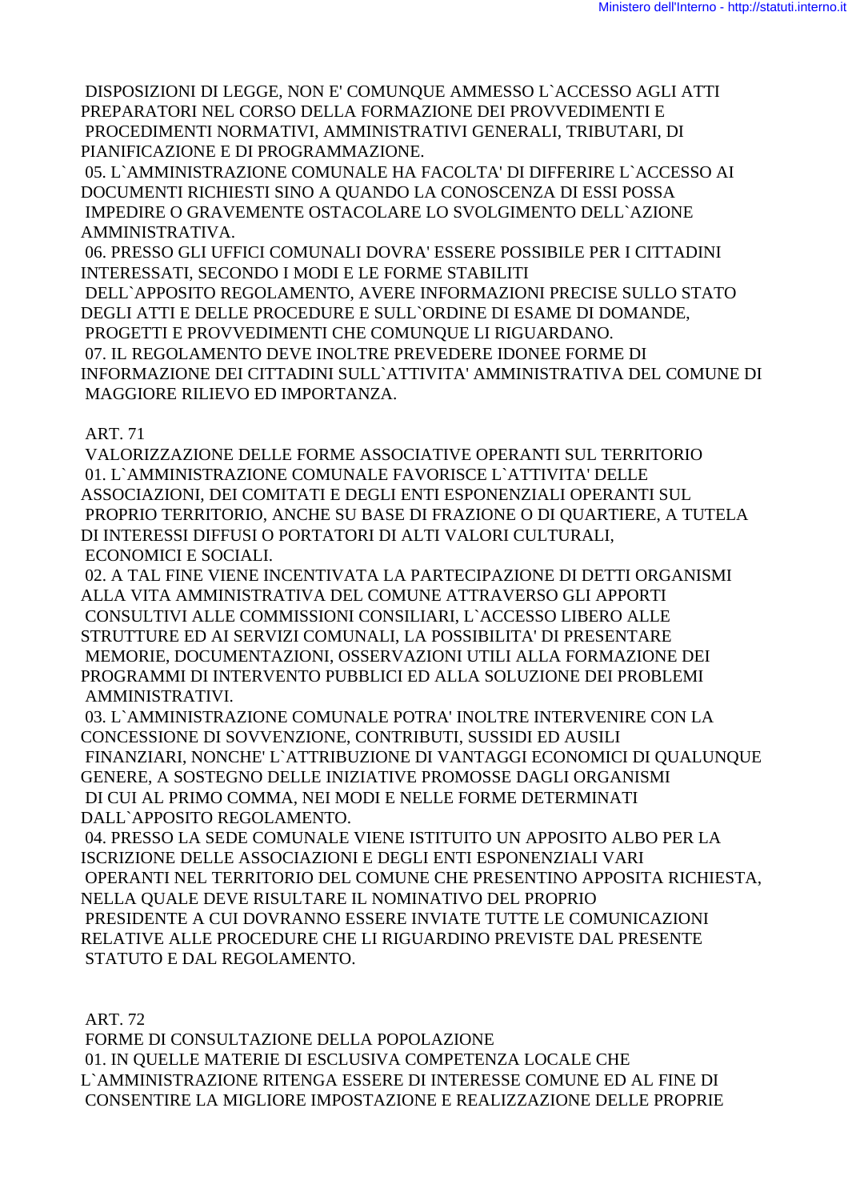DISPOSIZIONI DI LEGGE, NON E' COMUNQUE AMMESSO L`ACCESSO AGLI ATTI PREPARATORI NEL CORSO DELLA FORMAZIONE DEI PROVVEDIMENTI E PROCEDIMENTI NORMATIVI, AMMINISTRATIVI GENERALI, TRIBUTARI, DI PIANIFICAZIONE E DI PROGRAMMAZIONE.

05. L`AMMINISTRAZIONE COMUNALE HA FACOLTA' DI DIFFERIRE L`ACCESSO AI DOCUMENTI RICHIESTI SINO A QUANDO LA CONOSCENZA DI ESSI POSSA IMPEDIRE O GRAVEMENTE OSTACOLARE LO SVOLGIMENTO DELL`AZIONE AMMINISTRATIVA.

06. PRESSO GLI UFFICI COMUNALI DOVRA' ESSERE POSSIBILE PER I CITTADINI INTERESSATI, SECONDO I MODI E LE FORME STABILITI DELL`APPOSITO REGOLAMENTO, AVERE INFORMAZIONI PRECISE SULLO STATO DEGLI ATTI E DELLE PROCEDURE E SULL`ORDINE DI ESAME DI DOMANDE, PROGETTI E PROVVEDIMENTI CHE COMUNQUE LI RIGUARDANO.

07. IL REGOLAMENTO DEVE INOLTRE PREVEDERE IDONEE FORME DI INFORMAZIONE DEI CITTADINI SULL`ATTIVITA' AMMINISTRATIVA DEL COMUNE DI MAGGIORE RILIEVO ED IMPORTANZA.

ART. 71

VALORIZZAZIONE DELLE FORME ASSOCIATIVE OPERANTI SUL TERRITORIO

01. L`AMMINISTRAZIONE COMUNALE FAVORISCE L`ATTIVITA' DELLE ASSOCIAZIONI, DEI COMITATI E DEGLI ENTI ESPONENZIALI OPERANTI SUL PROPRIO TERRITORIO, ANCHE SU BASE DI FRAZIONE O DI QUARTIERE, A TUTELA DI INTERESSI DIFFUSI O PORTATORI DI ALTI VALORI CULTURALI, ECONOMICI E SOCIALI.

02. A TAL FINE VIENE INCENTIVATA LA PARTECIPAZIONE DI DETTI ORGANISMI ALLA VITA AMMINISTRATIVA DEL COMUNE ATTRAVERSO GLI APPORTI CONSULTIVI ALLE COMMISSIONI CONSILIARI, L`ACCESSO LIBERO ALLE STRUTTURE ED AI SERVIZI COMUNALI, LA POSSIBILITA' DI PRESENTARE MEMORIE, DOCUMENTAZIONI, OSSERVAZIONI UTILI ALLA FORMAZIONE DEI PROGRAMMI DI INTERVENTO PUBBLICI ED ALLA SOLUZIONE DEI PROBLEMI AMMINISTRATIVI.

03. L`AMMINISTRAZIONE COMUNALE POTRA' INOLTRE INTERVENIRE CON LA CONCESSIONE DI SOVVENZIONE, CONTRIBUTI, SUSSIDI ED AUSILI FINANZIARI, NONCHE' L`ATTRIBUZIONE DI VANTAGGI ECONOMICI DI QUALUNQUE GENERE, A SOSTEGNO DELLE INIZIATIVE PROMOSSE DAGLI ORGANISMI DI CUI AL PRIMO COMMA, NEI MODI E NELLE FORME DETERMINATI DALL`APPOSITO REGOLAMENTO.

04. PRESSO LA SEDE COMUNALE VIENE ISTITUITO UN APPOSITO ALBO PER LA ISCRIZIONE DELLE ASSOCIAZIONI E DEGLI ENTI ESPONENZIALI VARI OPERANTI NEL TERRITORIO DEL COMUNE CHE PRESENTINO APPOSITA RICHIESTA, NELLA QUALE DEVE RISULTARE IL NOMINATIVO DEL PROPRIO PRESIDENTE A CUI DOVRANNO ESSERE INVIATE TUTTE LE COMUNICAZIONI RELATIVE ALLE PROCEDURE CHE LI RIGUARDINO PREVISTE DAL PRESENTE STATUTO E DAL REGOLAMENTO.

ART. 72

FORME DI CONSULTAZIONE DELLA POPOLAZIONE

01. IN QUELLE MATERIE DI ESCLUSIVA COMPETENZA LOCALE CHE L`AMMINISTRAZIONE RITENGA ESSERE DI INTERESSE COMUNE ED AL FINE DI CONSENTIRE LA MIGLIORE IMPOSTAZIONE E REALIZZAZIONE DELLE PROPRIE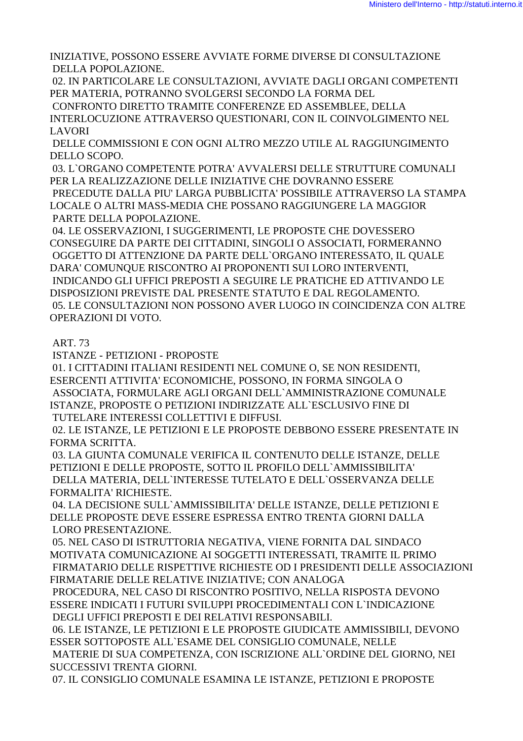INIZIATIVE, POSSONO ESSERE AVVIATE FORME DIVERSE DI CONSULTAZIONE DELLA POPOLAZIONE.

02. IN PARTICOLARE LE CONSULTAZIONI, AVVIATE DAGLI ORGANI COMPETENTI PER MATERIA, POTRANNO SVOLGERSI SECONDO LA FORMA DEL CONFRONTO DIRETTO TRAMITE CONFERENZE ED ASSEMBLEE, DELLA INTERLOCUZIONE ATTRAVERSO QUESTIONARI, CON IL COINVOLGIMENTO NEL LAVORI DELLE COMMISSIONI E CON OGNI ALTRO MEZZO UTILE AL RAGGIUNGIMENTO DELLO SCOPO.

03. L`ORGANO COMPETENTE POTRA' AVVALERSI DELLE STRUTTURE COMUNALI PER LA REALIZZAZIONE DELLE INIZIATIVE CHE DOVRANNO ESSERE PRECEDUTE DALLA PIU' LARGA PUBBLICITA' POSSIBILE ATTRAVERSO LA STAMPA LOCALE O ALTRI MASS-MEDIA CHE POSSANO RAGGIUNGERE LA MAGGIOR PARTE DELLA POPOLAZIONE.

04. LE OSSERVAZIONI, I SUGGERIMENTI, LE PROPOSTE CHE DOVESSERO CONSEGUIRE DA PARTE DEI CITTADINI, SINGOLI O ASSOCIATI, FORMERANNO OGGETTO DI ATTENZIONE DA PARTE DELL`ORGANO INTERESSATO, IL QUALE DARA' COMUNQUE RISCONTRO AI PROPONENTI SUI LORO INTERVENTI, INDICANDO GLI UFFICI PREPOSTI A SEGUIRE LE PRATICHE ED ATTIVANDO LE DISPOSIZIONI PREVISTE DAL PRESENTE STATUTO E DAL REGOLAMENTO.

05. LE CONSULTAZIONI NON POSSONO AVER LUOGO IN COINCIDENZA CON ALTRE OPERAZIONI DI VOTO.

ART. 73

ISTANZE - PETIZIONI - PROPOSTE

01. I CITTADINI ITALIANI RESIDENTI NEL COMUNE O, SE NON RESIDENTI, ESERCENTI ATTIVITA' ECONOMICHE, POSSONO, IN FORMA SINGOLA O ASSOCIATA, FORMULARE AGLI ORGANI DELL`AMMINISTRAZIONE COMUNALE ISTANZE, PROPOSTE O PETIZIONI INDIRIZZATE ALL`ESCLUSIVO FINE DI TUTELARE INTERESSI COLLETTIVI E DIFFUSI.

02. LE ISTANZE, LE PETIZIONI E LE PROPOSTE DEBBONO ESSERE PRESENTATE IN FORMA SCRITTA.

03. LA GIUNTA COMUNALE VERIFICA IL CONTENUTO DELLE ISTANZE, DELLE PETIZIONI E DELLE PROPOSTE, SOTTO IL PROFILO DELL`AMMISSIBILITA' DELLA MATERIA, DELL`INTERESSE TUTELATO E DELL`OSSERVANZA DELLE FORMALITA' RICHIESTE.

04. LA DECISIONE SULL`AMMISSIBILITA' DELLE ISTANZE, DELLE PETIZIONI E DELLE PROPOSTE DEVE ESSERE ESPRESSA ENTRO TRENTA GIORNI DALLA LORO PRESENTAZIONE.

05. NEL CASO DI ISTRUTTORIA NEGATIVA, VIENE FORNITA DAL SINDACO MOTIVATA COMUNICAZIONE AI SOGGETTI INTERESSATI, TRAMITE IL PRIMO FIRMATARIO DELLE RISPETTIVE RICHIESTE OD I PRESIDENTI DELLE ASSOCIAZIONI FIRMATARIE DELLE RELATIVE INIZIATIVE; CON ANALOGA PROCEDURA, NEL CASO DI RISCONTRO POSITIVO, NELLA RISPOSTA DEVONO ESSERE INDICATI I FUTURI SVILUPPI PROCEDIMENTALI CON L`INDICAZIONE DEGLI UFFICI PREPOSTI E DEI RELATIVI RESPONSABILI.

06. LE ISTANZE, LE PETIZIONI E LE PROPOSTE GIUDICATE AMMISSIBILI, DEVONO ESSER SOTTOPOSTE ALL`ESAME DEL CONSIGLIO COMUNALE, NELLE MATERIE DI SUA COMPETENZA, CON ISCRIZIONE ALL`ORDINE DEL GIORNO, NEI SUCCESSIVI TRENTA GIORNI.

07. IL CONSIGLIO COMUNALE ESAMINA LE ISTANZE, PETIZIONI E PROPOSTE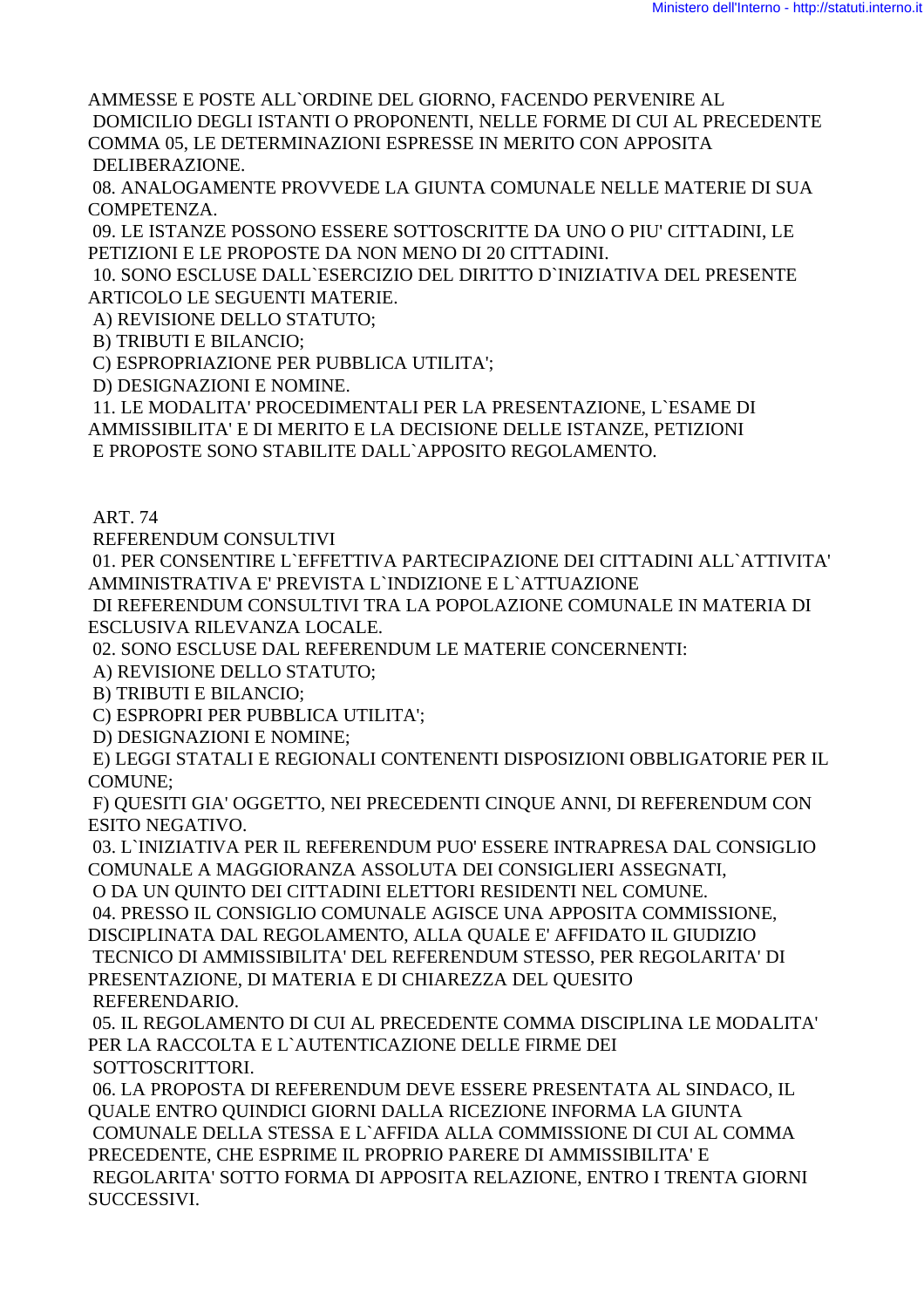AMMESSE E POSTE ALL`ORDINE DEL GIORNO, FACENDO PERVENIRE AL DOMICILIO DEGLI ISTANTI O PROPONENTI, NELLE FORME DI CUI AL PRECEDENTE COMMA 05, LE DETERMINAZIONI ESPRESSE IN MERITO CON APPOSITA DELIBERAZIONE.

08. ANALOGAMENTE PROVVEDE LA GIUNTA COMUNALE NELLE MATERIE DI SUA COMPETENZA.

09. LE ISTANZE POSSONO ESSERE SOTTOSCRITTE DA UNO O PIU' CITTADINI, LE PETIZIONI E LE PROPOSTE DA NON MENO DI 20 CITTADINI.

10. SONO ESCLUSE DALL`ESERCIZIO DEL DIRITTO D`INIZIATIVA DEL PRESENTE ARTICOLO LE SEGUENTI MATERIE.

A) REVISIONE DELLO STATUTO;
B) TRIBUTI E BILANCIO;
C) ESPROPRIAZIONE PER PUBBLICA UTILITA';
D) DESIGNAZIONI E NOMINE.

11. LE MODALITA' PROCEDIMENTALI PER LA PRESENTAZIONE, L`ESAME DI AMMISSIBILITA' E DI MERITO E LA DECISIONE DELLE ISTANZE, PETIZIONI E PROPOSTE SONO STABILITE DALL`APPOSITO REGOLAMENTO.

ART. 74

REFERENDUM CONSULTIVI

01. PER CONSENTIRE L`EFFETTIVA PARTECIPAZIONE DEI CITTADINI ALL`ATTIVITA' AMMINISTRATIVA E' PREVISTA L`INDIZIONE E L`ATTUAZIONE DI REFERENDUM CONSULTIVI TRA LA POPOLAZIONE COMUNALE IN MATERIA DI ESCLUSIVA RILEVANZA LOCALE.

02. SONO ESCLUSE DAL REFERENDUM LE MATERIE CONCERNENTI:

A) REVISIONE DELLO STATUTO;
B) TRIBUTI E BILANCIO;
C) ESPROPRI PER PUBBLICA UTILITA';
D) DESIGNAZIONI E NOMINE;
E) LEGGI STATALI E REGIONALI CONTENENTI DISPOSIZIONI OBBLIGATORIE PER IL COMUNE;
F) QUESITI GIA' OGGETTO, NEI PRECEDENTI CINQUE ANNI, DI REFERENDUM CON ESITO NEGATIVO.

03. L`INIZIATIVA PER IL REFERENDUM PUO' ESSERE INTRAPRESA DAL CONSIGLIO COMUNALE A MAGGIORANZA ASSOLUTA DEI CONSIGLIERI ASSEGNATI, O DA UN QUINTO DEI CITTADINI ELETTORI RESIDENTI NEL COMUNE.

04. PRESSO IL CONSIGLIO COMUNALE AGISCE UNA APPOSITA COMMISSIONE, DISCIPLINATA DAL REGOLAMENTO, ALLA QUALE E' AFFIDATO IL GIUDIZIO TECNICO DI AMMISSIBILITA' DEL REFERENDUM STESSO, PER REGOLARITA' DI PRESENTAZIONE, DI MATERIA E DI CHIAREZZA DEL QUESITO REFERENDARIO.

05. IL REGOLAMENTO DI CUI AL PRECEDENTE COMMA DISCIPLINA LE MODALITA' PER LA RACCOLTA E L`AUTENTICAZIONE DELLE FIRME DEI SOTTOSCRITTORI.

06. LA PROPOSTA DI REFERENDUM DEVE ESSERE PRESENTATA AL SINDACO, IL QUALE ENTRO QUINDICI GIORNI DALLA RICEZIONE INFORMA LA GIUNTA COMUNALE DELLA STESSA E L`AFFIDA ALLA COMMISSIONE DI CUI AL COMMA PRECEDENTE, CHE ESPRIME IL PROPRIO PARERE DI AMMISSIBILITA' E REGOLARITA' SOTTO FORMA DI APPOSITA RELAZIONE, ENTRO I TRENTA GIORNI SUCCESSIVI.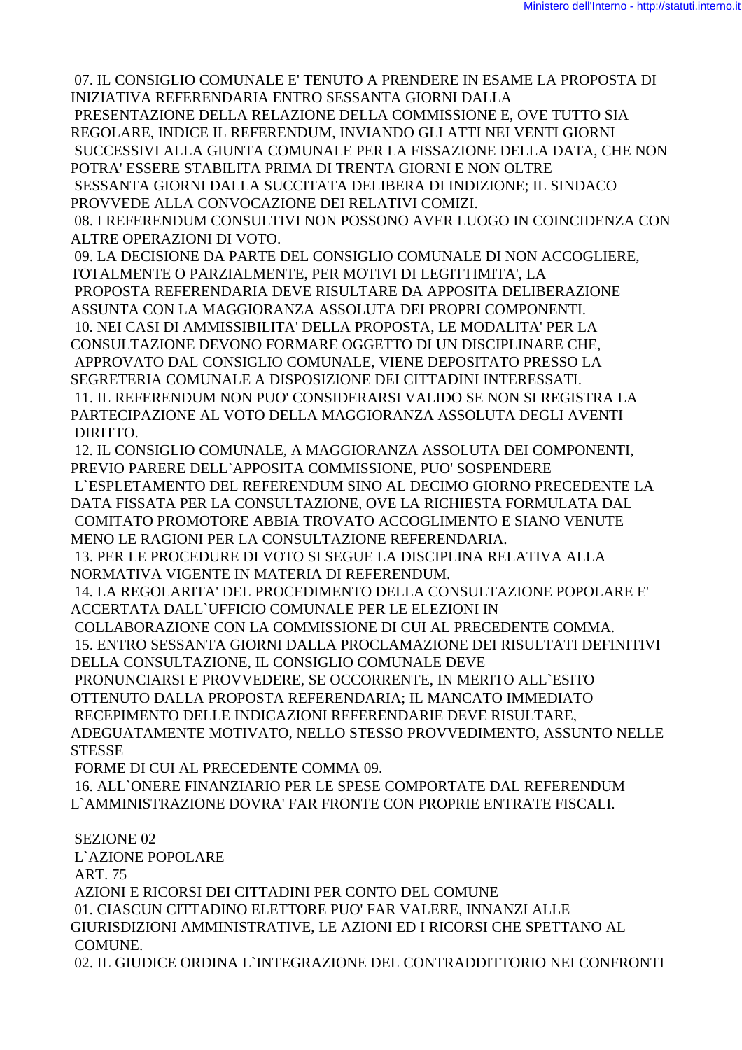07. IL CONSIGLIO COMUNALE E' TENUTO A PRENDERE IN ESAME LA PROPOSTA DI INIZIATIVA REFERENDARIA ENTRO SESSANTA GIORNI DALLA PRESENTAZIONE DELLA RELAZIONE DELLA COMMISSIONE E, OVE TUTTO SIA REGOLARE, INDICE IL REFERENDUM, INVIANDO GLI ATTI NEI VENTI GIORNI SUCCESSIVI ALLA GIUNTA COMUNALE PER LA FISSAZIONE DELLA DATA, CHE NON POTRA' ESSERE STABILITA PRIMA DI TRENTA GIORNI E NON OLTRE SESSANTA GIORNI DALLA SUCCITATA DELIBERA DI INDIZIONE; IL SINDACO PROVVEDE ALLA CONVOCAZIONE DEI RELATIVI COMIZI.

08. I REFERENDUM CONSULTIVI NON POSSONO AVER LUOGO IN COINCIDENZA CON ALTRE OPERAZIONI DI VOTO.

09. LA DECISIONE DA PARTE DEL CONSIGLIO COMUNALE DI NON ACCOGLIERE, TOTALMENTE O PARZIALMENTE, PER MOTIVI DI LEGITTIMITA', LA PROPOSTA REFERENDARIA DEVE RISULTARE DA APPOSITA DELIBERAZIONE ASSUNTA CON LA MAGGIORANZA ASSOLUTA DEI PROPRI COMPONENTI.

10. NEI CASI DI AMMISSIBILITA' DELLA PROPOSTA, LE MODALITA' PER LA CONSULTAZIONE DEVONO FORMARE OGGETTO DI UN DISCIPLINARE CHE, APPROVATO DAL CONSIGLIO COMUNALE, VIENE DEPOSITATO PRESSO LA SEGRETERIA COMUNALE A DISPOSIZIONE DEI CITTADINI INTERESSATI.

11. IL REFERENDUM NON PUO' CONSIDERARSI VALIDO SE NON SI REGISTRA LA PARTECIPAZIONE AL VOTO DELLA MAGGIORANZA ASSOLUTA DEGLI AVENTI DIRITTO.

12. IL CONSIGLIO COMUNALE, A MAGGIORANZA ASSOLUTA DEI COMPONENTI, PREVIO PARERE DELL`APPOSITA COMMISSIONE, PUO' SOSPENDERE L`ESPLETAMENTO DEL REFERENDUM SINO AL DECIMO GIORNO PRECEDENTE LA DATA FISSATA PER LA CONSULTAZIONE, OVE LA RICHIESTA FORMULATA DAL COMITATO PROMOTORE ABBIA TROVATO ACCOGLIMENTO E SIANO VENUTE MENO LE RAGIONI PER LA CONSULTAZIONE REFERENDARIA.

13. PER LE PROCEDURE DI VOTO SI SEGUE LA DISCIPLINA RELATIVA ALLA NORMATIVA VIGENTE IN MATERIA DI REFERENDUM.

14. LA REGOLARITA' DEL PROCEDIMENTO DELLA CONSULTAZIONE POPOLARE E' ACCERTATA DALL`UFFICIO COMUNALE PER LE ELEZIONI IN COLLABORAZIONE CON LA COMMISSIONE DI CUI AL PRECEDENTE COMMA.

15. ENTRO SESSANTA GIORNI DALLA PROCLAMAZIONE DEI RISULTATI DEFINITIVI DELLA CONSULTAZIONE, IL CONSIGLIO COMUNALE DEVE PRONUNCIARSI E PROVVEDERE, SE OCCORRENTE, IN MERITO ALL`ESITO OTTENUTO DALLA PROPOSTA REFERENDARIA; IL MANCATO IMMEDIATO RECEPIMENTO DELLE INDICAZIONI REFERENDARIE DEVE RISULTARE, ADEGUATAMENTE MOTIVATO, NELLO STESSO PROVVEDIMENTO, ASSUNTO NELLE STESSE FORME DI CUI AL PRECEDENTE COMMA 09.

16. ALL`ONERE FINANZIARIO PER LE SPESE COMPORTATE DAL REFERENDUM L`AMMINISTRAZIONE DOVRA' FAR FRONTE CON PROPRIE ENTRATE FISCALI.

SEZIONE 02

L`AZIONE POPOLARE

ART. 75

AZIONI E RICORSI DEI CITTADINI PER CONTO DEL COMUNE

01. CIASCUN CITTADINO ELETTORE PUO' FAR VALERE, INNANZI ALLE GIURISDIZIONI AMMINISTRATIVE, LE AZIONI ED I RICORSI CHE SPETTANO AL COMUNE.

02. IL GIUDICE ORDINA L`INTEGRAZIONE DEL CONTRADDITTORIO NEI CONFRONTI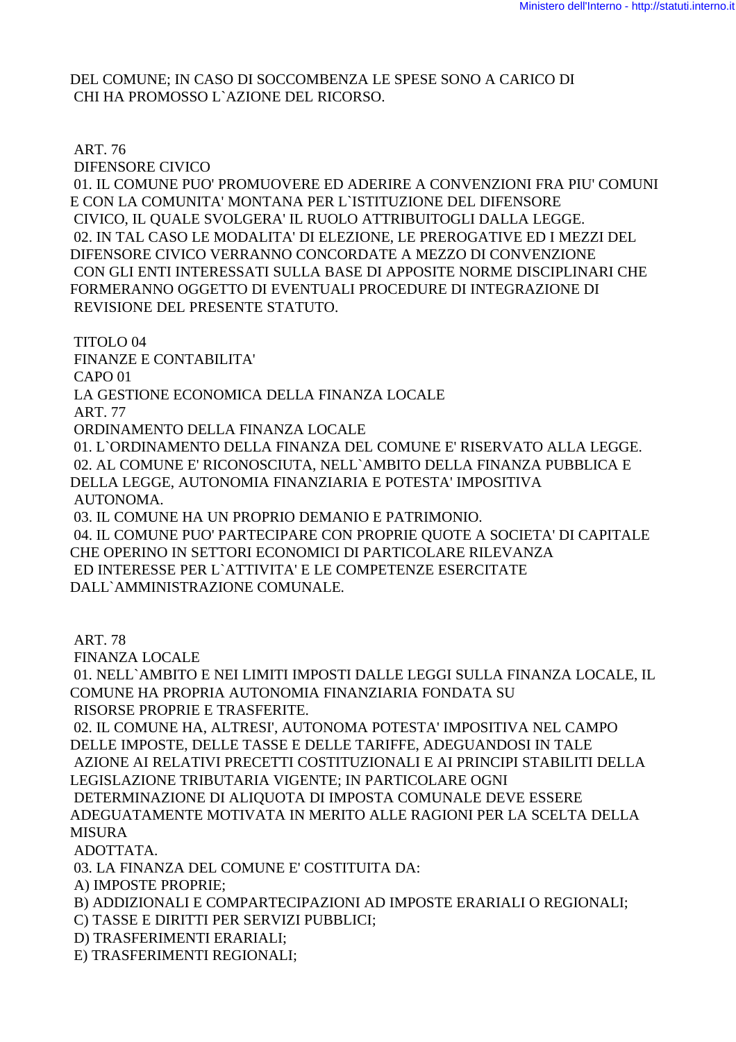DEL COMUNE; IN CASO DI SOCCOMBENZA LE SPESE SONO A CARICO DI CHI HA PROMOSSO L`AZIONE DEL RICORSO.

ART. 76

DIFENSORE CIVICO

01. IL COMUNE PUO' PROMUOVERE ED ADERIRE A CONVENZIONI FRA PIU' COMUNI E CON LA COMUNITA' MONTANA PER L`ISTITUZIONE DEL DIFENSORE CIVICO, IL QUALE SVOLGERA' IL RUOLO ATTRIBUITOGLI DALLA LEGGE.

02. IN TAL CASO LE MODALITA' DI ELEZIONE, LE PREROGATIVE ED I MEZZI DEL DIFENSORE CIVICO VERRANNO CONCORDATE A MEZZO DI CONVENZIONE CON GLI ENTI INTERESSATI SULLA BASE DI APPOSITE NORME DISCIPLINARI CHE FORMERANNO OGGETTO DI EVENTUALI PROCEDURE DI INTEGRAZIONE DI REVISIONE DEL PRESENTE STATUTO.

TITOLO 04

FINANZE E CONTABILITA'

CAPO 01

LA GESTIONE ECONOMICA DELLA FINANZA LOCALE

ART. 77

ORDINAMENTO DELLA FINANZA LOCALE

01. L`ORDINAMENTO DELLA FINANZA DEL COMUNE E' RISERVATO ALLA LEGGE.

02. AL COMUNE E' RICONOSCIUTA, NELL`AMBITO DELLA FINANZA PUBBLICA E DELLA LEGGE, AUTONOMIA FINANZIARIA E POTESTA' IMPOSITIVA AUTONOMA.

03. IL COMUNE HA UN PROPRIO DEMANIO E PATRIMONIO.

04. IL COMUNE PUO' PARTECIPARE CON PROPRIE QUOTE A SOCIETA' DI CAPITALE CHE OPERINO IN SETTORI ECONOMICI DI PARTICOLARE RILEVANZA ED INTERESSE PER L`ATTIVITA' E LE COMPETENZE ESERCITATE DALL`AMMINISTRAZIONE COMUNALE.

ART. 78

FINANZA LOCALE

01. NELL`AMBITO E NEI LIMITI IMPOSTI DALLE LEGGI SULLA FINANZA LOCALE, IL COMUNE HA PROPRIA AUTONOMIA FINANZIARIA FONDATA SU RISORSE PROPRIE E TRASFERITE.

02. IL COMUNE HA, ALTRESI', AUTONOMA POTESTA' IMPOSITIVA NEL CAMPO DELLE IMPOSTE, DELLE TASSE E DELLE TARIFFE, ADEGUANDOSI IN TALE AZIONE AI RELATIVI PRECETTI COSTITUZIONALI E AI PRINCIPI STABILITI DELLA LEGISLAZIONE TRIBUTARIA VIGENTE; IN PARTICOLARE OGNI DETERMINAZIONE DI ALIQUOTA DI IMPOSTA COMUNALE DEVE ESSERE ADEGUATAMENTE MOTIVATA IN MERITO ALLE RAGIONI PER LA SCELTA DELLA MISURA ADOTTATA.

03. LA FINANZA DEL COMUNE E' COSTITUITA DA:

A) IMPOSTE PROPRIE;

B) ADDIZIONALI E COMPARTECIPAZIONI AD IMPOSTE ERARIALI O REGIONALI;

C) TASSE E DIRITTI PER SERVIZI PUBBLICI;

D) TRASFERIMENTI ERARIALI;

E) TRASFERIMENTI REGIONALI;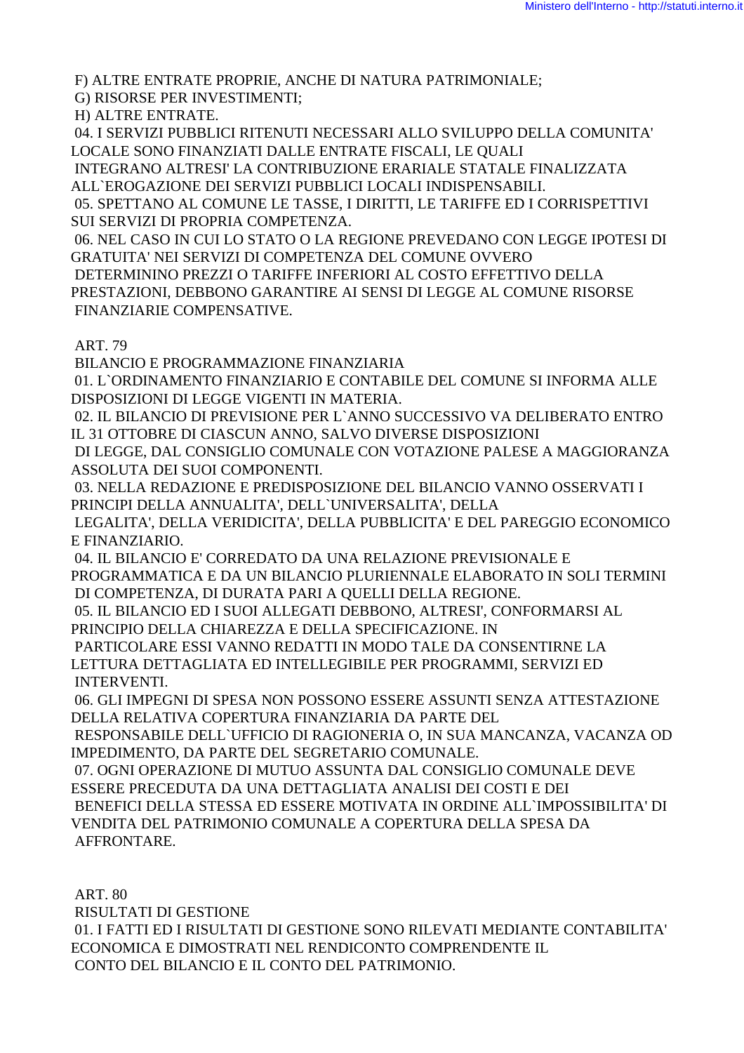F) ALTRE ENTRATE PROPRIE, ANCHE DI NATURA PATRIMONIALE;
G) RISORSE PER INVESTIMENTI;
H) ALTRE ENTRATE.

04. I SERVIZI PUBBLICI RITENUTI NECESSARI ALLO SVILUPPO DELLA COMUNITA' LOCALE SONO FINANZIATI DALLE ENTRATE FISCALI, LE QUALI INTEGRANO ALTRESI' LA CONTRIBUZIONE ERARIALE STATALE FINALIZZATA ALL`EROGAZIONE DEI SERVIZI PUBBLICI LOCALI INDISPENSABILI.

05. SPETTANO AL COMUNE LE TASSE, I DIRITTI, LE TARIFFE ED I CORRISPETTIVI SUI SERVIZI DI PROPRIA COMPETENZA.

06. NEL CASO IN CUI LO STATO O LA REGIONE PREVEDANO CON LEGGE IPOTESI DI GRATUITA' NEI SERVIZI DI COMPETENZA DEL COMUNE OVVERO DETERMININO PREZZI O TARIFFE INFERIORI AL COSTO EFFETTIVO DELLA PRESTAZIONI, DEBBONO GARANTIRE AI SENSI DI LEGGE AL COMUNE RISORSE FINANZIARIE COMPENSATIVE.

ART. 79

BILANCIO E PROGRAMMAZIONE FINANZIARIA

01. L`ORDINAMENTO FINANZIARIO E CONTABILE DEL COMUNE SI INFORMA ALLE DISPOSIZIONI DI LEGGE VIGENTI IN MATERIA.

02. IL BILANCIO DI PREVISIONE PER L`ANNO SUCCESSIVO VA DELIBERATO ENTRO IL 31 OTTOBRE DI CIASCUN ANNO, SALVO DIVERSE DISPOSIZIONI DI LEGGE, DAL CONSIGLIO COMUNALE CON VOTAZIONE PALESE A MAGGIORANZA ASSOLUTA DEI SUOI COMPONENTI.

03. NELLA REDAZIONE E PREDISPOSIZIONE DEL BILANCIO VANNO OSSERVATI I PRINCIPI DELLA ANNUALITA', DELL`UNIVERSALITA', DELLA LEGALITA', DELLA VERIDICITA', DELLA PUBBLICITA' E DEL PAREGGIO ECONOMICO E FINANZIARIO.

04. IL BILANCIO E' CORREDATO DA UNA RELAZIONE PREVISIONALE E PROGRAMMATICA E DA UN BILANCIO PLURIENNALE ELABORATO IN SOLI TERMINI DI COMPETENZA, DI DURATA PARI A QUELLI DELLA REGIONE.

05. IL BILANCIO ED I SUOI ALLEGATI DEBBONO, ALTRESI', CONFORMARSI AL PRINCIPIO DELLA CHIAREZZA E DELLA SPECIFICAZIONE. IN PARTICOLARE ESSI VANNO REDATTI IN MODO TALE DA CONSENTIRNE LA LETTURA DETTAGLIATA ED INTELLEGIBILE PER PROGRAMMI, SERVIZI ED INTERVENTI.

06. GLI IMPEGNI DI SPESA NON POSSONO ESSERE ASSUNTI SENZA ATTESTAZIONE DELLA RELATIVA COPERTURA FINANZIARIA DA PARTE DEL RESPONSABILE DELL`UFFICIO DI RAGIONERIA O, IN SUA MANCANZA, VACANZA OD IMPEDIMENTO, DA PARTE DEL SEGRETARIO COMUNALE.

07. OGNI OPERAZIONE DI MUTUO ASSUNTA DAL CONSIGLIO COMUNALE DEVE ESSERE PRECEDUTA DA UNA DETTAGLIATA ANALISI DEI COSTI E DEI BENEFICI DELLA STESSA ED ESSERE MOTIVATA IN ORDINE ALL`IMPOSSIBILITA' DI VENDITA DEL PATRIMONIO COMUNALE A COPERTURA DELLA SPESA DA AFFRONTARE.

ART. 80

RISULTATI DI GESTIONE

01. I FATTI ED I RISULTATI DI GESTIONE SONO RILEVATI MEDIANTE CONTABILITA' ECONOMICA E DIMOSTRATI NEL RENDICONTO COMPRENDENTE IL CONTO DEL BILANCIO E IL CONTO DEL PATRIMONIO.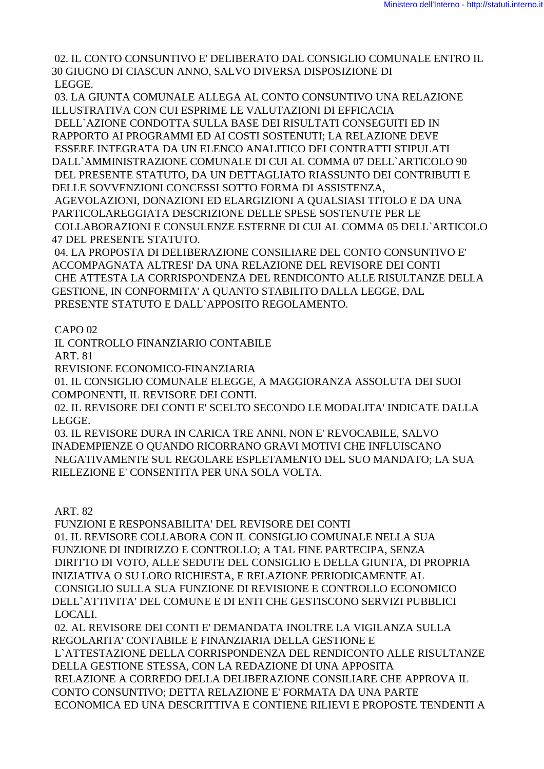02. IL CONTO CONSUNTIVO E' DELIBERATO DAL CONSIGLIO COMUNALE ENTRO IL 30 GIUGNO DI CIASCUN ANNO, SALVO DIVERSA DISPOSIZIONE DI LEGGE.

03. LA GIUNTA COMUNALE ALLEGA AL CONTO CONSUNTIVO UNA RELAZIONE ILLUSTRATIVA CON CUI ESPRIME LE VALUTAZIONI DI EFFICACIA DELL`AZIONE CONDOTTA SULLA BASE DEI RISULTATI CONSEGUITI ED IN RAPPORTO AI PROGRAMMI ED AI COSTI SOSTENUTI; LA RELAZIONE DEVE ESSERE INTEGRATA DA UN ELENCO ANALITICO DEI CONTRATTI STIPULATI DALL`AMMINISTRAZIONE COMUNALE DI CUI AL COMMA 07 DELL`ARTICOLO 90 DEL PRESENTE STATUTO, DA UN DETTAGLIATO RIASSUNTO DEI CONTRIBUTI E DELLE SOVVENZIONI CONCESSI SOTTO FORMA DI ASSISTENZA, AGEVOLAZIONI, DONAZIONI ED ELARGIZIONI A QUALSIASI TITOLO E DA UNA PARTICOLAREGGIATA DESCRIZIONE DELLE SPESE SOSTENUTE PER LE COLLABORAZIONI E CONSULENZE ESTERNE DI CUI AL COMMA 05 DELL`ARTICOLO 47 DEL PRESENTE STATUTO.

04. LA PROPOSTA DI DELIBERAZIONE CONSILIARE DEL CONTO CONSUNTIVO E' ACCOMPAGNATA ALTRESI' DA UNA RELAZIONE DEL REVISORE DEI CONTI CHE ATTESTA LA CORRISPONDENZA DEL RENDICONTO ALLE RISULTANZE DELLA GESTIONE, IN CONFORMITA' A QUANTO STABILITO DALLA LEGGE, DAL PRESENTE STATUTO E DALL`APPOSITO REGOLAMENTO.

## CAPO 02

## IL CONTROLLO FINANZIARIO CONTABILE

### ART. 81

### REVISIONE ECONOMICO-FINANZIARIA

01. IL CONSIGLIO COMUNALE ELEGGE, A MAGGIORANZA ASSOLUTA DEI SUOI COMPONENTI, IL REVISORE DEI CONTI.

02. IL REVISORE DEI CONTI E' SCELTO SECONDO LE MODALITA' INDICATE DALLA LEGGE.

03. IL REVISORE DURA IN CARICA TRE ANNI, NON E' REVOCABILE, SALVO INADEMPIENZE O QUANDO RICORRANO GRAVI MOTIVI CHE INFLUISCANO NEGATIVAMENTE SUL REGOLARE ESPLETAMENTO DEL SUO MANDATO; LA SUA RIELEZIONE E' CONSENTITA PER UNA SOLA VOLTA.

### ART. 82

### FUNZIONI E RESPONSABILITA' DEL REVISORE DEI CONTI

01. IL REVISORE COLLABORA CON IL CONSIGLIO COMUNALE NELLA SUA FUNZIONE DI INDIRIZZO E CONTROLLO; A TAL FINE PARTECIPA, SENZA DIRITTO DI VOTO, ALLE SEDUTE DEL CONSIGLIO E DELLA GIUNTA, DI PROPRIA INIZIATIVA O SU LORO RICHIESTA, E RELAZIONE PERIODICAMENTE AL CONSIGLIO SULLA SUA FUNZIONE DI REVISIONE E CONTROLLO ECONOMICO DELL`ATTIVITA' DEL COMUNE E DI ENTI CHE GESTISCONO SERVIZI PUBBLICI LOCALI.

02. AL REVISORE DEI CONTI E' DEMANDATA INOLTRE LA VIGILANZA SULLA REGOLARITA' CONTABILE E FINANZIARIA DELLA GESTIONE E L`ATTESTAZIONE DELLA CORRISPONDENZA DEL RENDICONTO ALLE RISULTANZE DELLA GESTIONE STESSA, CON LA REDAZIONE DI UNA APPOSITA RELAZIONE A CORREDO DELLA DELIBERAZIONE CONSILIARE CHE APPROVA IL CONTO CONSUNTIVO; DETTA RELAZIONE E' FORMATA DA UNA PARTE ECONOMICA ED UNA DESCRITTIVA E CONTIENE RILIEVI E PROPOSTE TENDENTI A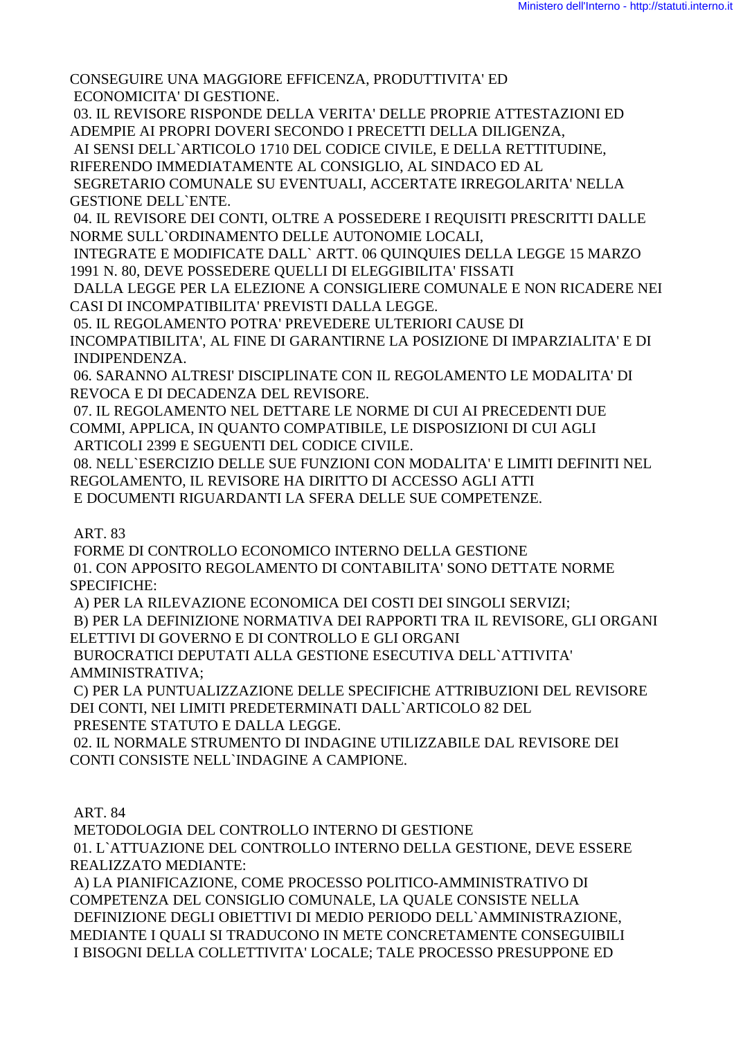CONSEGUIRE UNA MAGGIORE EFFICENZA, PRODUTTIVITA' ED ECONOMICITA' DI GESTIONE.

03. IL REVISORE RISPONDE DELLA VERITA' DELLE PROPRIE ATTESTAZIONI ED ADEMPIE AI PROPRI DOVERI SECONDO I PRECETTI DELLA DILIGENZA, AI SENSI DELL`ARTICOLO 1710 DEL CODICE CIVILE, E DELLA RETTITUDINE, RIFERENDO IMMEDIATAMENTE AL CONSIGLIO, AL SINDACO ED AL SEGRETARIO COMUNALE SU EVENTUALI, ACCERTATE IRREGOLARITA' NELLA GESTIONE DELL`ENTE.

04. IL REVISORE DEI CONTI, OLTRE A POSSEDERE I REQUISITI PRESCRITTI DALLE NORME SULL`ORDINAMENTO DELLE AUTONOMIE LOCALI, INTEGRATE E MODIFICATE DALL` ARTT. 06 QUINQUIES DELLA LEGGE 15 MARZO 1991 N. 80, DEVE POSSEDERE QUELLI DI ELEGGIBILITA' FISSATI DALLA LEGGE PER LA ELEZIONE A CONSIGLIERE COMUNALE E NON RICADERE NEI CASI DI INCOMPATIBILITA' PREVISTI DALLA LEGGE.

05. IL REGOLAMENTO POTRA' PREVEDERE ULTERIORI CAUSE DI INCOMPATIBILITA', AL FINE DI GARANTIRNE LA POSIZIONE DI IMPARZIALITA' E DI INDIPENDENZA.

06. SARANNO ALTRESI' DISCIPLINATE CON IL REGOLAMENTO LE MODALITA' DI REVOCA E DI DECADENZA DEL REVISORE.

07. IL REGOLAMENTO NEL DETTARE LE NORME DI CUI AI PRECEDENTI DUE COMMI, APPLICA, IN QUANTO COMPATIBILE, LE DISPOSIZIONI DI CUI AGLI ARTICOLI 2399 E SEGUENTI DEL CODICE CIVILE.

08. NELL`ESERCIZIO DELLE SUE FUNZIONI CON MODALITA' E LIMITI DEFINITI NEL REGOLAMENTO, IL REVISORE HA DIRITTO DI ACCESSO AGLI ATTI E DOCUMENTI RIGUARDANTI LA SFERA DELLE SUE COMPETENZE.

ART. 83

FORME DI CONTROLLO ECONOMICO INTERNO DELLA GESTIONE

01. CON APPOSITO REGOLAMENTO DI CONTABILITA' SONO DETTATE NORME SPECIFICHE:

A) PER LA RILEVAZIONE ECONOMICA DEI COSTI DEI SINGOLI SERVIZI;

B) PER LA DEFINIZIONE NORMATIVA DEI RAPPORTI TRA IL REVISORE, GLI ORGANI ELETTIVI DI GOVERNO E DI CONTROLLO E GLI ORGANI BUROCRATICI DEPUTATI ALLA GESTIONE ESECUTIVA DELL`ATTIVITA' AMMINISTRATIVA;

C) PER LA PUNTUALIZZAZIONE DELLE SPECIFICHE ATTRIBUZIONI DEL REVISORE DEI CONTI, NEI LIMITI PREDETERMINATI DALL`ARTICOLO 82 DEL PRESENTE STATUTO E DALLA LEGGE.

02. IL NORMALE STRUMENTO DI INDAGINE UTILIZZABILE DAL REVISORE DEI CONTI CONSISTE NELL`INDAGINE A CAMPIONE.

ART. 84

METODOLOGIA DEL CONTROLLO INTERNO DI GESTIONE

01. L`ATTUAZIONE DEL CONTROLLO INTERNO DELLA GESTIONE, DEVE ESSERE REALIZZATO MEDIANTE:

A) LA PIANIFICAZIONE, COME PROCESSO POLITICO-AMMINISTRATIVO DI COMPETENZA DEL CONSIGLIO COMUNALE, LA QUALE CONSISTE NELLA DEFINIZIONE DEGLI OBIETTIVI DI MEDIO PERIODO DELL`AMMINISTRAZIONE, MEDIANTE I QUALI SI TRADUCONO IN METE CONCRETAMENTE CONSEGUIBILI I BISOGNI DELLA COLLETTIVITA' LOCALE; TALE PROCESSO PRESUPPONE ED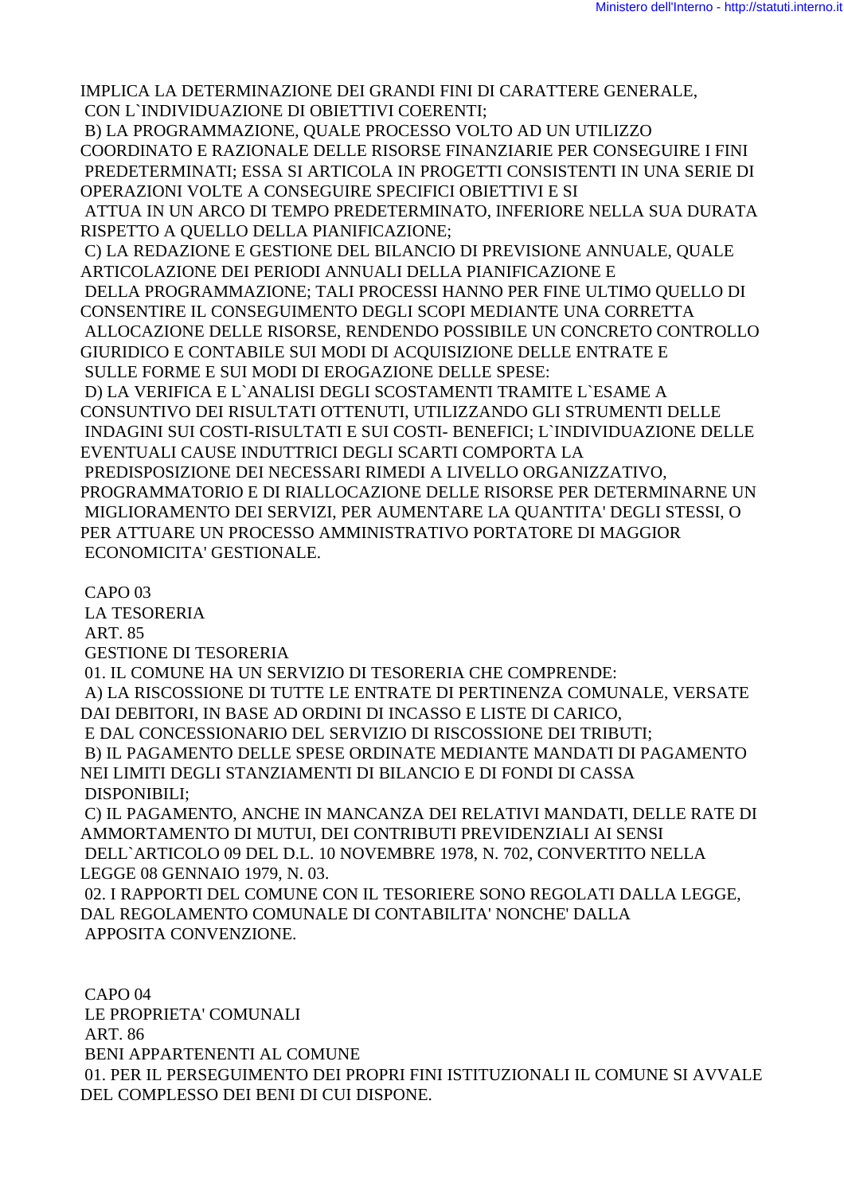IMPLICA LA DETERMINAZIONE DEI GRANDI FINI DI CARATTERE GENERALE, CON L`INDIVIDUAZIONE DI OBIETTIVI COERENTI;

B) LA PROGRAMMAZIONE, QUALE PROCESSO VOLTO AD UN UTILIZZO COORDINATO E RAZIONALE DELLE RISORSE FINANZIARIE PER CONSEGUIRE I FINI PREDETERMINATI; ESSA SI ARTICOLA IN PROGETTI CONSISTENTI IN UNA SERIE DI OPERAZIONI VOLTE A CONSEGUIRE SPECIFICI OBIETTIVI E SI ATTUA IN UN ARCO DI TEMPO PREDETERMINATO, INFERIORE NELLA SUA DURATA RISPETTO A QUELLO DELLA PIANIFICAZIONE;

C) LA REDAZIONE E GESTIONE DEL BILANCIO DI PREVISIONE ANNUALE, QUALE ARTICOLAZIONE DEI PERIODI ANNUALI DELLA PIANIFICAZIONE E DELLA PROGRAMMAZIONE; TALI PROCESSI HANNO PER FINE ULTIMO QUELLO DI CONSENTIRE IL CONSEGUIMENTO DEGLI SCOPI MEDIANTE UNA CORRETTA ALLOCAZIONE DELLE RISORSE, RENDENDO POSSIBILE UN CONCRETO CONTROLLO GIURIDICO E CONTABILE SUI MODI DI ACQUISIZIONE DELLE ENTRATE E SULLE FORME E SUI MODI DI EROGAZIONE DELLE SPESE:

D) LA VERIFICA E L`ANALISI DEGLI SCOSTAMENTI TRAMITE L`ESAME A CONSUNTIVO DEI RISULTATI OTTENUTI, UTILIZZANDO GLI STRUMENTI DELLE INDAGINI SUI COSTI-RISULTATI E SUI COSTI- BENEFICI; L`INDIVIDUAZIONE DELLE EVENTUALI CAUSE INDUTTRICI DEGLI SCARTI COMPORTA LA PREDISPOSIZIONE DEI NECESSARI RIMEDI A LIVELLO ORGANIZZATIVO, PROGRAMMATORIO E DI RIALLOCAZIONE DELLE RISORSE PER DETERMINARNE UN MIGLIORAMENTO DEI SERVIZI, PER AUMENTARE LA QUANTITA' DEGLI STESSI, O PER ATTUARE UN PROCESSO AMMINISTRATIVO PORTATORE DI MAGGIOR ECONOMICITA' GESTIONALE.

## CAPO 03
## LA TESORERIA
### ART. 85
### GESTIONE DI TESORERIA

01. IL COMUNE HA UN SERVIZIO DI TESORERIA CHE COMPRENDE:

A) LA RISCOSSIONE DI TUTTE LE ENTRATE DI PERTINENZA COMUNALE, VERSATE DAI DEBITORI, IN BASE AD ORDINI DI INCASSO E LISTE DI CARICO, E DAL CONCESSIONARIO DEL SERVIZIO DI RISCOSSIONE DEI TRIBUTI;

B) IL PAGAMENTO DELLE SPESE ORDINATE MEDIANTE MANDATI DI PAGAMENTO NEI LIMITI DEGLI STANZIAMENTI DI BILANCIO E DI FONDI DI CASSA DISPONIBILI;

C) IL PAGAMENTO, ANCHE IN MANCANZA DEI RELATIVI MANDATI, DELLE RATE DI AMMORTAMENTO DI MUTUI, DEI CONTRIBUTI PREVIDENZIALI AI SENSI DELL`ARTICOLO 09 DEL D.L. 10 NOVEMBRE 1978, N. 702, CONVERTITO NELLA LEGGE 08 GENNAIO 1979, N. 03.

02. I RAPPORTI DEL COMUNE CON IL TESORIERE SONO REGOLATI DALLA LEGGE, DAL REGOLAMENTO COMUNALE DI CONTABILITA' NONCHE' DALLA APPOSITA CONVENZIONE.

## CAPO 04
## LE PROPRIETA' COMUNALI
### ART. 86
### BENI APPARTENENTI AL COMUNE

01. PER IL PERSEGUIMENTO DEI PROPRI FINI ISTITUZIONALI IL COMUNE SI AVVALE DEL COMPLESSO DEI BENI DI CUI DISPONE.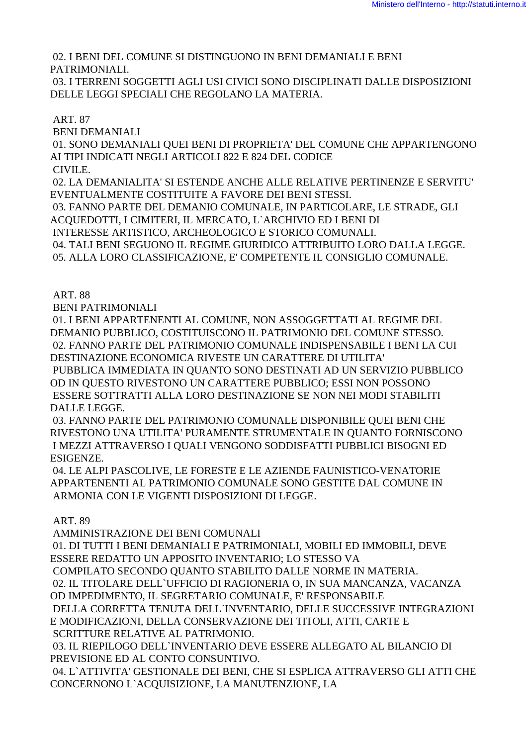02. I BENI DEL COMUNE SI DISTINGUONO IN BENI DEMANIALI E BENI PATRIMONIALI.

03. I TERRENI SOGGETTI AGLI USI CIVICI SONO DISCIPLINATI DALLE DISPOSIZIONI DELLE LEGGI SPECIALI CHE REGOLANO LA MATERIA.

## ART. 87

### BENI DEMANIALI

01. SONO DEMANIALI QUEI BENI DI PROPRIETA' DEL COMUNE CHE APPARTENGONO AI TIPI INDICATI NEGLI ARTICOLI 822 E 824 DEL CODICE CIVILE.

02. LA DEMANIALITA' SI ESTENDE ANCHE ALLE RELATIVE PERTINENZE E SERVITU' EVENTUALMENTE COSTITUITE A FAVORE DEI BENI STESSI.

03. FANNO PARTE DEL DEMANIO COMUNALE, IN PARTICOLARE, LE STRADE, GLI ACQUEDOTTI, I CIMITERI, IL MERCATO, L`ARCHIVIO ED I BENI DI INTERESSE ARTISTICO, ARCHEOLOGICO E STORICO COMUNALI.

04. TALI BENI SEGUONO IL REGIME GIURIDICO ATTRIBUITO LORO DALLA LEGGE.

05. ALLA LORO CLASSIFICAZIONE, E' COMPETENTE IL CONSIGLIO COMUNALE.

## ART. 88

### BENI PATRIMONIALI

01. I BENI APPARTENENTI AL COMUNE, NON ASSOGGETTATI AL REGIME DEL DEMANIO PUBBLICO, COSTITUISCONO IL PATRIMONIO DEL COMUNE STESSO.

02. FANNO PARTE DEL PATRIMONIO COMUNALE INDISPENSABILE I BENI LA CUI DESTINAZIONE ECONOMICA RIVESTE UN CARATTERE DI UTILITA' PUBBLICA IMMEDIATA IN QUANTO SONO DESTINATI AD UN SERVIZIO PUBBLICO OD IN QUESTO RIVESTONO UN CARATTERE PUBBLICO; ESSI NON POSSONO ESSERE SOTTRATTI ALLA LORO DESTINAZIONE SE NON NEI MODI STABILITI DALLE LEGGE.

03. FANNO PARTE DEL PATRIMONIO COMUNALE DISPONIBILE QUEI BENI CHE RIVESTONO UNA UTILITA' PURAMENTE STRUMENTALE IN QUANTO FORNISCONO I MEZZI ATTRAVERSO I QUALI VENGONO SODDISFATTI PUBBLICI BISOGNI ED ESIGENZE.

04. LE ALPI PASCOLIVE, LE FORESTE E LE AZIENDE FAUNISTICO-VENATORIE APPARTENENTI AL PATRIMONIO COMUNALE SONO GESTITE DAL COMUNE IN ARMONIA CON LE VIGENTI DISPOSIZIONI DI LEGGE.

## ART. 89

### AMMINISTRAZIONE DEI BENI COMUNALI

01. DI TUTTI I BENI DEMANIALI E PATRIMONIALI, MOBILI ED IMMOBILI, DEVE ESSERE REDATTO UN APPOSITO INVENTARIO; LO STESSO VA COMPILATO SECONDO QUANTO STABILITO DALLE NORME IN MATERIA.

02. IL TITOLARE DELL`UFFICIO DI RAGIONERIA O, IN SUA MANCANZA, VACANZA OD IMPEDIMENTO, IL SEGRETARIO COMUNALE, E' RESPONSABILE DELLA CORRETTA TENUTA DELL`INVENTARIO, DELLE SUCCESSIVE INTEGRAZIONI E MODIFICAZIONI, DELLA CONSERVAZIONE DEI TITOLI, ATTI, CARTE E SCRITTURE RELATIVE AL PATRIMONIO.

03. IL RIEPILOGO DELL`INVENTARIO DEVE ESSERE ALLEGATO AL BILANCIO DI PREVISIONE ED AL CONTO CONSUNTIVO.

04. L`ATTIVITA' GESTIONALE DEI BENI, CHE SI ESPLICA ATTRAVERSO GLI ATTI CHE CONCERNONO L`ACQUISIZIONE, LA MANUTENZIONE, LA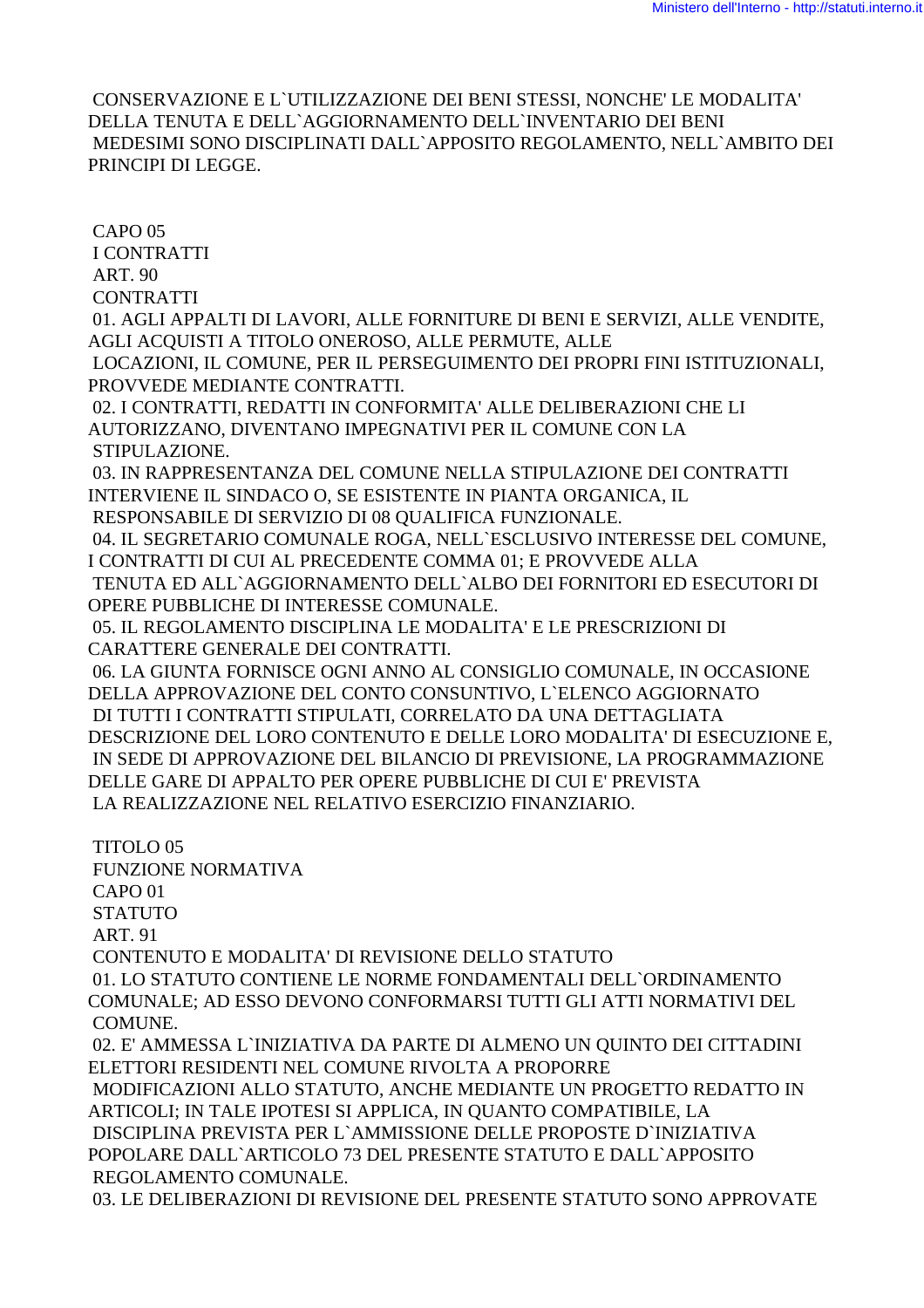CONSERVAZIONE E L`UTILIZZAZIONE DEI BENI STESSI, NONCHE' LE MODALITA' DELLA TENUTA E DELL`AGGIORNAMENTO DELL`INVENTARIO DEI BENI MEDESIMI SONO DISCIPLINATI DALL`APPOSITO REGOLAMENTO, NELL`AMBITO DEI PRINCIPI DI LEGGE.

CAPO 05

I CONTRATTI

ART. 90

CONTRATTI

01. AGLI APPALTI DI LAVORI, ALLE FORNITURE DI BENI E SERVIZI, ALLE VENDITE, AGLI ACQUISTI A TITOLO ONEROSO, ALLE PERMUTE, ALLE LOCAZIONI, IL COMUNE, PER IL PERSEGUIMENTO DEI PROPRI FINI ISTITUZIONALI, PROVVEDE MEDIANTE CONTRATTI.

02. I CONTRATTI, REDATTI IN CONFORMITA' ALLE DELIBERAZIONI CHE LI AUTORIZZANO, DIVENTANO IMPEGNATIVI PER IL COMUNE CON LA STIPULAZIONE.

03. IN RAPPRESENTANZA DEL COMUNE NELLA STIPULAZIONE DEI CONTRATTI INTERVIENE IL SINDACO O, SE ESISTENTE IN PIANTA ORGANICA, IL RESPONSABILE DI SERVIZIO DI 08 QUALIFICA FUNZIONALE.

04. IL SEGRETARIO COMUNALE ROGA, NELL`ESCLUSIVO INTERESSE DEL COMUNE, I CONTRATTI DI CUI AL PRECEDENTE COMMA 01; E PROVVEDE ALLA TENUTA ED ALL`AGGIORNAMENTO DELL`ALBO DEI FORNITORI ED ESECUTORI DI OPERE PUBBLICHE DI INTERESSE COMUNALE.

05. IL REGOLAMENTO DISCIPLINA LE MODALITA' E LE PRESCRIZIONI DI CARATTERE GENERALE DEI CONTRATTI.

06. LA GIUNTA FORNISCE OGNI ANNO AL CONSIGLIO COMUNALE, IN OCCASIONE DELLA APPROVAZIONE DEL CONTO CONSUNTIVO, L`ELENCO AGGIORNATO DI TUTTI I CONTRATTI STIPULATI, CORRELATO DA UNA DETTAGLIATA DESCRIZIONE DEL LORO CONTENUTO E DELLE LORO MODALITA' DI ESECUZIONE E, IN SEDE DI APPROVAZIONE DEL BILANCIO DI PREVISIONE, LA PROGRAMMAZIONE DELLE GARE DI APPALTO PER OPERE PUBBLICHE DI CUI E' PREVISTA LA REALIZZAZIONE NEL RELATIVO ESERCIZIO FINANZIARIO.

TITOLO 05

FUNZIONE NORMATIVA

CAPO 01

STATUTO

ART. 91

CONTENUTO E MODALITA' DI REVISIONE DELLO STATUTO

01. LO STATUTO CONTIENE LE NORME FONDAMENTALI DELL`ORDINAMENTO COMUNALE; AD ESSO DEVONO CONFORMARSI TUTTI GLI ATTI NORMATIVI DEL COMUNE.

02. E' AMMESSA L`INIZIATIVA DA PARTE DI ALMENO UN QUINTO DEI CITTADINI ELETTORI RESIDENTI NEL COMUNE RIVOLTA A PROPORRE MODIFICAZIONI ALLO STATUTO, ANCHE MEDIANTE UN PROGETTO REDATTO IN ARTICOLI; IN TALE IPOTESI SI APPLICA, IN QUANTO COMPATIBILE, LA DISCIPLINA PREVISTA PER L`AMMISSIONE DELLE PROPOSTE D`INIZIATIVA POPOLARE DALL`ARTICOLO 73 DEL PRESENTE STATUTO E DALL`APPOSITO REGOLAMENTO COMUNALE.

03. LE DELIBERAZIONI DI REVISIONE DEL PRESENTE STATUTO SONO APPROVATE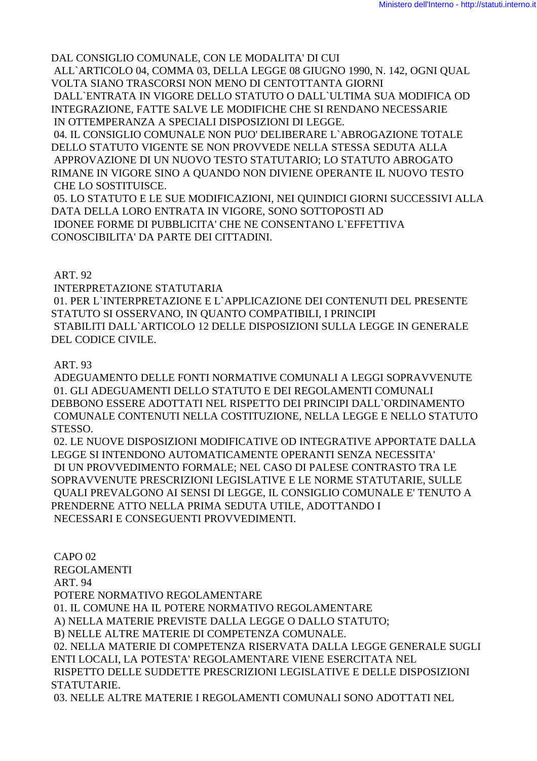DAL CONSIGLIO COMUNALE, CON LE MODALITA' DI CUI ALL`ARTICOLO 04, COMMA 03, DELLA LEGGE 08 GIUGNO 1990, N. 142, OGNI QUAL VOLTA SIANO TRASCORSI NON MENO DI CENTOTTANTA GIORNI DALL`ENTRATA IN VIGORE DELLO STATUTO O DALL`ULTIMA SUA MODIFICA OD INTEGRAZIONE, FATTE SALVE LE MODIFICHE CHE SI RENDANO NECESSARIE IN OTTEMPERANZA A SPECIALI DISPOSIZIONI DI LEGGE.

04. IL CONSIGLIO COMUNALE NON PUO' DELIBERARE L`ABROGAZIONE TOTALE DELLO STATUTO VIGENTE SE NON PROVVEDE NELLA STESSA SEDUTA ALLA APPROVAZIONE DI UN NUOVO TESTO STATUTARIO; LO STATUTO ABROGATO RIMANE IN VIGORE SINO A QUANDO NON DIVIENE OPERANTE IL NUOVO TESTO CHE LO SOSTITUISCE.

05. LO STATUTO E LE SUE MODIFICAZIONI, NEI QUINDICI GIORNI SUCCESSIVI ALLA DATA DELLA LORO ENTRATA IN VIGORE, SONO SOTTOPOSTI AD IDONEE FORME DI PUBBLICITA' CHE NE CONSENTANO L`EFFETTIVA CONOSCIBILITA' DA PARTE DEI CITTADINI.

ART. 92

INTERPRETAZIONE STATUTARIA

01. PER L`INTERPRETAZIONE E L`APPLICAZIONE DEI CONTENUTI DEL PRESENTE STATUTO SI OSSERVANO, IN QUANTO COMPATIBILI, I PRINCIPI STABILITI DALL`ARTICOLO 12 DELLE DISPOSIZIONI SULLA LEGGE IN GENERALE DEL CODICE CIVILE.

ART. 93

ADEGUAMENTO DELLE FONTI NORMATIVE COMUNALI A LEGGI SOPRAVVENUTE

01. GLI ADEGUAMENTI DELLO STATUTO E DEI REGOLAMENTI COMUNALI DEBBONO ESSERE ADOTTATI NEL RISPETTO DEI PRINCIPI DALL`ORDINAMENTO COMUNALE CONTENUTI NELLA COSTITUZIONE, NELLA LEGGE E NELLO STATUTO STESSO.

02. LE NUOVE DISPOSIZIONI MODIFICATIVE OD INTEGRATIVE APPORTATE DALLA LEGGE SI INTENDONO AUTOMATICAMENTE OPERANTI SENZA NECESSITA' DI UN PROVVEDIMENTO FORMALE; NEL CASO DI PALESE CONTRASTO TRA LE SOPRAVVENUTE PRESCRIZIONI LEGISLATIVE E LE NORME STATUTARIE, SULLE QUALI PREVALGONO AI SENSI DI LEGGE, IL CONSIGLIO COMUNALE E' TENUTO A PRENDERNE ATTO NELLA PRIMA SEDUTA UTILE, ADOTTANDO I NECESSARI E CONSEGUENTI PROVVEDIMENTI.

CAPO 02

REGOLAMENTI

ART. 94

POTERE NORMATIVO REGOLAMENTARE

01. IL COMUNE HA IL POTERE NORMATIVO REGOLAMENTARE

A) NELLA MATERIE PREVISTE DALLA LEGGE O DALLO STATUTO;

B) NELLE ALTRE MATERIE DI COMPETENZA COMUNALE.

02. NELLA MATERIE DI COMPETENZA RISERVATA DALLA LEGGE GENERALE SUGLI ENTI LOCALI, LA POTESTA' REGOLAMENTARE VIENE ESERCITATA NEL RISPETTO DELLE SUDDETTE PRESCRIZIONI LEGISLATIVE E DELLE DISPOSIZIONI STATUTARIE.

03. NELLE ALTRE MATERIE I REGOLAMENTI COMUNALI SONO ADOTTATI NEL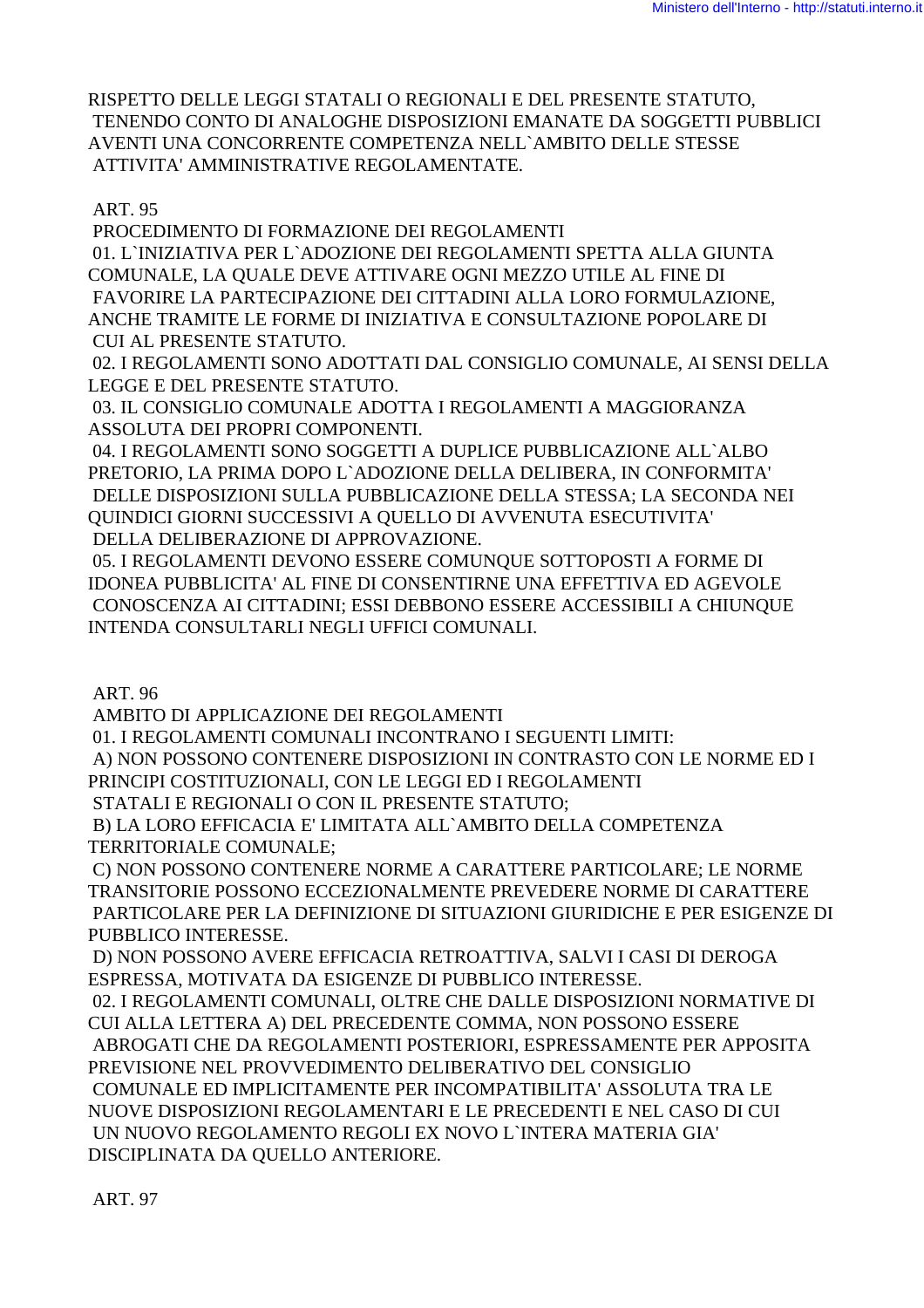RISPETTO DELLE LEGGI STATALI O REGIONALI E DEL PRESENTE STATUTO, TENENDO CONTO DI ANALOGHE DISPOSIZIONI EMANATE DA SOGGETTI PUBBLICI AVENTI UNA CONCORRENTE COMPETENZA NELL`AMBITO DELLE STESSE ATTIVITA' AMMINISTRATIVE REGOLAMENTATE.

ART. 95

PROCEDIMENTO DI FORMAZIONE DEI REGOLAMENTI

01. L`INIZIATIVA PER L`ADOZIONE DEI REGOLAMENTI SPETTA ALLA GIUNTA COMUNALE, LA QUALE DEVE ATTIVARE OGNI MEZZO UTILE AL FINE DI FAVORIRE LA PARTECIPAZIONE DEI CITTADINI ALLA LORO FORMULAZIONE, ANCHE TRAMITE LE FORME DI INIZIATIVA E CONSULTAZIONE POPOLARE DI CUI AL PRESENTE STATUTO.

02. I REGOLAMENTI SONO ADOTTATI DAL CONSIGLIO COMUNALE, AI SENSI DELLA LEGGE E DEL PRESENTE STATUTO.

03. IL CONSIGLIO COMUNALE ADOTTA I REGOLAMENTI A MAGGIORANZA ASSOLUTA DEI PROPRI COMPONENTI.

04. I REGOLAMENTI SONO SOGGETTI A DUPLICE PUBBLICAZIONE ALL`ALBO PRETORIO, LA PRIMA DOPO L`ADOZIONE DELLA DELIBERA, IN CONFORMITA' DELLE DISPOSIZIONI SULLA PUBBLICAZIONE DELLA STESSA; LA SECONDA NEI QUINDICI GIORNI SUCCESSIVI A QUELLO DI AVVENUTA ESECUTIVITA' DELLA DELIBERAZIONE DI APPROVAZIONE.

05. I REGOLAMENTI DEVONO ESSERE COMUNQUE SOTTOPOSTI A FORME DI IDONEA PUBBLICITA' AL FINE DI CONSENTIRNE UNA EFFETTIVA ED AGEVOLE CONOSCENZA AI CITTADINI; ESSI DEBBONO ESSERE ACCESSIBILI A CHIUNQUE INTENDA CONSULTARLI NEGLI UFFICI COMUNALI.

ART. 96

AMBITO DI APPLICAZIONE DEI REGOLAMENTI

01. I REGOLAMENTI COMUNALI INCONTRANO I SEGUENTI LIMITI:

A) NON POSSONO CONTENERE DISPOSIZIONI IN CONTRASTO CON LE NORME ED I PRINCIPI COSTITUZIONALI, CON LE LEGGI ED I REGOLAMENTI STATALI E REGIONALI O CON IL PRESENTE STATUTO;

B) LA LORO EFFICACIA E' LIMITATA ALL`AMBITO DELLA COMPETENZA TERRITORIALE COMUNALE;

C) NON POSSONO CONTENERE NORME A CARATTERE PARTICOLARE; LE NORME TRANSITORIE POSSONO ECCEZIONALMENTE PREVEDERE NORME DI CARATTERE PARTICOLARE PER LA DEFINIZIONE DI SITUAZIONI GIURIDICHE E PER ESIGENZE DI PUBBLICO INTERESSE.

D) NON POSSONO AVERE EFFICACIA RETROATTIVA, SALVI I CASI DI DEROGA ESPRESSA, MOTIVATA DA ESIGENZE DI PUBBLICO INTERESSE.

02. I REGOLAMENTI COMUNALI, OLTRE CHE DALLE DISPOSIZIONI NORMATIVE DI CUI ALLA LETTERA A) DEL PRECEDENTE COMMA, NON POSSONO ESSERE ABROGATI CHE DA REGOLAMENTI POSTERIORI, ESPRESSAMENTE PER APPOSITA PREVISIONE NEL PROVVEDIMENTO DELIBERATIVO DEL CONSIGLIO COMUNALE ED IMPLICITAMENTE PER INCOMPATIBILITA' ASSOLUTA TRA LE NUOVE DISPOSIZIONI REGOLAMENTARI E LE PRECEDENTI E NEL CASO DI CUI UN NUOVO REGOLAMENTO REGOLI EX NOVO L`INTERA MATERIA GIA' DISCIPLINATA DA QUELLO ANTERIORE.

ART. 97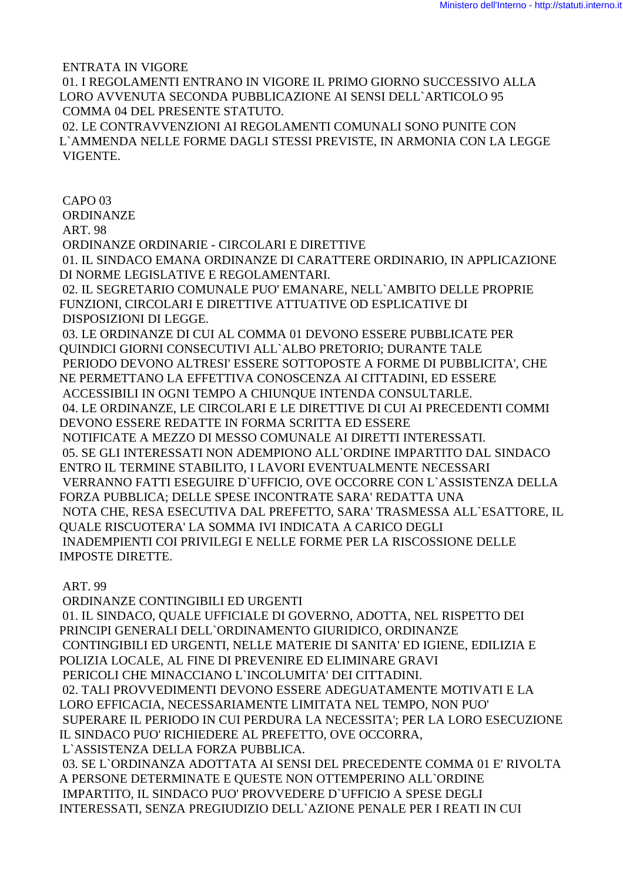ENTRATA IN VIGORE

01. I REGOLAMENTI ENTRANO IN VIGORE IL PRIMO GIORNO SUCCESSIVO ALLA LORO AVVENUTA SECONDA PUBBLICAZIONE AI SENSI DELL`ARTICOLO 95 COMMA 04 DEL PRESENTE STATUTO.

02. LE CONTRAVVENZIONI AI REGOLAMENTI COMUNALI SONO PUNITE CON L`AMMENDA NELLE FORME DAGLI STESSI PREVISTE, IN ARMONIA CON LA LEGGE VIGENTE.

## CAPO 03

## ORDINANZE

### ART. 98

### ORDINANZE ORDINARIE - CIRCOLARI E DIRETTIVE

01. IL SINDACO EMANA ORDINANZE DI CARATTERE ORDINARIO, IN APPLICAZIONE DI NORME LEGISLATIVE E REGOLAMENTARI.

02. IL SEGRETARIO COMUNALE PUO' EMANARE, NELL`AMBITO DELLE PROPRIE FUNZIONI, CIRCOLARI E DIRETTIVE ATTUATIVE OD ESPLICATIVE DI DISPOSIZIONI DI LEGGE.

03. LE ORDINANZE DI CUI AL COMMA 01 DEVONO ESSERE PUBBLICATE PER QUINDICI GIORNI CONSECUTIVI ALL`ALBO PRETORIO; DURANTE TALE PERIODO DEVONO ALTRESI' ESSERE SOTTOPOSTE A FORME DI PUBBLICITA', CHE NE PERMETTANO LA EFFETTIVA CONOSCENZA AI CITTADINI, ED ESSERE ACCESSIBILI IN OGNI TEMPO A CHIUNQUE INTENDA CONSULTARLE.

04. LE ORDINANZE, LE CIRCOLARI E LE DIRETTIVE DI CUI AI PRECEDENTI COMMI DEVONO ESSERE REDATTE IN FORMA SCRITTA ED ESSERE NOTIFICATE A MEZZO DI MESSO COMUNALE AI DIRETTI INTERESSATI.

05. SE GLI INTERESSATI NON ADEMPIONO ALL`ORDINE IMPARTITO DAL SINDACO ENTRO IL TERMINE STABILITO, I LAVORI EVENTUALMENTE NECESSARI VERRANNO FATTI ESEGUIRE D`UFFICIO, OVE OCCORRE CON L`ASSISTENZA DELLA FORZA PUBBLICA; DELLE SPESE INCONTRATE SARA' REDATTA UNA NOTA CHE, RESA ESECUTIVA DAL PREFETTO, SARA' TRASMESSA ALL`ESATTORE, IL QUALE RISCUOTERA' LA SOMMA IVI INDICATA A CARICO DEGLI INADEMPIENTI COI PRIVILEGI E NELLE FORME PER LA RISCOSSIONE DELLE IMPOSTE DIRETTE.

### ART. 99

### ORDINANZE CONTINGIBILI ED URGENTI

01. IL SINDACO, QUALE UFFICIALE DI GOVERNO, ADOTTA, NEL RISPETTO DEI PRINCIPI GENERALI DELL`ORDINAMENTO GIURIDICO, ORDINANZE CONTINGIBILI ED URGENTI, NELLE MATERIE DI SANITA' ED IGIENE, EDILIZIA E POLIZIA LOCALE, AL FINE DI PREVENIRE ED ELIMINARE GRAVI PERICOLI CHE MINACCIANO L`INCOLUMITA' DEI CITTADINI.

02. TALI PROVVEDIMENTI DEVONO ESSERE ADEGUATAMENTE MOTIVATI E LA LORO EFFICACIA, NECESSARIAMENTE LIMITATA NEL TEMPO, NON PUO' SUPERARE IL PERIODO IN CUI PERDURA LA NECESSITA'; PER LA LORO ESECUZIONE IL SINDACO PUO' RICHIEDERE AL PREFETTO, OVE OCCORRA, L`ASSISTENZA DELLA FORZA PUBBLICA.

03. SE L`ORDINANZA ADOTTATA AI SENSI DEL PRECEDENTE COMMA 01 E' RIVOLTA A PERSONE DETERMINATE E QUESTE NON OTTEMPERINO ALL`ORDINE IMPARTITO, IL SINDACO PUO' PROVVEDERE D`UFFICIO A SPESE DEGLI INTERESSATI, SENZA PREGIUDIZIO DELL`AZIONE PENALE PER I REATI IN CUI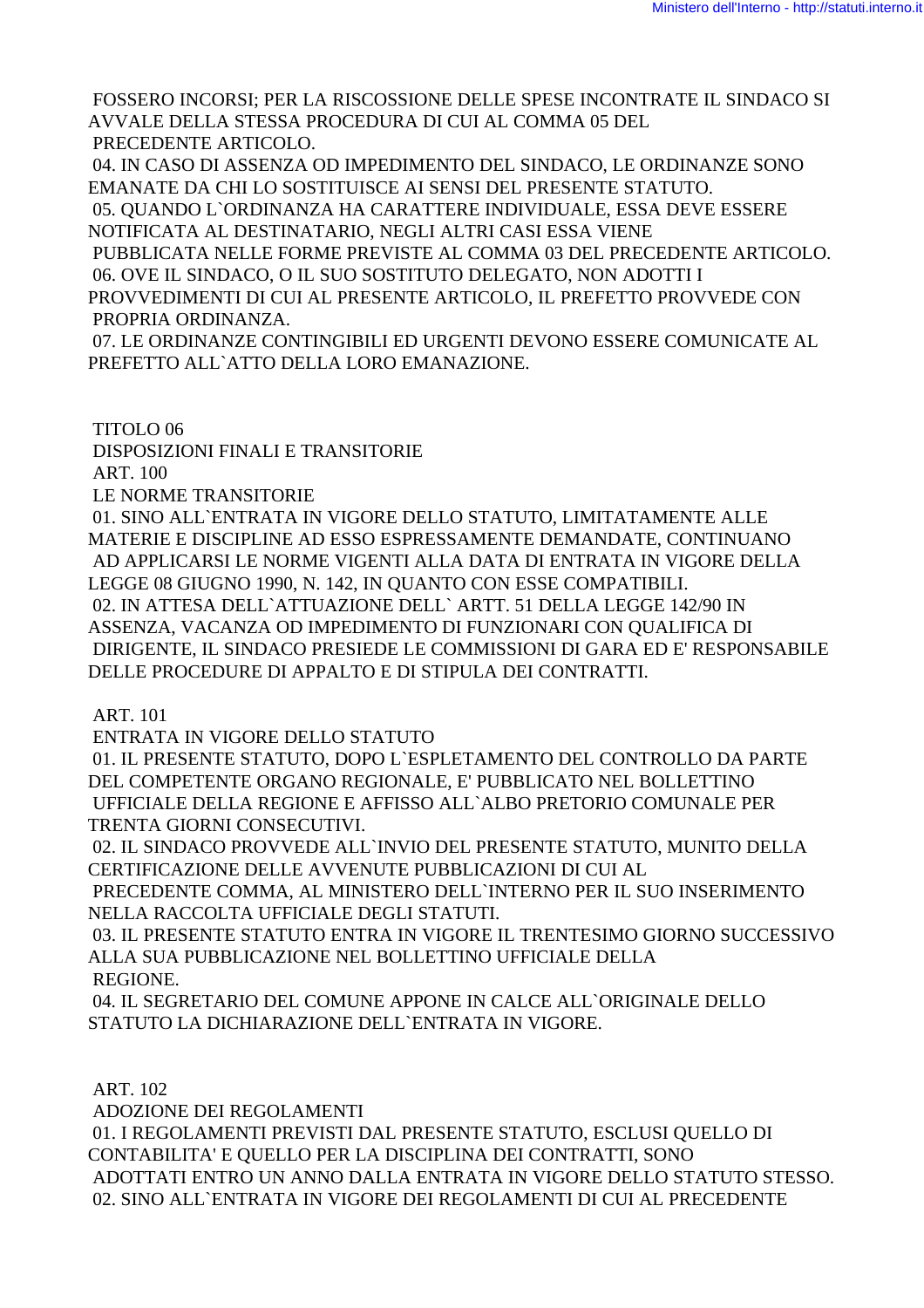FOSSERO INCORSI; PER LA RISCOSSIONE DELLE SPESE INCONTRATE IL SINDACO SI AVVALE DELLA STESSA PROCEDURA DI CUI AL COMMA 05 DEL PRECEDENTE ARTICOLO.

04. IN CASO DI ASSENZA OD IMPEDIMENTO DEL SINDACO, LE ORDINANZE SONO EMANATE DA CHI LO SOSTITUISCE AI SENSI DEL PRESENTE STATUTO.

05. QUANDO L`ORDINANZA HA CARATTERE INDIVIDUALE, ESSA DEVE ESSERE NOTIFICATA AL DESTINATARIO, NEGLI ALTRI CASI ESSA VIENE PUBBLICATA NELLE FORME PREVISTE AL COMMA 03 DEL PRECEDENTE ARTICOLO.

06. OVE IL SINDACO, O IL SUO SOSTITUTO DELEGATO, NON ADOTTI I PROVVEDIMENTI DI CUI AL PRESENTE ARTICOLO, IL PREFETTO PROVVEDE CON PROPRIA ORDINANZA.

07. LE ORDINANZE CONTINGIBILI ED URGENTI DEVONO ESSERE COMUNICATE AL PREFETTO ALL`ATTO DELLA LORO EMANAZIONE.

## TITOLO 06

## DISPOSIZIONI FINALI E TRANSITORIE

### ART. 100

### LE NORME TRANSITORIE

01. SINO ALL`ENTRATA IN VIGORE DELLO STATUTO, LIMITATAMENTE ALLE MATERIE E DISCIPLINE AD ESSO ESPRESSAMENTE DEMANDATE, CONTINUANO AD APPLICARSI LE NORME VIGENTI ALLA DATA DI ENTRATA IN VIGORE DELLA LEGGE 08 GIUGNO 1990, N. 142, IN QUANTO CON ESSE COMPATIBILI.

02. IN ATTESA DELL`ATTUAZIONE DELL` ARTT. 51 DELLA LEGGE 142/90 IN ASSENZA, VACANZA OD IMPEDIMENTO DI FUNZIONARI CON QUALIFICA DI DIRIGENTE, IL SINDACO PRESIEDE LE COMMISSIONI DI GARA ED E' RESPONSABILE DELLE PROCEDURE DI APPALTO E DI STIPULA DEI CONTRATTI.

### ART. 101

### ENTRATA IN VIGORE DELLO STATUTO

01. IL PRESENTE STATUTO, DOPO L`ESPLETAMENTO DEL CONTROLLO DA PARTE DEL COMPETENTE ORGANO REGIONALE, E' PUBBLICATO NEL BOLLETTINO UFFICIALE DELLA REGIONE E AFFISSO ALL`ALBO PRETORIO COMUNALE PER TRENTA GIORNI CONSECUTIVI.

02. IL SINDACO PROVVEDE ALL`INVIO DEL PRESENTE STATUTO, MUNITO DELLA CERTIFICAZIONE DELLE AVVENUTE PUBBLICAZIONI DI CUI AL PRECEDENTE COMMA, AL MINISTERO DELL`INTERNO PER IL SUO INSERIMENTO NELLA RACCOLTA UFFICIALE DEGLI STATUTI.

03. IL PRESENTE STATUTO ENTRA IN VIGORE IL TRENTESIMO GIORNO SUCCESSIVO ALLA SUA PUBBLICAZIONE NEL BOLLETTINO UFFICIALE DELLA REGIONE.

04. IL SEGRETARIO DEL COMUNE APPONE IN CALCE ALL`ORIGINALE DELLO STATUTO LA DICHIARAZIONE DELL`ENTRATA IN VIGORE.

### ART. 102

### ADOZIONE DEI REGOLAMENTI

01. I REGOLAMENTI PREVISTI DAL PRESENTE STATUTO, ESCLUSI QUELLO DI CONTABILITA' E QUELLO PER LA DISCIPLINA DEI CONTRATTI, SONO ADOTTATI ENTRO UN ANNO DALLA ENTRATA IN VIGORE DELLO STATUTO STESSO.

02. SINO ALL`ENTRATA IN VIGORE DEI REGOLAMENTI DI CUI AL PRECEDENTE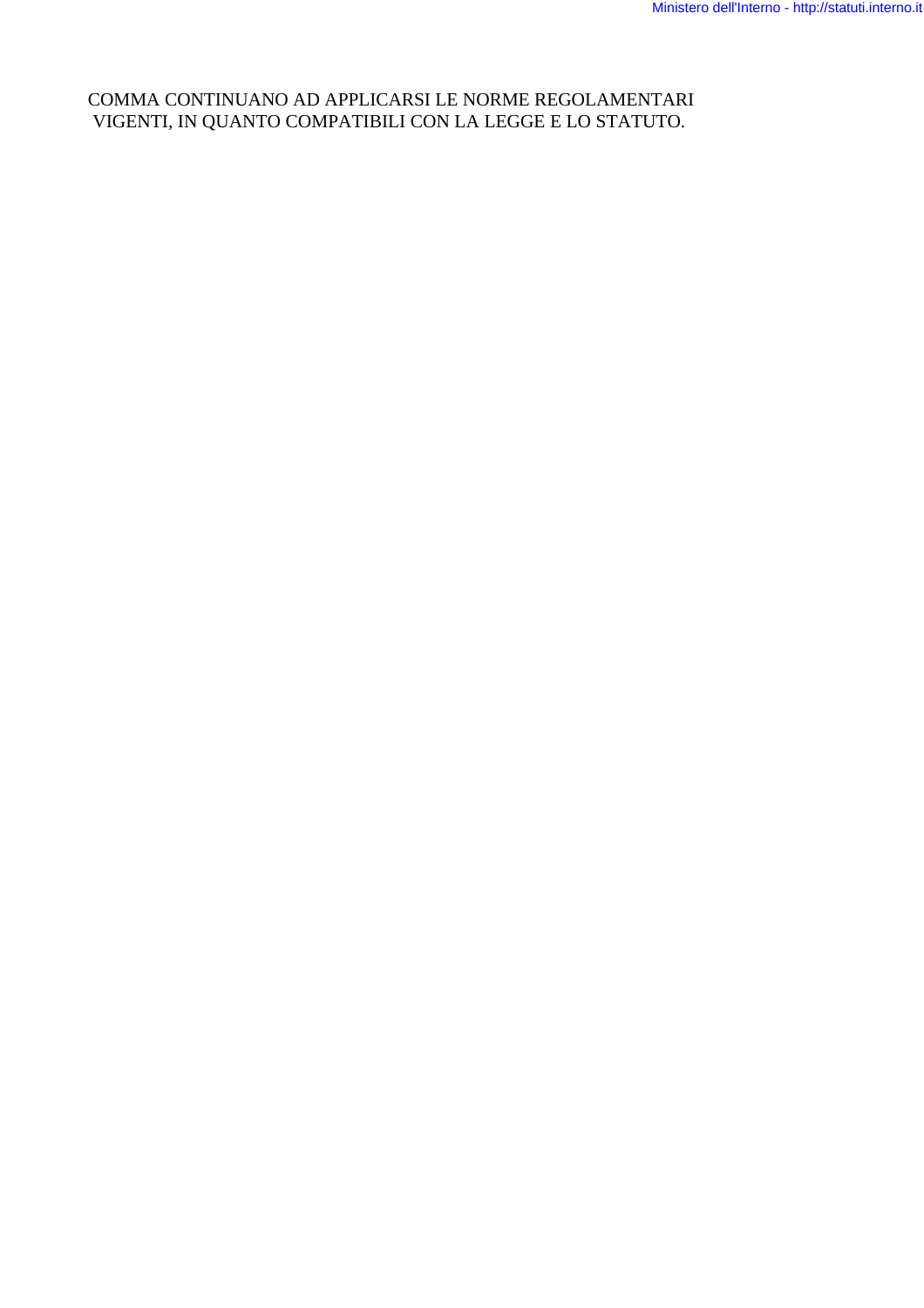COMMA CONTINUANO AD APPLICARSI LE NORME REGOLAMENTARI VIGENTI, IN QUANTO COMPATIBILI CON LA LEGGE E LO STATUTO.